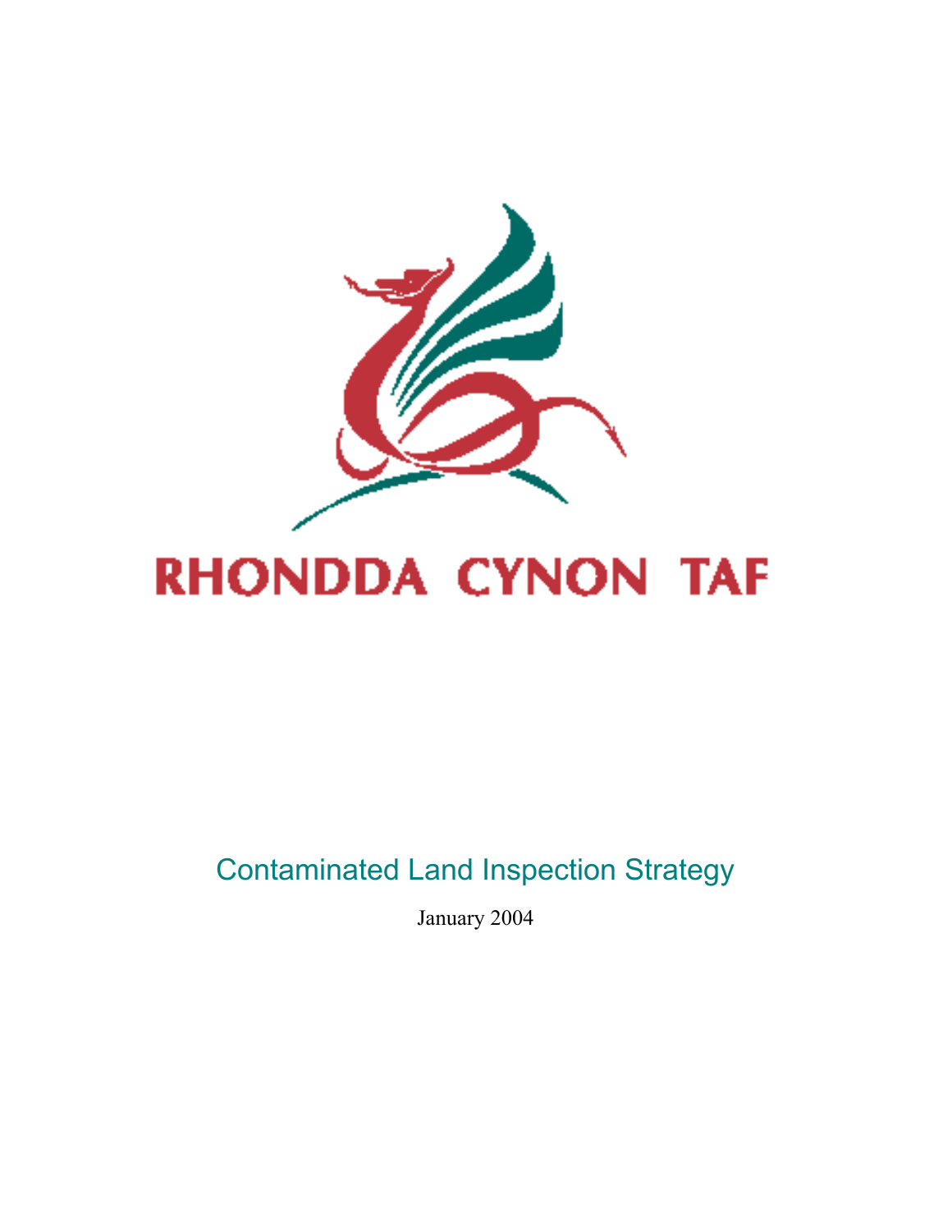RHONDDA CYNON TAF

# Contaminated Land Inspection Strategy

January 2004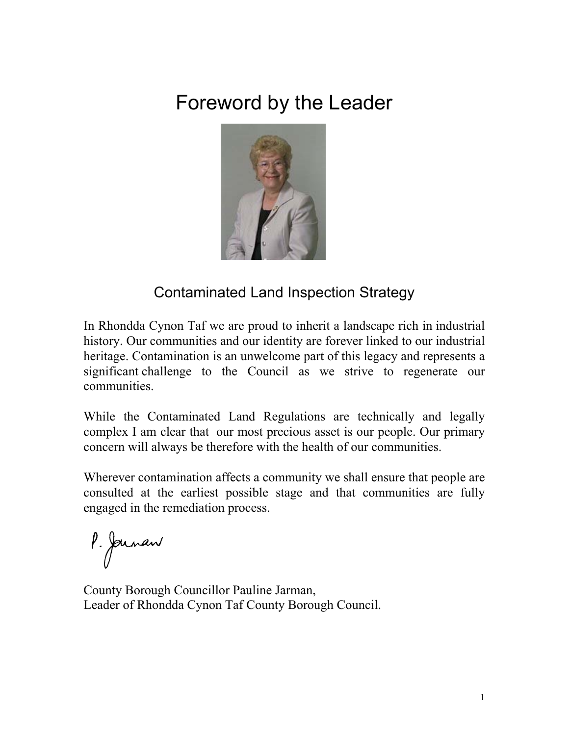# Foreword by the Leader

## Contaminated Land Inspection Strategy

In Rhondda Cynon Taf we are proud to inherit a landscape rich in industrial history. Our communities and our identity are forever linked to our industrial heritage. Contamination is an unwelcome part of this legacy and represents a significant challenge to the Council as we strive to regenerate our communities.

While the Contaminated Land Regulations are technically and legally complex I am clear that our most precious asset is our people. Our primary concern will always be therefore with the health of our communities.

Wherever contamination affects a community we shall ensure that people are consulted at the earliest possible stage and that communities are fully engaged in the remediation process.

P. Jarman

County Borough Councillor Pauline Jarman,
Leader of Rhondda Cynon Taf County Borough Council.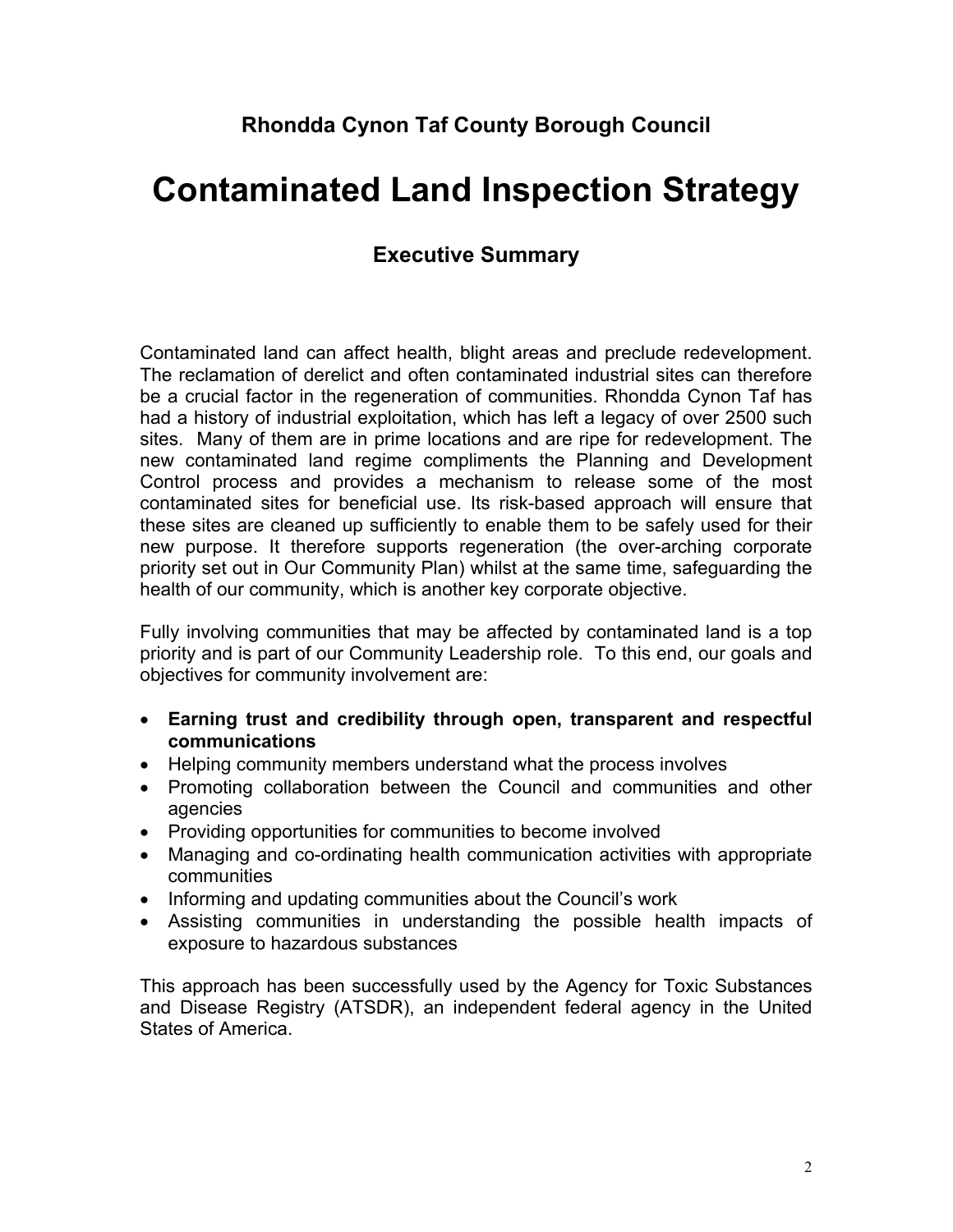## Rhondda Cynon Taf County Borough Council

# Contaminated Land Inspection Strategy

### Executive Summary

Contaminated land can affect health, blight areas and preclude redevelopment. The reclamation of derelict and often contaminated industrial sites can therefore be a crucial factor in the regeneration of communities. Rhondda Cynon Taf has had a history of industrial exploitation, which has left a legacy of over 2500 such sites. Many of them are in prime locations and are ripe for redevelopment. The new contaminated land regime compliments the Planning and Development Control process and provides a mechanism to release some of the most contaminated sites for beneficial use. Its risk-based approach will ensure that these sites are cleaned up sufficiently to enable them to be safely used for their new purpose. It therefore supports regeneration (the over-arching corporate priority set out in Our Community Plan) whilst at the same time, safeguarding the health of our community, which is another key corporate objective.

Fully involving communities that may be affected by contaminated land is a top priority and is part of our Community Leadership role. To this end, our goals and objectives for community involvement are:

- **Earning trust and credibility through open, transparent and respectful communications**
- Helping community members understand what the process involves
- Promoting collaboration between the Council and communities and other agencies
- Providing opportunities for communities to become involved
- Managing and co-ordinating health communication activities with appropriate communities
- Informing and updating communities about the Council's work
- Assisting communities in understanding the possible health impacts of exposure to hazardous substances

This approach has been successfully used by the Agency for Toxic Substances and Disease Registry (ATSDR), an independent federal agency in the United States of America.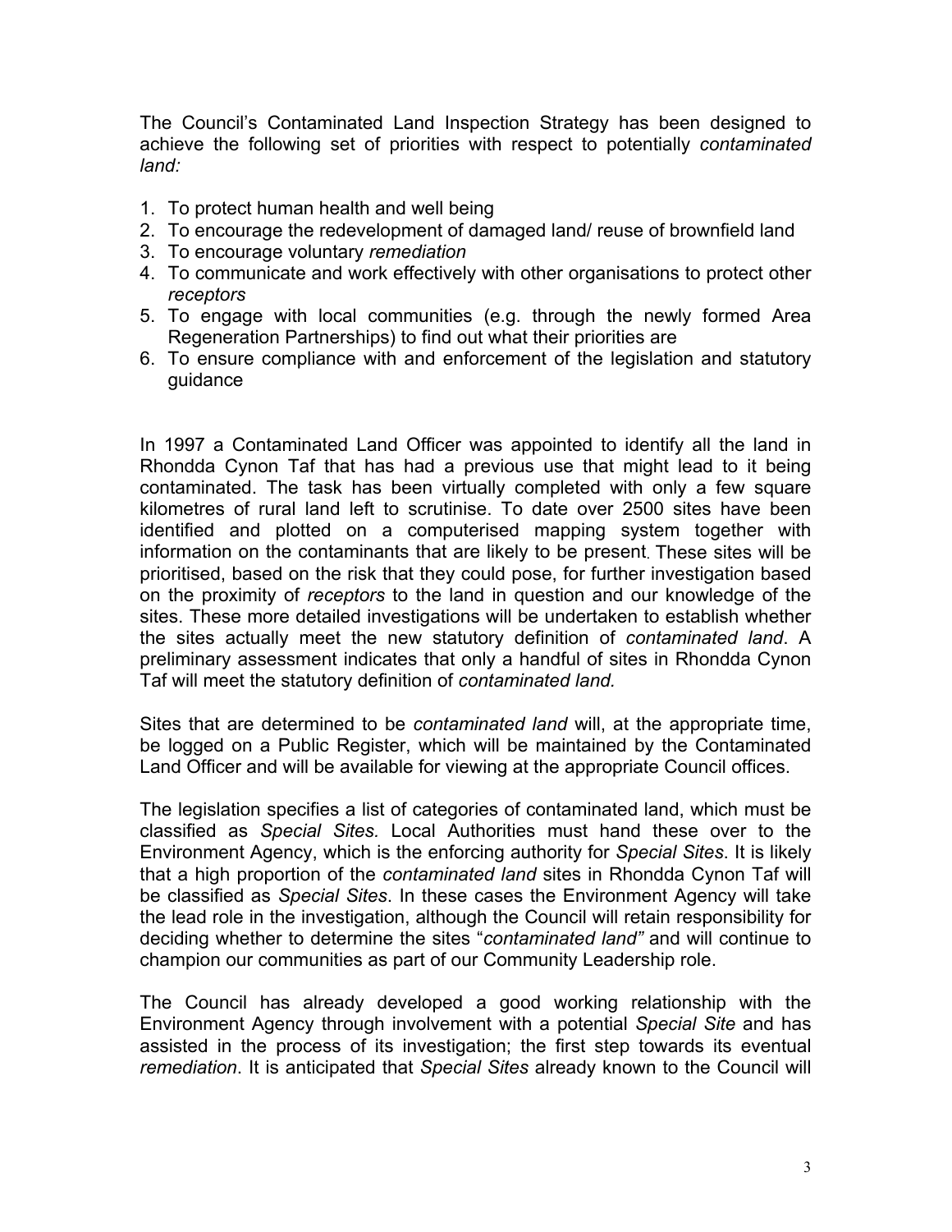The Council's Contaminated Land Inspection Strategy has been designed to achieve the following set of priorities with respect to potentially *contaminated land:*

1. To protect human health and well being
2. To encourage the redevelopment of damaged land/ reuse of brownfield land
3. To encourage voluntary *remediation*
4. To communicate and work effectively with other organisations to protect other *receptors*
5. To engage with local communities (e.g. through the newly formed Area Regeneration Partnerships) to find out what their priorities are
6. To ensure compliance with and enforcement of the legislation and statutory guidance

In 1997 a Contaminated Land Officer was appointed to identify all the land in Rhondda Cynon Taf that has had a previous use that might lead to it being contaminated. The task has been virtually completed with only a few square kilometres of rural land left to scrutinise. To date over 2500 sites have been identified and plotted on a computerised mapping system together with information on the contaminants that are likely to be present. These sites will be prioritised, based on the risk that they could pose, for further investigation based on the proximity of *receptors* to the land in question and our knowledge of the sites. These more detailed investigations will be undertaken to establish whether the sites actually meet the new statutory definition of *contaminated land*. A preliminary assessment indicates that only a handful of sites in Rhondda Cynon Taf will meet the statutory definition of *contaminated land.*

Sites that are determined to be *contaminated land* will, at the appropriate time, be logged on a Public Register, which will be maintained by the Contaminated Land Officer and will be available for viewing at the appropriate Council offices.

The legislation specifies a list of categories of contaminated land, which must be classified as *Special Sites*. Local Authorities must hand these over to the Environment Agency, which is the enforcing authority for *Special Sites*. It is likely that a high proportion of the *contaminated land* sites in Rhondda Cynon Taf will be classified as *Special Sites*. In these cases the Environment Agency will take the lead role in the investigation, although the Council will retain responsibility for deciding whether to determine the sites "*contaminated land"* and will continue to champion our communities as part of our Community Leadership role.

The Council has already developed a good working relationship with the Environment Agency through involvement with a potential *Special Site* and has assisted in the process of its investigation; the first step towards its eventual *remediation*. It is anticipated that *Special Sites* already known to the Council will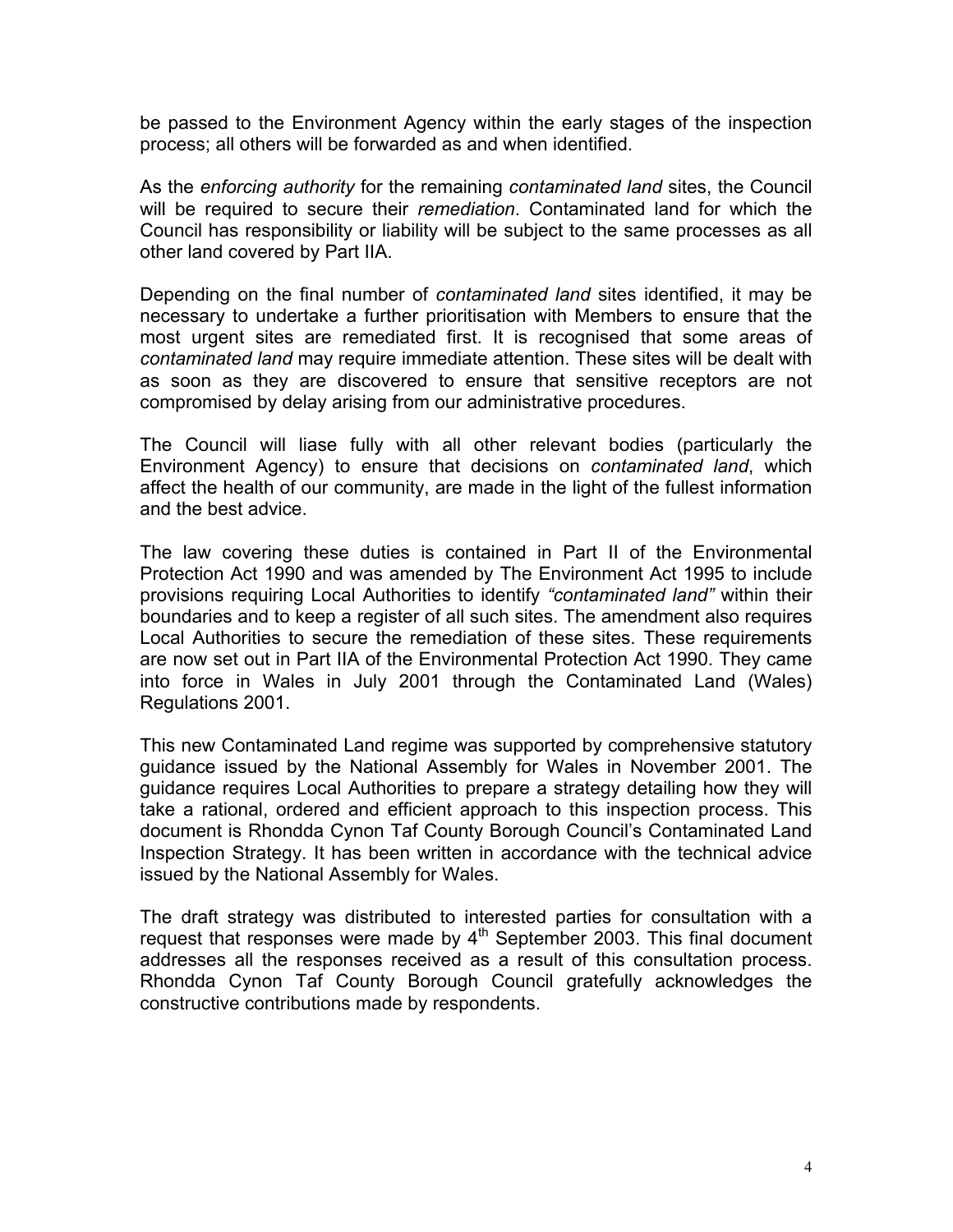be passed to the Environment Agency within the early stages of the inspection process; all others will be forwarded as and when identified.

As the *enforcing authority* for the remaining *contaminated land* sites, the Council will be required to secure their *remediation*. Contaminated land for which the Council has responsibility or liability will be subject to the same processes as all other land covered by Part IIA.

Depending on the final number of *contaminated land* sites identified, it may be necessary to undertake a further prioritisation with Members to ensure that the most urgent sites are remediated first. It is recognised that some areas of *contaminated land* may require immediate attention. These sites will be dealt with as soon as they are discovered to ensure that sensitive receptors are not compromised by delay arising from our administrative procedures.

The Council will liase fully with all other relevant bodies (particularly the Environment Agency) to ensure that decisions on *contaminated land*, which affect the health of our community, are made in the light of the fullest information and the best advice.

The law covering these duties is contained in Part II of the Environmental Protection Act 1990 and was amended by The Environment Act 1995 to include provisions requiring Local Authorities to identify *"contaminated land"* within their boundaries and to keep a register of all such sites. The amendment also requires Local Authorities to secure the remediation of these sites. These requirements are now set out in Part IIA of the Environmental Protection Act 1990. They came into force in Wales in July 2001 through the Contaminated Land (Wales) Regulations 2001.

This new Contaminated Land regime was supported by comprehensive statutory guidance issued by the National Assembly for Wales in November 2001. The guidance requires Local Authorities to prepare a strategy detailing how they will take a rational, ordered and efficient approach to this inspection process. This document is Rhondda Cynon Taf County Borough Council's Contaminated Land Inspection Strategy. It has been written in accordance with the technical advice issued by the National Assembly for Wales.

The draft strategy was distributed to interested parties for consultation with a request that responses were made by 4th September 2003. This final document addresses all the responses received as a result of this consultation process. Rhondda Cynon Taf County Borough Council gratefully acknowledges the constructive contributions made by respondents.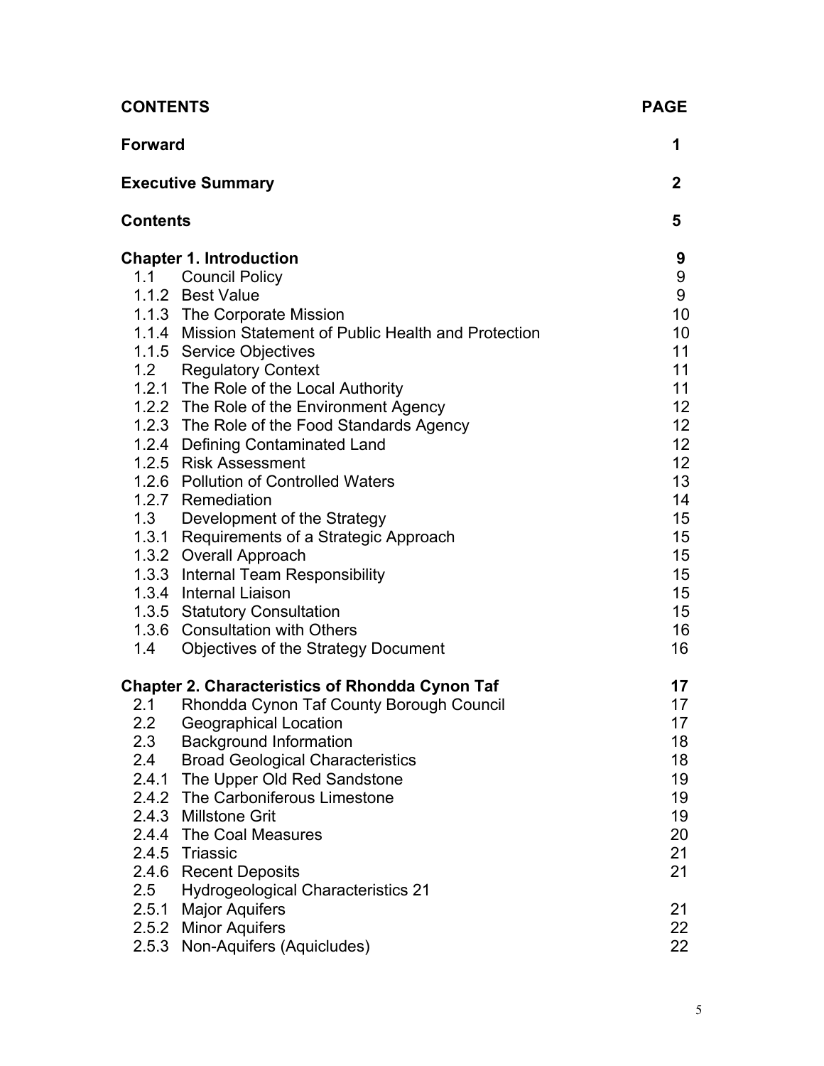| **CONTENTS** | | **PAGE** |
|---|---|---|
| **Forward** | | **1** |
| **Executive Summary** | | **2** |
| **Contents** | | **5** |
| **Chapter 1. Introduction** | | **9** |
| 1.1 | Council Policy | 9 |
| 1.1.2 | Best Value | 9 |
| 1.1.3 | The Corporate Mission | 10 |
| 1.1.4 | Mission Statement of Public Health and Protection | 10 |
| 1.1.5 | Service Objectives | 11 |
| 1.2 | Regulatory Context | 11 |
| 1.2.1 | The Role of the Local Authority | 11 |
| 1.2.2 | The Role of the Environment Agency | 12 |
| 1.2.3 | The Role of the Food Standards Agency | 12 |
| 1.2.4 | Defining Contaminated Land | 12 |
| 1.2.5 | Risk Assessment | 12 |
| 1.2.6 | Pollution of Controlled Waters | 13 |
| 1.2.7 | Remediation | 14 |
| 1.3 | Development of the Strategy | 15 |
| 1.3.1 | Requirements of a Strategic Approach | 15 |
| 1.3.2 | Overall Approach | 15 |
| 1.3.3 | Internal Team Responsibility | 15 |
| 1.3.4 | Internal Liaison | 15 |
| 1.3.5 | Statutory Consultation | 15 |
| 1.3.6 | Consultation with Others | 16 |
| 1.4 | Objectives of the Strategy Document | 16 |
| **Chapter 2. Characteristics of Rhondda Cynon Taf** | | **17** |
| 2.1 | Rhondda Cynon Taf County Borough Council | 17 |
| 2.2 | Geographical Location | 17 |
| 2.3 | Background Information | 18 |
| 2.4 | Broad Geological Characteristics | 18 |
| 2.4.1 | The Upper Old Red Sandstone | 19 |
| 2.4.2 | The Carboniferous Limestone | 19 |
| 2.4.3 | Millstone Grit | 19 |
| 2.4.4 | The Coal Measures | 20 |
| 2.4.5 | Triassic | 21 |
| 2.4.6 | Recent Deposits | 21 |
| 2.5 | Hydrogeological Characteristics 21 | |
| 2.5.1 | Major Aquifers | 21 |
| 2.5.2 | Minor Aquifers | 22 |
| 2.5.3 | Non-Aquifers (Aquicludes) | 22 |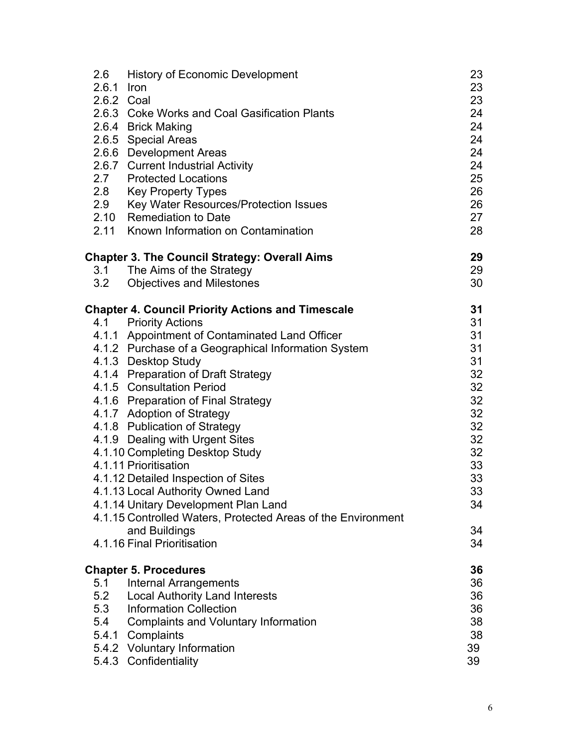| | | |
|---|---|---|
| 2.6 | History of Economic Development | 23 |
| 2.6.1 | Iron | 23 |
| 2.6.2 | Coal | 23 |
| 2.6.3 | Coke Works and Coal Gasification Plants | 24 |
| 2.6.4 | Brick Making | 24 |
| 2.6.5 | Special Areas | 24 |
| 2.6.6 | Development Areas | 24 |
| 2.6.7 | Current Industrial Activity | 24 |
| 2.7 | Protected Locations | 25 |
| 2.8 | Key Property Types | 26 |
| 2.9 | Key Water Resources/Protection Issues | 26 |
| 2.10 | Remediation to Date | 27 |
| 2.11 | Known Information on Contamination | 28 |
| **Chapter 3. The Council Strategy: Overall Aims** | | **29** |
| 3.1 | The Aims of the Strategy | 29 |
| 3.2 | Objectives and Milestones | 30 |
| **Chapter 4. Council Priority Actions and Timescale** | | **31** |
| 4.1 | Priority Actions | 31 |
| 4.1.1 | Appointment of Contaminated Land Officer | 31 |
| 4.1.2 | Purchase of a Geographical Information System | 31 |
| 4.1.3 | Desktop Study | 31 |
| 4.1.4 | Preparation of Draft Strategy | 32 |
| 4.1.5 | Consultation Period | 32 |
| 4.1.6 | Preparation of Final Strategy | 32 |
| 4.1.7 | Adoption of Strategy | 32 |
| 4.1.8 | Publication of Strategy | 32 |
| 4.1.9 | Dealing with Urgent Sites | 32 |
| 4.1.10 | Completing Desktop Study | 32 |
| 4.1.11 | Prioritisation | 33 |
| 4.1.12 | Detailed Inspection of Sites | 33 |
| 4.1.13 | Local Authority Owned Land | 33 |
| 4.1.14 | Unitary Development Plan Land | 34 |
| 4.1.15 | Controlled Waters, Protected Areas of the Environment and Buildings | 34 |
| 4.1.16 | Final Prioritisation | 34 |
| **Chapter 5. Procedures** | | **36** |
| 5.1 | Internal Arrangements | 36 |
| 5.2 | Local Authority Land Interests | 36 |
| 5.3 | Information Collection | 36 |
| 5.4 | Complaints and Voluntary Information | 38 |
| 5.4.1 | Complaints | 38 |
| 5.4.2 | Voluntary Information | 39 |
| 5.4.3 | Confidentiality | 39 |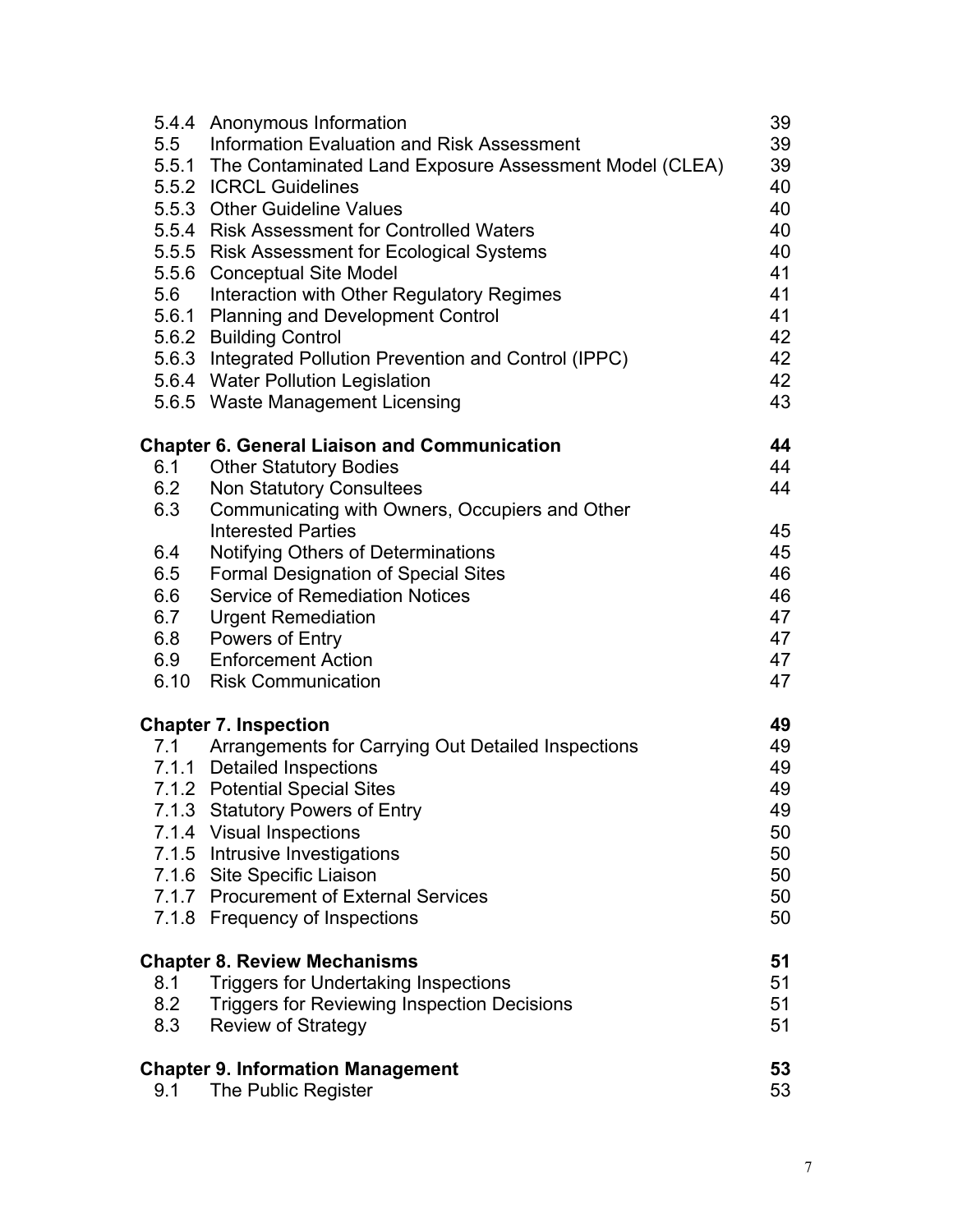| | | |
|---|---|---|
| 5.4.4 | Anonymous Information | 39 |
| 5.5 | Information Evaluation and Risk Assessment | 39 |
| 5.5.1 | The Contaminated Land Exposure Assessment Model (CLEA) | 39 |
| 5.5.2 | ICRCL Guidelines | 40 |
| 5.5.3 | Other Guideline Values | 40 |
| 5.5.4 | Risk Assessment for Controlled Waters | 40 |
| 5.5.5 | Risk Assessment for Ecological Systems | 40 |
| 5.5.6 | Conceptual Site Model | 41 |
| 5.6 | Interaction with Other Regulatory Regimes | 41 |
| 5.6.1 | Planning and Development Control | 41 |
| 5.6.2 | Building Control | 42 |
| 5.6.3 | Integrated Pollution Prevention and Control (IPPC) | 42 |
| 5.6.4 | Water Pollution Legislation | 42 |
| 5.6.5 | Waste Management Licensing | 43 |
| **Chapter 6. General Liaison and Communication** | | **44** |
| 6.1 | Other Statutory Bodies | 44 |
| 6.2 | Non Statutory Consultees | 44 |
| 6.3 | Communicating with Owners, Occupiers and Other Interested Parties | 45 |
| 6.4 | Notifying Others of Determinations | 45 |
| 6.5 | Formal Designation of Special Sites | 46 |
| 6.6 | Service of Remediation Notices | 46 |
| 6.7 | Urgent Remediation | 47 |
| 6.8 | Powers of Entry | 47 |
| 6.9 | Enforcement Action | 47 |
| 6.10 | Risk Communication | 47 |
| **Chapter 7. Inspection** | | **49** |
| 7.1 | Arrangements for Carrying Out Detailed Inspections | 49 |
| 7.1.1 | Detailed Inspections | 49 |
| 7.1.2 | Potential Special Sites | 49 |
| 7.1.3 | Statutory Powers of Entry | 49 |
| 7.1.4 | Visual Inspections | 50 |
| 7.1.5 | Intrusive Investigations | 50 |
| 7.1.6 | Site Specific Liaison | 50 |
| 7.1.7 | Procurement of External Services | 50 |
| 7.1.8 | Frequency of Inspections | 50 |
| **Chapter 8. Review Mechanisms** | | **51** |
| 8.1 | Triggers for Undertaking Inspections | 51 |
| 8.2 | Triggers for Reviewing Inspection Decisions | 51 |
| 8.3 | Review of Strategy | 51 |
| **Chapter 9. Information Management** | | **53** |
| 9.1 | The Public Register | 53 |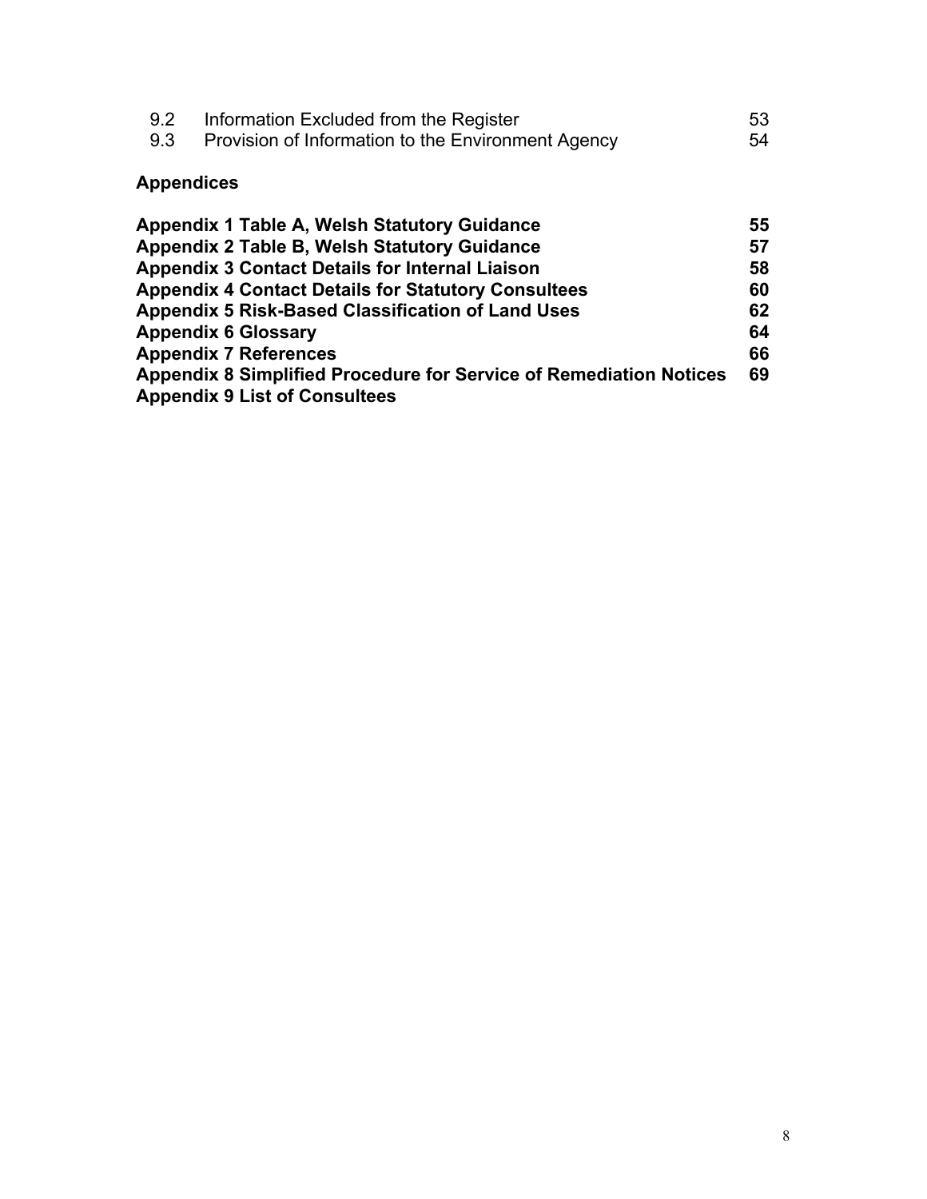| | | |
|---|---|---|
| 9.2 | Information Excluded from the Register | 53 |
| 9.3 | Provision of Information to the Environment Agency | 54 |

**Appendices**

| | |
|---|---|
| **Appendix 1 Table A, Welsh Statutory Guidance** | **55** |
| **Appendix 2 Table B, Welsh Statutory Guidance** | **57** |
| **Appendix 3 Contact Details for Internal Liaison** | **58** |
| **Appendix 4 Contact Details for Statutory Consultees** | **60** |
| **Appendix 5 Risk-Based Classification of Land Uses** | **62** |
| **Appendix 6 Glossary** | **64** |
| **Appendix 7 References** | **66** |
| **Appendix 8 Simplified Procedure for Service of Remediation Notices** | **69** |
| **Appendix 9 List of Consultees** | |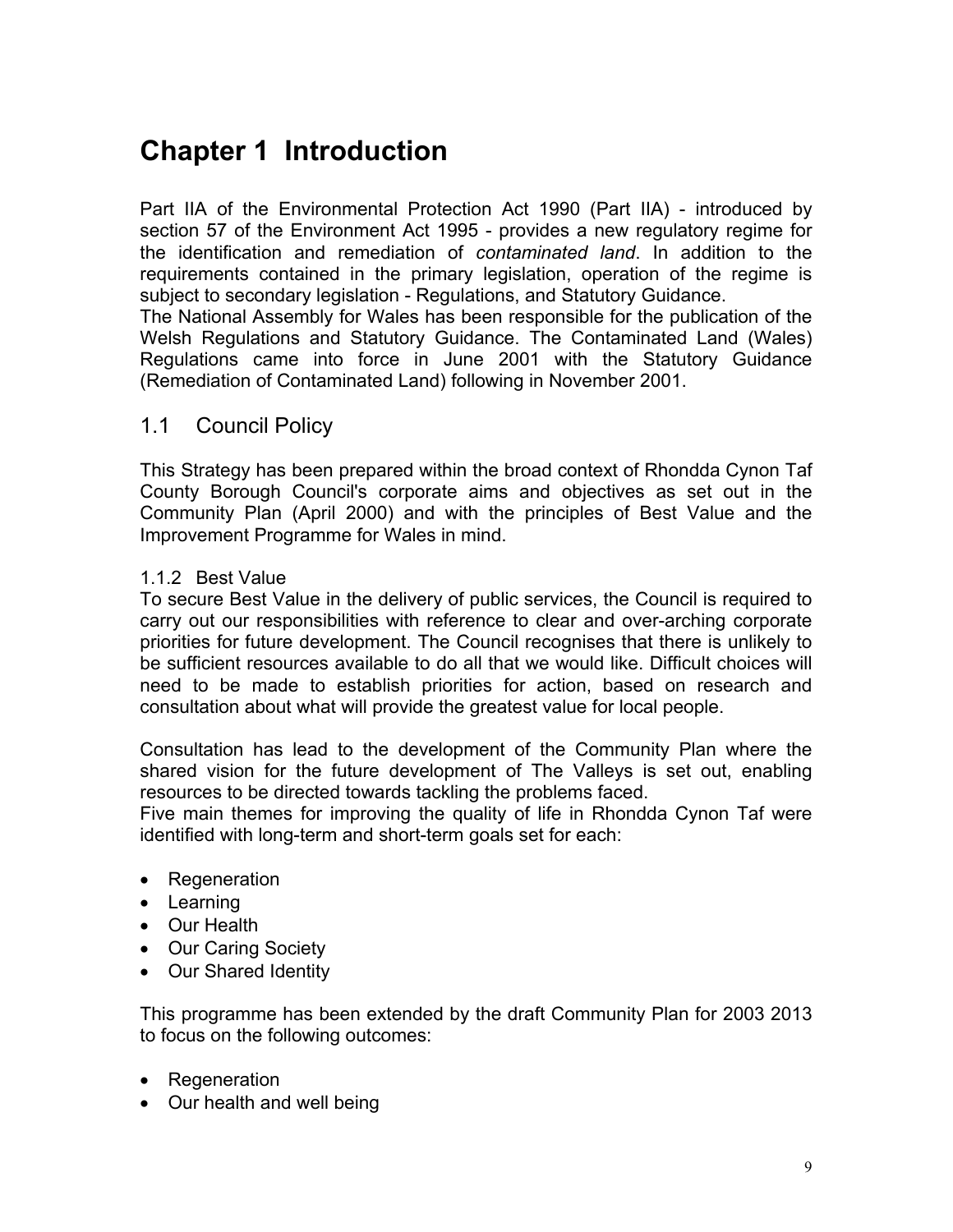# Chapter 1 Introduction

Part IIA of the Environmental Protection Act 1990 (Part IIA) - introduced by section 57 of the Environment Act 1995 - provides a new regulatory regime for the identification and remediation of *contaminated land*. In addition to the requirements contained in the primary legislation, operation of the regime is subject to secondary legislation - Regulations, and Statutory Guidance.
The National Assembly for Wales has been responsible for the publication of the Welsh Regulations and Statutory Guidance. The Contaminated Land (Wales) Regulations came into force in June 2001 with the Statutory Guidance (Remediation of Contaminated Land) following in November 2001.

## 1.1 Council Policy

This Strategy has been prepared within the broad context of Rhondda Cynon Taf County Borough Council's corporate aims and objectives as set out in the Community Plan (April 2000) and with the principles of Best Value and the Improvement Programme for Wales in mind.

### 1.1.2 Best Value

To secure Best Value in the delivery of public services, the Council is required to carry out our responsibilities with reference to clear and over-arching corporate priorities for future development. The Council recognises that there is unlikely to be sufficient resources available to do all that we would like. Difficult choices will need to be made to establish priorities for action, based on research and consultation about what will provide the greatest value for local people.

Consultation has lead to the development of the Community Plan where the shared vision for the future development of The Valleys is set out, enabling resources to be directed towards tackling the problems faced.
Five main themes for improving the quality of life in Rhondda Cynon Taf were identified with long-term and short-term goals set for each:

- Regeneration
- Learning
- Our Health
- Our Caring Society
- Our Shared Identity

This programme has been extended by the draft Community Plan for 2003 2013 to focus on the following outcomes:

- Regeneration
- Our health and well being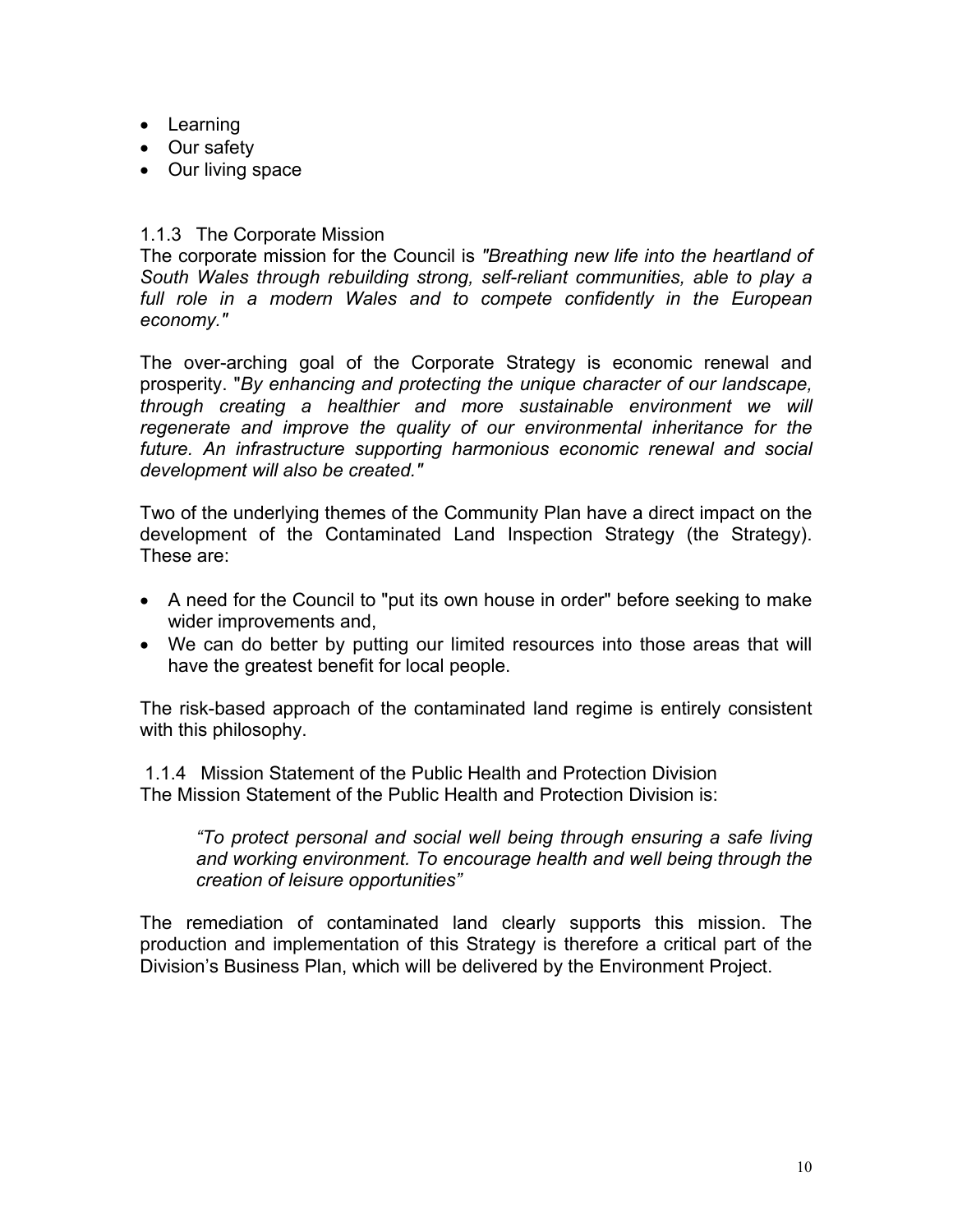- Learning
- Our safety
- Our living space

### 1.1.3 The Corporate Mission

The corporate mission for the Council is *"Breathing new life into the heartland of South Wales through rebuilding strong, self-reliant communities, able to play a full role in a modern Wales and to compete confidently in the European economy."*

The over-arching goal of the Corporate Strategy is economic renewal and prosperity. "*By enhancing and protecting the unique character of our landscape, through creating a healthier and more sustainable environment we will regenerate and improve the quality of our environmental inheritance for the future. An infrastructure supporting harmonious economic renewal and social development will also be created."*

Two of the underlying themes of the Community Plan have a direct impact on the development of the Contaminated Land Inspection Strategy (the Strategy). These are:

- A need for the Council to "put its own house in order" before seeking to make wider improvements and,
- We can do better by putting our limited resources into those areas that will have the greatest benefit for local people.

The risk-based approach of the contaminated land regime is entirely consistent with this philosophy.

### 1.1.4 Mission Statement of the Public Health and Protection Division

The Mission Statement of the Public Health and Protection Division is:

> *"To protect personal and social well being through ensuring a safe living and working environment. To encourage health and well being through the creation of leisure opportunities"*

The remediation of contaminated land clearly supports this mission. The production and implementation of this Strategy is therefore a critical part of the Division's Business Plan, which will be delivered by the Environment Project.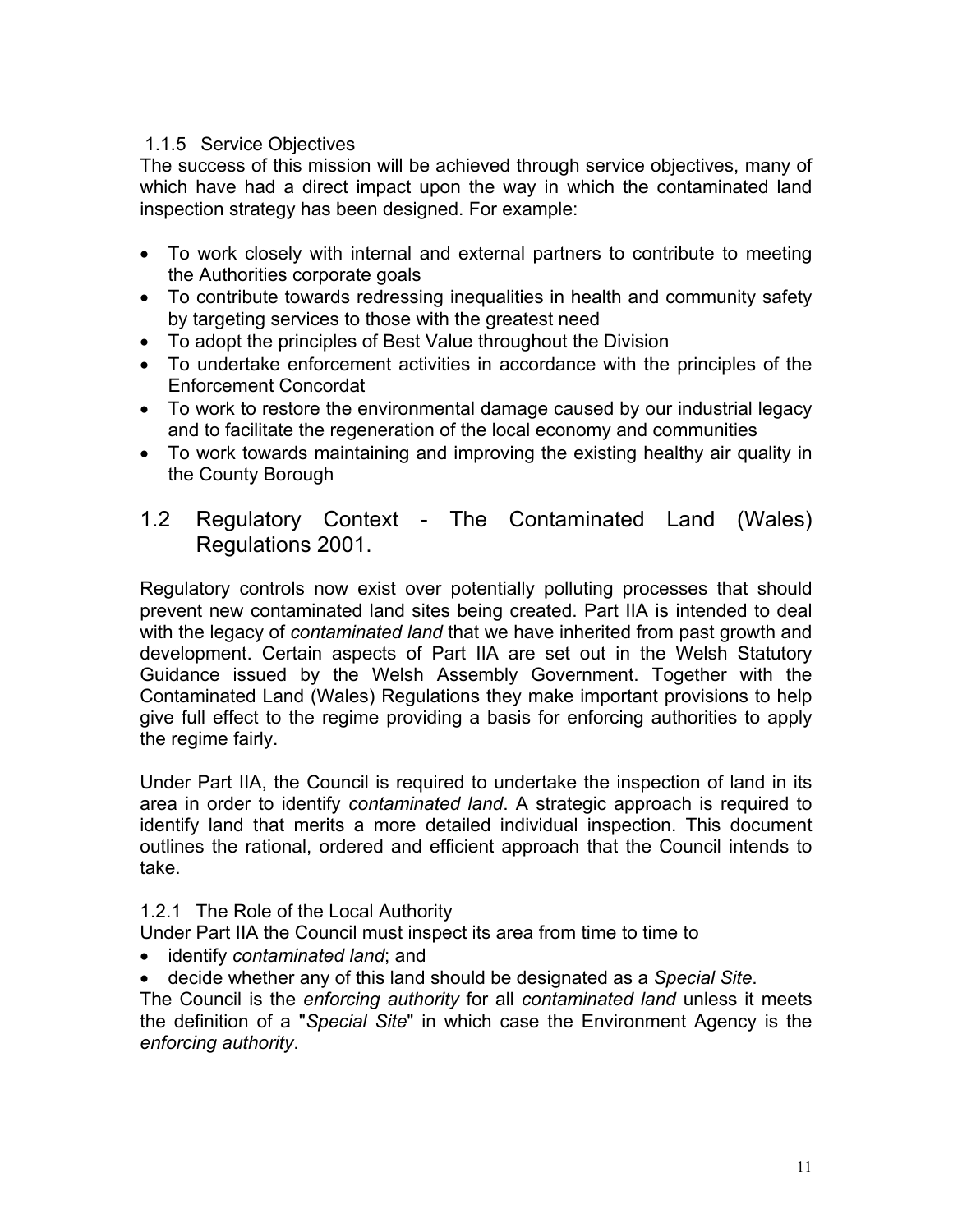### 1.1.5 Service Objectives

The success of this mission will be achieved through service objectives, many of which have had a direct impact upon the way in which the contaminated land inspection strategy has been designed. For example:

- To work closely with internal and external partners to contribute to meeting the Authorities corporate goals
- To contribute towards redressing inequalities in health and community safety by targeting services to those with the greatest need
- To adopt the principles of Best Value throughout the Division
- To undertake enforcement activities in accordance with the principles of the Enforcement Concordat
- To work to restore the environmental damage caused by our industrial legacy and to facilitate the regeneration of the local economy and communities
- To work towards maintaining and improving the existing healthy air quality in the County Borough

## 1.2 Regulatory Context - The Contaminated Land (Wales) Regulations 2001.

Regulatory controls now exist over potentially polluting processes that should prevent new contaminated land sites being created. Part IIA is intended to deal with the legacy of *contaminated land* that we have inherited from past growth and development. Certain aspects of Part IIA are set out in the Welsh Statutory Guidance issued by the Welsh Assembly Government. Together with the Contaminated Land (Wales) Regulations they make important provisions to help give full effect to the regime providing a basis for enforcing authorities to apply the regime fairly.

Under Part IIA, the Council is required to undertake the inspection of land in its area in order to identify *contaminated land*. A strategic approach is required to identify land that merits a more detailed individual inspection. This document outlines the rational, ordered and efficient approach that the Council intends to take.

### 1.2.1 The Role of the Local Authority

Under Part IIA the Council must inspect its area from time to time to

- identify *contaminated land*; and
- decide whether any of this land should be designated as a *Special Site*.

The Council is the *enforcing authority* for all *contaminated land* unless it meets the definition of a "*Special Site*" in which case the Environment Agency is the *enforcing authority*.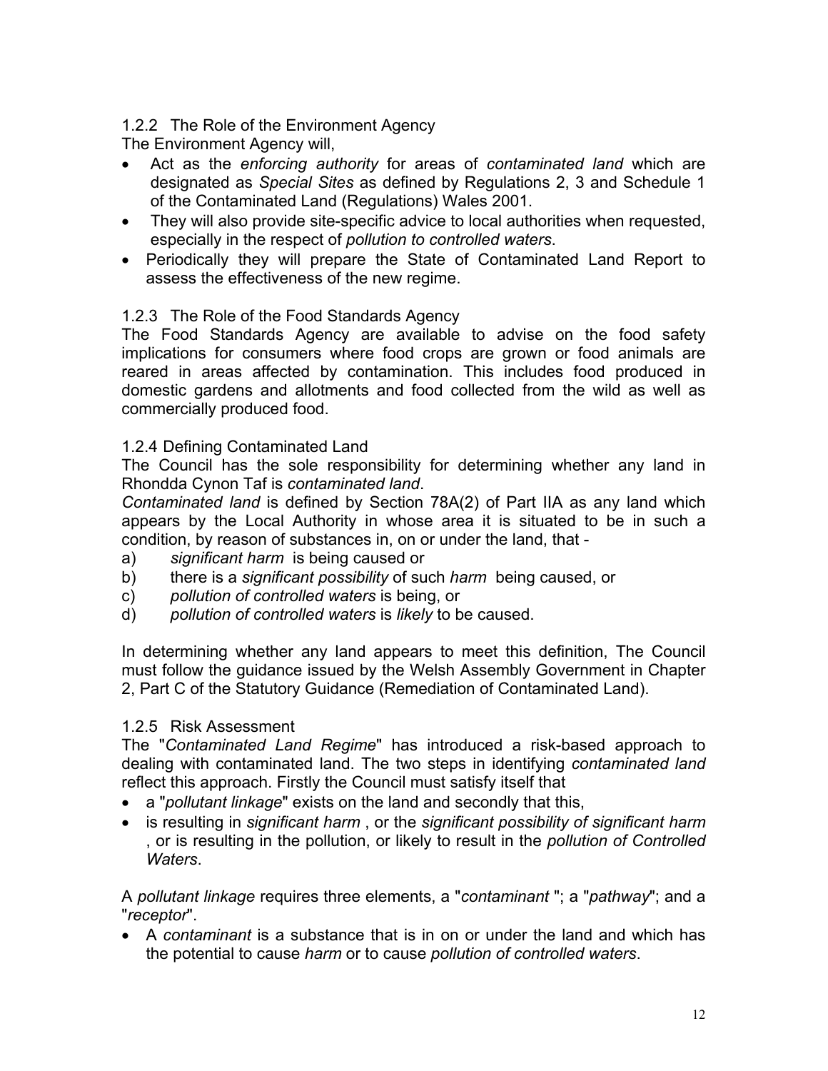### 1.2.2 The Role of the Environment Agency

The Environment Agency will,

- Act as the *enforcing authority* for areas of *contaminated land* which are designated as *Special Sites* as defined by Regulations 2, 3 and Schedule 1 of the Contaminated Land (Regulations) Wales 2001.
- They will also provide site-specific advice to local authorities when requested, especially in the respect of *pollution to controlled waters*.
- Periodically they will prepare the State of Contaminated Land Report to assess the effectiveness of the new regime.

### 1.2.3 The Role of the Food Standards Agency

The Food Standards Agency are available to advise on the food safety implications for consumers where food crops are grown or food animals are reared in areas affected by contamination. This includes food produced in domestic gardens and allotments and food collected from the wild as well as commercially produced food.

### 1.2.4 Defining Contaminated Land

The Council has the sole responsibility for determining whether any land in Rhondda Cynon Taf is *contaminated land*.

*Contaminated land* is defined by Section 78A(2) of Part IIA as any land which appears by the Local Authority in whose area it is situated to be in such a condition, by reason of substances in, on or under the land, that -

a) *significant harm* is being caused or
b) there is a *significant possibility* of such *harm* being caused, or
c) *pollution of controlled waters* is being, or
d) *pollution of controlled waters* is *likely* to be caused.

In determining whether any land appears to meet this definition, The Council must follow the guidance issued by the Welsh Assembly Government in Chapter 2, Part C of the Statutory Guidance (Remediation of Contaminated Land).

### 1.2.5 Risk Assessment

The "*Contaminated Land Regime*" has introduced a risk-based approach to dealing with contaminated land. The two steps in identifying *contaminated land* reflect this approach. Firstly the Council must satisfy itself that

- a "*pollutant linkage*" exists on the land and secondly that this,
- is resulting in *significant harm* , or the *significant possibility of significant harm* , or is resulting in the pollution, or likely to result in the *pollution of Controlled Waters*.

A *pollutant linkage* requires three elements, a "*contaminant* "; a "*pathway*"; and a "*receptor*".

- A *contaminant* is a substance that is in on or under the land and which has the potential to cause *harm* or to cause *pollution of controlled waters*.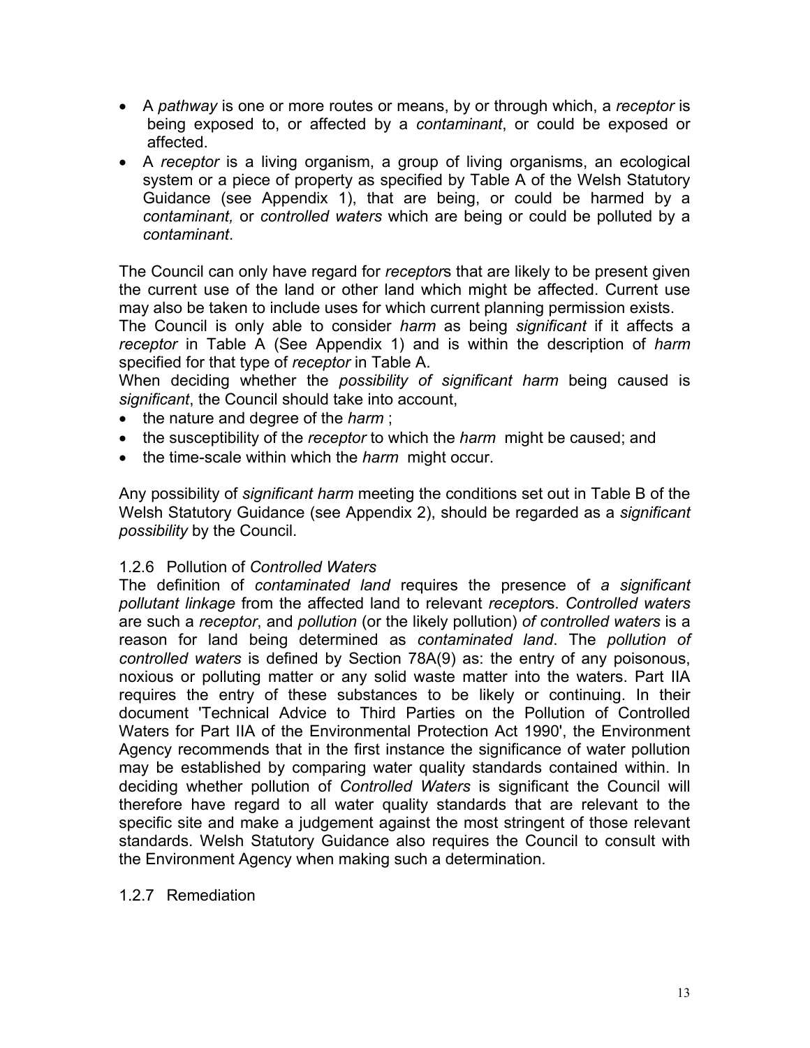- A *pathway* is one or more routes or means, by or through which, a *receptor* is being exposed to, or affected by a *contaminant*, or could be exposed or affected.
- A *receptor* is a living organism, a group of living organisms, an ecological system or a piece of property as specified by Table A of the Welsh Statutory Guidance (see Appendix 1), that are being, or could be harmed by a *contaminant,* or *controlled waters* which are being or could be polluted by a *contaminant*.

The Council can only have regard for *receptor*s that are likely to be present given the current use of the land or other land which might be affected. Current use may also be taken to include uses for which current planning permission exists.

The Council is only able to consider *harm* as being *significant* if it affects a *receptor* in Table A (See Appendix 1) and is within the description of *harm* specified for that type of *receptor* in Table A.

When deciding whether the *possibility of significant harm* being caused is *significant*, the Council should take into account,

- the nature and degree of the *harm* ;
- the susceptibility of the *receptor* to which the *harm* might be caused; and
- the time-scale within which the *harm* might occur.

Any possibility of *significant harm* meeting the conditions set out in Table B of the Welsh Statutory Guidance (see Appendix 2), should be regarded as a *significant possibility* by the Council.

### 1.2.6 Pollution of *Controlled Waters*

The definition of *contaminated land* requires the presence of *a significant pollutant linkage* from the affected land to relevant *receptor*s. *Controlled waters* are such a *receptor*, and *pollution* (or the likely pollution) *of controlled waters* is a reason for land being determined as *contaminated land*. The *pollution of controlled waters* is defined by Section 78A(9) as: the entry of any poisonous, noxious or polluting matter or any solid waste matter into the waters. Part IIA requires the entry of these substances to be likely or continuing. In their document 'Technical Advice to Third Parties on the Pollution of Controlled Waters for Part IIA of the Environmental Protection Act 1990', the Environment Agency recommends that in the first instance the significance of water pollution may be established by comparing water quality standards contained within. In deciding whether pollution of *Controlled Waters* is significant the Council will therefore have regard to all water quality standards that are relevant to the specific site and make a judgement against the most stringent of those relevant standards. Welsh Statutory Guidance also requires the Council to consult with the Environment Agency when making such a determination.

### 1.2.7 Remediation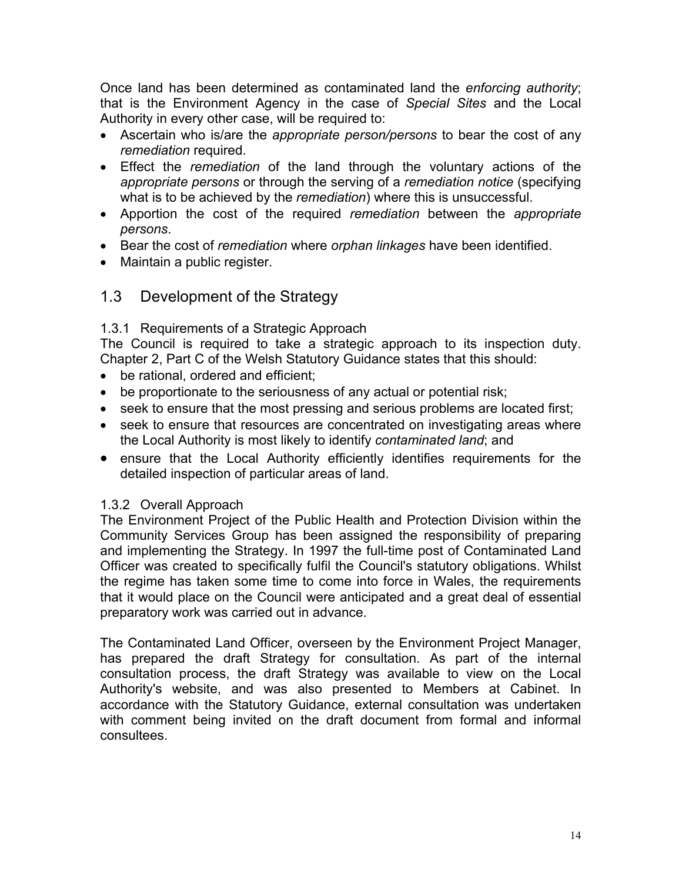Once land has been determined as contaminated land the *enforcing authority*; that is the Environment Agency in the case of *Special Sites* and the Local Authority in every other case, will be required to:

- Ascertain who is/are the *appropriate person/persons* to bear the cost of any *remediation* required.
- Effect the *remediation* of the land through the voluntary actions of the *appropriate persons* or through the serving of a *remediation notice* (specifying what is to be achieved by the *remediation*) where this is unsuccessful.
- Apportion the cost of the required *remediation* between the *appropriate persons*.
- Bear the cost of *remediation* where *orphan linkages* have been identified.
- Maintain a public register.

## 1.3 Development of the Strategy

### 1.3.1 Requirements of a Strategic Approach

The Council is required to take a strategic approach to its inspection duty. Chapter 2, Part C of the Welsh Statutory Guidance states that this should:

- be rational, ordered and efficient;
- be proportionate to the seriousness of any actual or potential risk;
- seek to ensure that the most pressing and serious problems are located first;
- seek to ensure that resources are concentrated on investigating areas where the Local Authority is most likely to identify *contaminated land*; and
- ensure that the Local Authority efficiently identifies requirements for the detailed inspection of particular areas of land.

### 1.3.2 Overall Approach

The Environment Project of the Public Health and Protection Division within the Community Services Group has been assigned the responsibility of preparing and implementing the Strategy. In 1997 the full-time post of Contaminated Land Officer was created to specifically fulfil the Council's statutory obligations. Whilst the regime has taken some time to come into force in Wales, the requirements that it would place on the Council were anticipated and a great deal of essential preparatory work was carried out in advance.

The Contaminated Land Officer, overseen by the Environment Project Manager, has prepared the draft Strategy for consultation. As part of the internal consultation process, the draft Strategy was available to view on the Local Authority's website, and was also presented to Members at Cabinet. In accordance with the Statutory Guidance, external consultation was undertaken with comment being invited on the draft document from formal and informal consultees.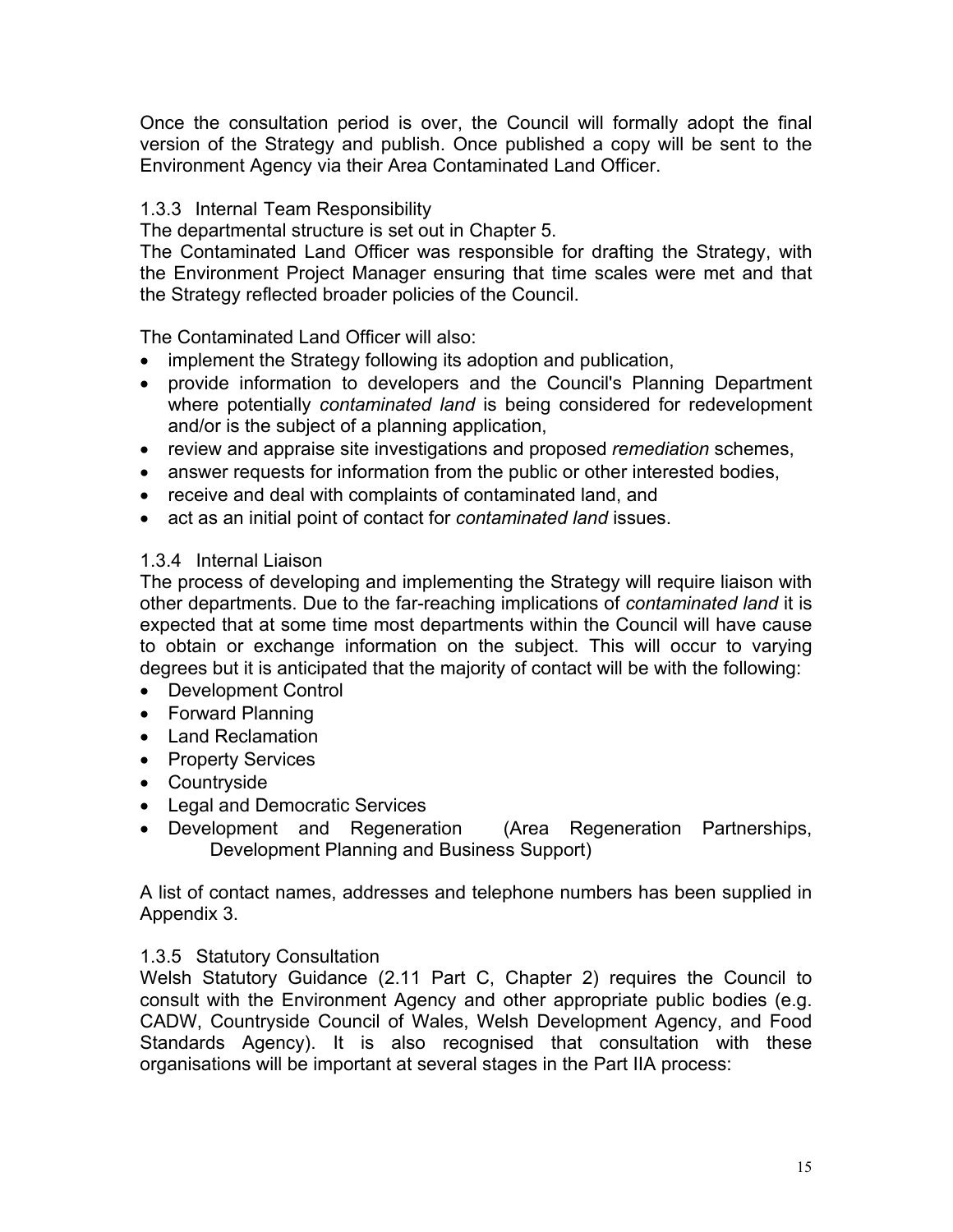Once the consultation period is over, the Council will formally adopt the final version of the Strategy and publish. Once published a copy will be sent to the Environment Agency via their Area Contaminated Land Officer.

### 1.3.3 Internal Team Responsibility

The departmental structure is set out in Chapter 5.

The Contaminated Land Officer was responsible for drafting the Strategy, with the Environment Project Manager ensuring that time scales were met and that the Strategy reflected broader policies of the Council.

The Contaminated Land Officer will also:

- implement the Strategy following its adoption and publication,
- provide information to developers and the Council's Planning Department where potentially *contaminated land* is being considered for redevelopment and/or is the subject of a planning application,
- review and appraise site investigations and proposed *remediation* schemes,
- answer requests for information from the public or other interested bodies,
- receive and deal with complaints of contaminated land, and
- act as an initial point of contact for *contaminated land* issues.

### 1.3.4 Internal Liaison

The process of developing and implementing the Strategy will require liaison with other departments. Due to the far-reaching implications of *contaminated land* it is expected that at some time most departments within the Council will have cause to obtain or exchange information on the subject. This will occur to varying degrees but it is anticipated that the majority of contact will be with the following:

- Development Control
- Forward Planning
- Land Reclamation
- Property Services
- Countryside
- Legal and Democratic Services
- Development and Regeneration (Area Regeneration Partnerships, Development Planning and Business Support)

A list of contact names, addresses and telephone numbers has been supplied in Appendix 3.

### 1.3.5 Statutory Consultation

Welsh Statutory Guidance (2.11 Part C, Chapter 2) requires the Council to consult with the Environment Agency and other appropriate public bodies (e.g. CADW, Countryside Council of Wales, Welsh Development Agency, and Food Standards Agency). It is also recognised that consultation with these organisations will be important at several stages in the Part IIA process: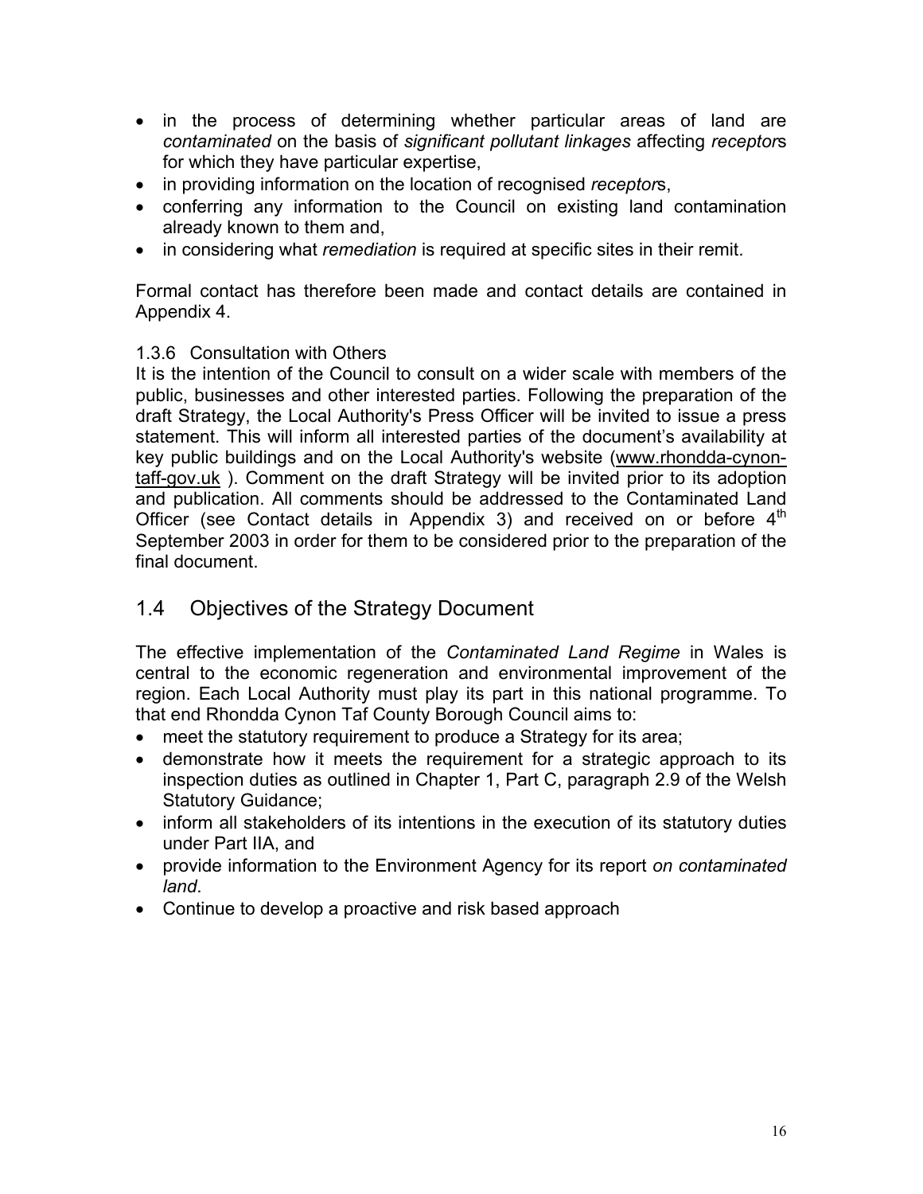- in the process of determining whether particular areas of land are *contaminated* on the basis of *significant pollutant linkages* affecting *receptor*s for which they have particular expertise,
- in providing information on the location of recognised *receptor*s,
- conferring any information to the Council on existing land contamination already known to them and,
- in considering what *remediation* is required at specific sites in their remit.

Formal contact has therefore been made and contact details are contained in Appendix 4.

1.3.6 Consultation with Others

It is the intention of the Council to consult on a wider scale with members of the public, businesses and other interested parties. Following the preparation of the draft Strategy, the Local Authority's Press Officer will be invited to issue a press statement. This will inform all interested parties of the document's availability at key public buildings and on the Local Authority's website (www.rhondda-cynon-taff-gov.uk ). Comment on the draft Strategy will be invited prior to its adoption and publication. All comments should be addressed to the Contaminated Land Officer (see Contact details in Appendix 3) and received on or before 4th September 2003 in order for them to be considered prior to the preparation of the final document.

## 1.4 Objectives of the Strategy Document

The effective implementation of the *Contaminated Land Regime* in Wales is central to the economic regeneration and environmental improvement of the region. Each Local Authority must play its part in this national programme. To that end Rhondda Cynon Taf County Borough Council aims to:

- meet the statutory requirement to produce a Strategy for its area;
- demonstrate how it meets the requirement for a strategic approach to its inspection duties as outlined in Chapter 1, Part C, paragraph 2.9 of the Welsh Statutory Guidance;
- inform all stakeholders of its intentions in the execution of its statutory duties under Part IIA, and
- provide information to the Environment Agency for its report *on contaminated land*.
- Continue to develop a proactive and risk based approach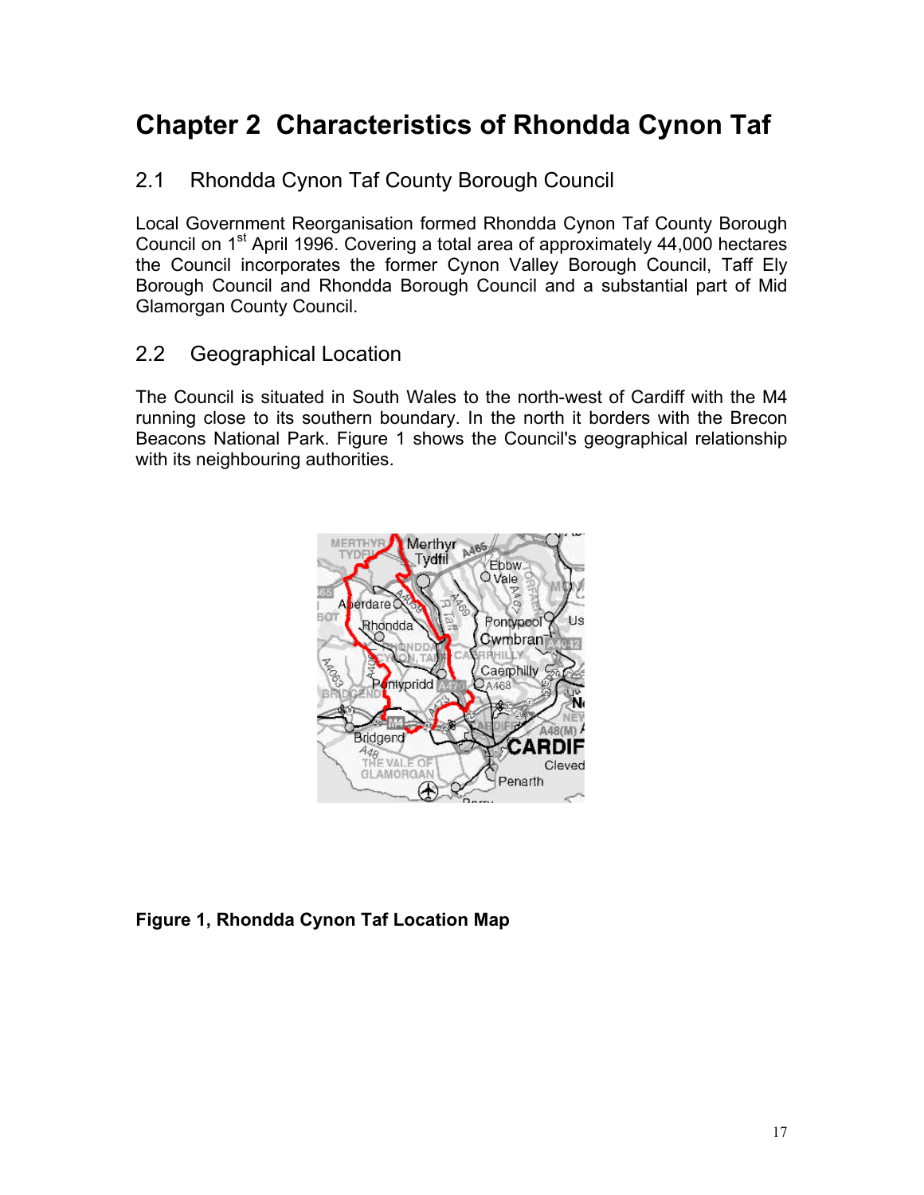# Chapter 2 Characteristics of Rhondda Cynon Taf

## 2.1 Rhondda Cynon Taf County Borough Council

Local Government Reorganisation formed Rhondda Cynon Taf County Borough Council on 1st April 1996. Covering a total area of approximately 44,000 hectares the Council incorporates the former Cynon Valley Borough Council, Taff Ely Borough Council and Rhondda Borough Council and a substantial part of Mid Glamorgan County Council.

## 2.2 Geographical Location

The Council is situated in South Wales to the north-west of Cardiff with the M4 running close to its southern boundary. In the north it borders with the Brecon Beacons National Park. Figure 1 shows the Council's geographical relationship with its neighbouring authorities.

**Figure 1, Rhondda Cynon Taf Location Map**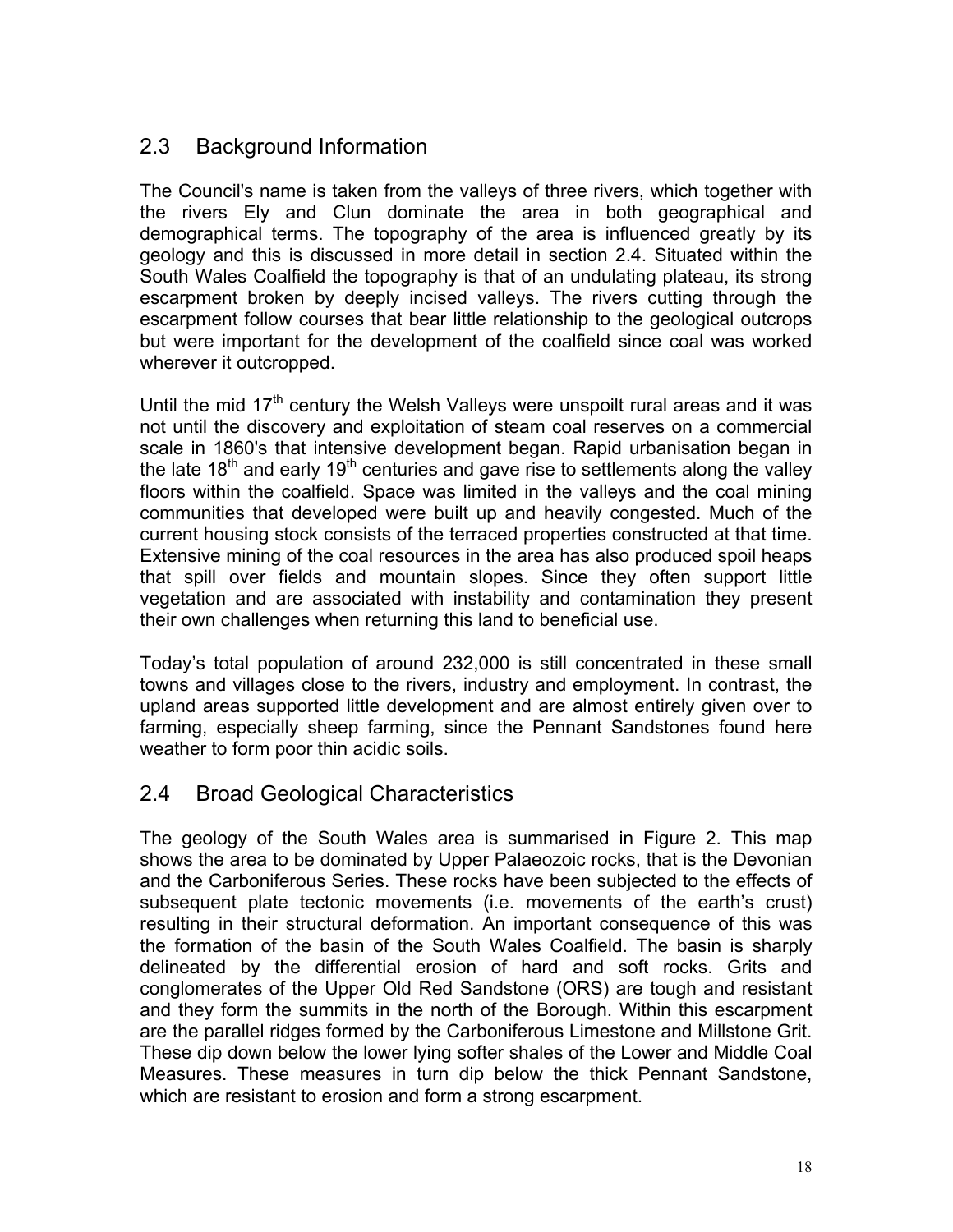## 2.3 Background Information

The Council's name is taken from the valleys of three rivers, which together with the rivers Ely and Clun dominate the area in both geographical and demographical terms. The topography of the area is influenced greatly by its geology and this is discussed in more detail in section 2.4. Situated within the South Wales Coalfield the topography is that of an undulating plateau, its strong escarpment broken by deeply incised valleys. The rivers cutting through the escarpment follow courses that bear little relationship to the geological outcrops but were important for the development of the coalfield since coal was worked wherever it outcropped.

Until the mid 17th century the Welsh Valleys were unspoilt rural areas and it was not until the discovery and exploitation of steam coal reserves on a commercial scale in 1860's that intensive development began. Rapid urbanisation began in the late 18th and early 19th centuries and gave rise to settlements along the valley floors within the coalfield. Space was limited in the valleys and the coal mining communities that developed were built up and heavily congested. Much of the current housing stock consists of the terraced properties constructed at that time. Extensive mining of the coal resources in the area has also produced spoil heaps that spill over fields and mountain slopes. Since they often support little vegetation and are associated with instability and contamination they present their own challenges when returning this land to beneficial use.

Today's total population of around 232,000 is still concentrated in these small towns and villages close to the rivers, industry and employment. In contrast, the upland areas supported little development and are almost entirely given over to farming, especially sheep farming, since the Pennant Sandstones found here weather to form poor thin acidic soils.

## 2.4 Broad Geological Characteristics

The geology of the South Wales area is summarised in Figure 2. This map shows the area to be dominated by Upper Palaeozoic rocks, that is the Devonian and the Carboniferous Series. These rocks have been subjected to the effects of subsequent plate tectonic movements (i.e. movements of the earth's crust) resulting in their structural deformation. An important consequence of this was the formation of the basin of the South Wales Coalfield. The basin is sharply delineated by the differential erosion of hard and soft rocks. Grits and conglomerates of the Upper Old Red Sandstone (ORS) are tough and resistant and they form the summits in the north of the Borough. Within this escarpment are the parallel ridges formed by the Carboniferous Limestone and Millstone Grit. These dip down below the lower lying softer shales of the Lower and Middle Coal Measures. These measures in turn dip below the thick Pennant Sandstone, which are resistant to erosion and form a strong escarpment.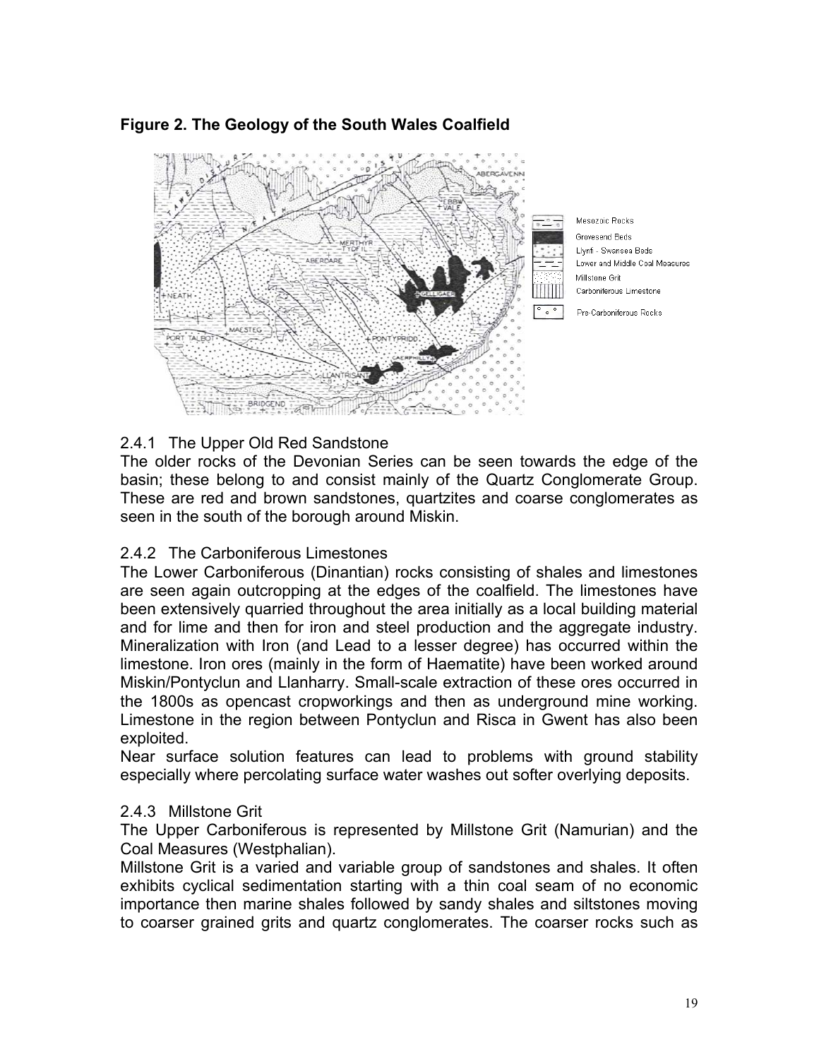**Figure 2. The Geology of the South Wales Coalfield**

2.4.1 The Upper Old Red Sandstone

The older rocks of the Devonian Series can be seen towards the edge of the basin; these belong to and consist mainly of the Quartz Conglomerate Group. These are red and brown sandstones, quartzites and coarse conglomerates as seen in the south of the borough around Miskin.

2.4.2 The Carboniferous Limestones

The Lower Carboniferous (Dinantian) rocks consisting of shales and limestones are seen again outcropping at the edges of the coalfield. The limestones have been extensively quarried throughout the area initially as a local building material and for lime and then for iron and steel production and the aggregate industry. Mineralization with Iron (and Lead to a lesser degree) has occurred within the limestone. Iron ores (mainly in the form of Haematite) have been worked around Miskin/Pontyclun and Llanharry. Small-scale extraction of these ores occurred in the 1800s as opencast cropworkings and then as underground mine working. Limestone in the region between Pontyclun and Risca in Gwent has also been exploited.

Near surface solution features can lead to problems with ground stability especially where percolating surface water washes out softer overlying deposits.

2.4.3 Millstone Grit

The Upper Carboniferous is represented by Millstone Grit (Namurian) and the Coal Measures (Westphalian).

Millstone Grit is a varied and variable group of sandstones and shales. It often exhibits cyclical sedimentation starting with a thin coal seam of no economic importance then marine shales followed by sandy shales and siltstones moving to coarser grained grits and quartz conglomerates. The coarser rocks such as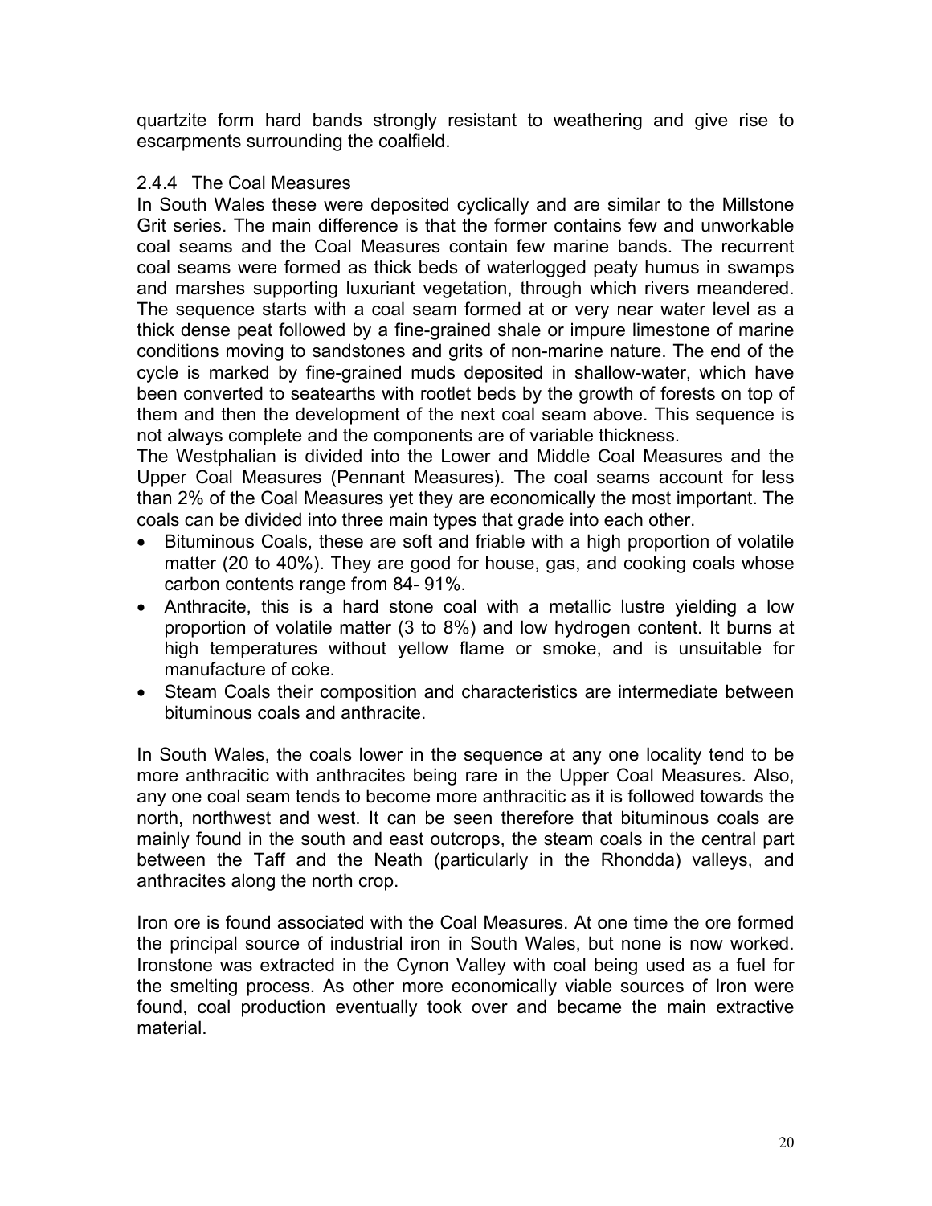quartzite form hard bands strongly resistant to weathering and give rise to escarpments surrounding the coalfield.

### 2.4.4 The Coal Measures

In South Wales these were deposited cyclically and are similar to the Millstone Grit series. The main difference is that the former contains few and unworkable coal seams and the Coal Measures contain few marine bands. The recurrent coal seams were formed as thick beds of waterlogged peaty humus in swamps and marshes supporting luxuriant vegetation, through which rivers meandered. The sequence starts with a coal seam formed at or very near water level as a thick dense peat followed by a fine-grained shale or impure limestone of marine conditions moving to sandstones and grits of non-marine nature. The end of the cycle is marked by fine-grained muds deposited in shallow-water, which have been converted to seatearths with rootlet beds by the growth of forests on top of them and then the development of the next coal seam above. This sequence is not always complete and the components are of variable thickness.

The Westphalian is divided into the Lower and Middle Coal Measures and the Upper Coal Measures (Pennant Measures). The coal seams account for less than 2% of the Coal Measures yet they are economically the most important. The coals can be divided into three main types that grade into each other.

- Bituminous Coals, these are soft and friable with a high proportion of volatile matter (20 to 40%). They are good for house, gas, and cooking coals whose carbon contents range from 84- 91%.
- Anthracite, this is a hard stone coal with a metallic lustre yielding a low proportion of volatile matter (3 to 8%) and low hydrogen content. It burns at high temperatures without yellow flame or smoke, and is unsuitable for manufacture of coke.
- Steam Coals their composition and characteristics are intermediate between bituminous coals and anthracite.

In South Wales, the coals lower in the sequence at any one locality tend to be more anthracitic with anthracites being rare in the Upper Coal Measures. Also, any one coal seam tends to become more anthracitic as it is followed towards the north, northwest and west. It can be seen therefore that bituminous coals are mainly found in the south and east outcrops, the steam coals in the central part between the Taff and the Neath (particularly in the Rhondda) valleys, and anthracites along the north crop.

Iron ore is found associated with the Coal Measures. At one time the ore formed the principal source of industrial iron in South Wales, but none is now worked. Ironstone was extracted in the Cynon Valley with coal being used as a fuel for the smelting process. As other more economically viable sources of Iron were found, coal production eventually took over and became the main extractive material.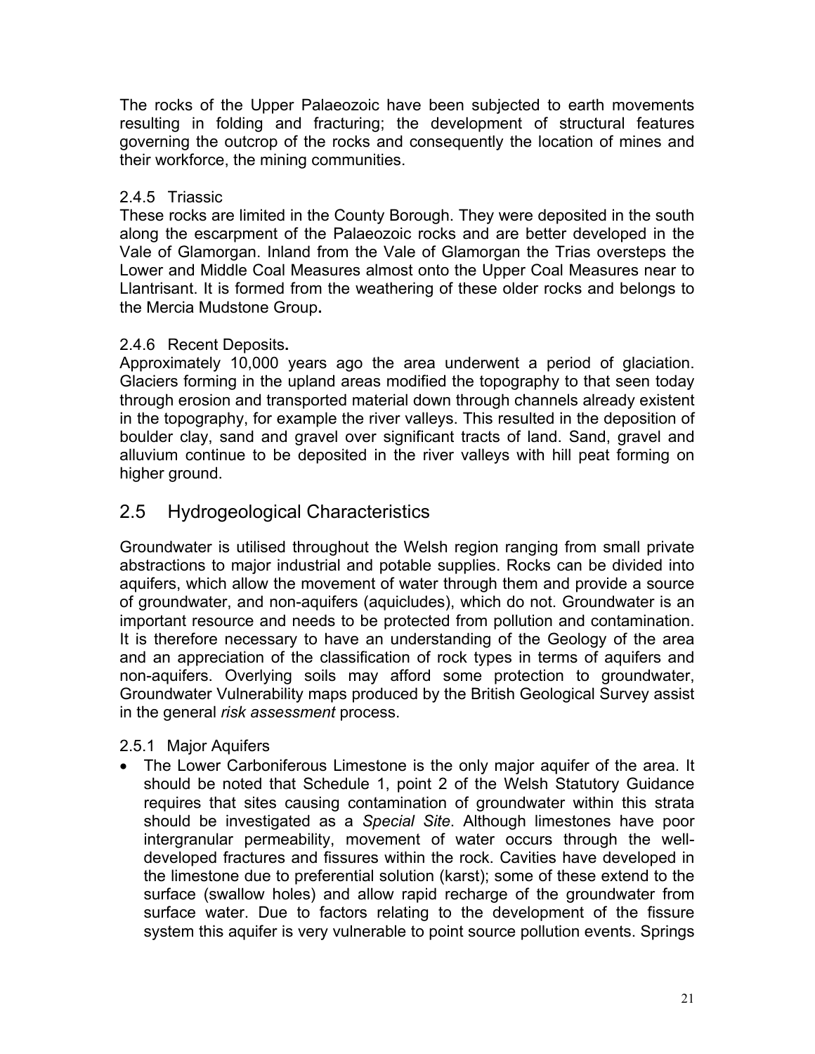The rocks of the Upper Palaeozoic have been subjected to earth movements resulting in folding and fracturing; the development of structural features governing the outcrop of the rocks and consequently the location of mines and their workforce, the mining communities.

### 2.4.5 Triassic

These rocks are limited in the County Borough. They were deposited in the south along the escarpment of the Palaeozoic rocks and are better developed in the Vale of Glamorgan. Inland from the Vale of Glamorgan the Trias oversteps the Lower and Middle Coal Measures almost onto the Upper Coal Measures near to Llantrisant. It is formed from the weathering of these older rocks and belongs to the Mercia Mudstone Group**.**

### 2.4.6 Recent Deposits**.**

Approximately 10,000 years ago the area underwent a period of glaciation. Glaciers forming in the upland areas modified the topography to that seen today through erosion and transported material down through channels already existent in the topography, for example the river valleys. This resulted in the deposition of boulder clay, sand and gravel over significant tracts of land. Sand, gravel and alluvium continue to be deposited in the river valleys with hill peat forming on higher ground.

## 2.5 Hydrogeological Characteristics

Groundwater is utilised throughout the Welsh region ranging from small private abstractions to major industrial and potable supplies. Rocks can be divided into aquifers, which allow the movement of water through them and provide a source of groundwater, and non-aquifers (aquicludes), which do not. Groundwater is an important resource and needs to be protected from pollution and contamination. It is therefore necessary to have an understanding of the Geology of the area and an appreciation of the classification of rock types in terms of aquifers and non-aquifers. Overlying soils may afford some protection to groundwater, Groundwater Vulnerability maps produced by the British Geological Survey assist in the general *risk assessment* process.

### 2.5.1 Major Aquifers

- The Lower Carboniferous Limestone is the only major aquifer of the area. It should be noted that Schedule 1, point 2 of the Welsh Statutory Guidance requires that sites causing contamination of groundwater within this strata should be investigated as a *Special Site*. Although limestones have poor intergranular permeability, movement of water occurs through the well-developed fractures and fissures within the rock. Cavities have developed in the limestone due to preferential solution (karst); some of these extend to the surface (swallow holes) and allow rapid recharge of the groundwater from surface water. Due to factors relating to the development of the fissure system this aquifer is very vulnerable to point source pollution events. Springs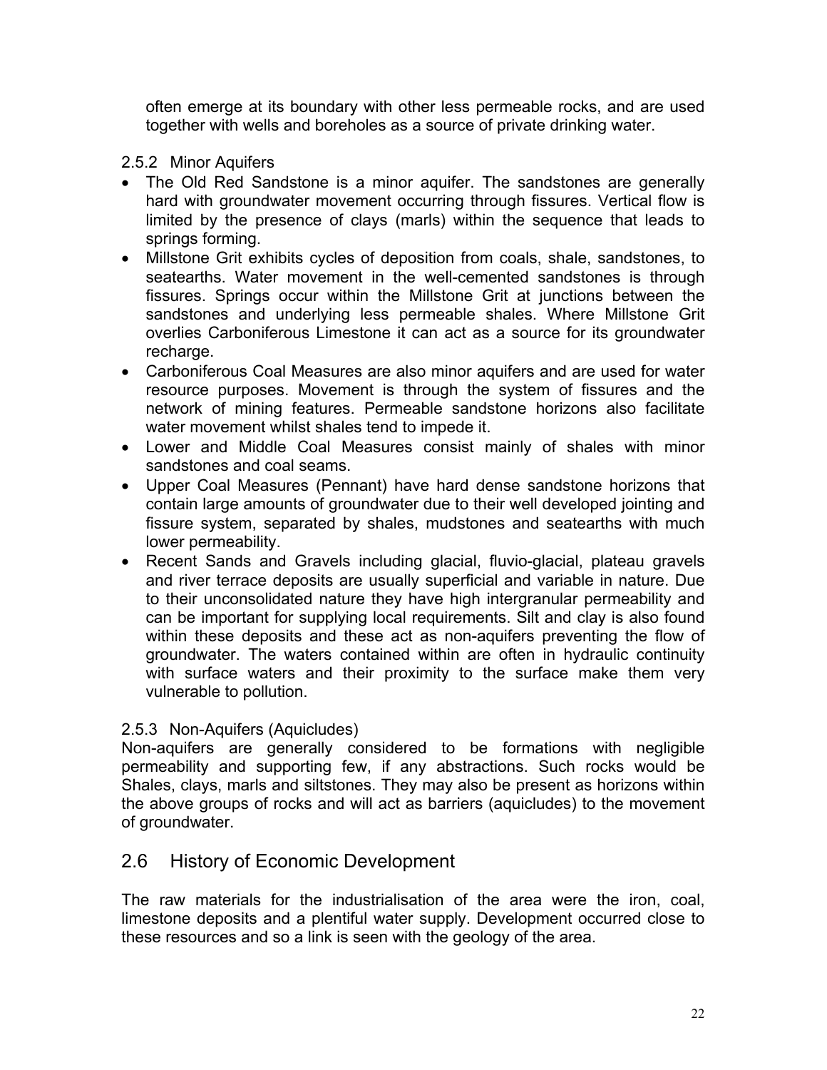often emerge at its boundary with other less permeable rocks, and are used together with wells and boreholes as a source of private drinking water.

### 2.5.2 Minor Aquifers

- The Old Red Sandstone is a minor aquifer. The sandstones are generally hard with groundwater movement occurring through fissures. Vertical flow is limited by the presence of clays (marls) within the sequence that leads to springs forming.
- Millstone Grit exhibits cycles of deposition from coals, shale, sandstones, to seatearths. Water movement in the well-cemented sandstones is through fissures. Springs occur within the Millstone Grit at junctions between the sandstones and underlying less permeable shales. Where Millstone Grit overlies Carboniferous Limestone it can act as a source for its groundwater recharge.
- Carboniferous Coal Measures are also minor aquifers and are used for water resource purposes. Movement is through the system of fissures and the network of mining features. Permeable sandstone horizons also facilitate water movement whilst shales tend to impede it.
- Lower and Middle Coal Measures consist mainly of shales with minor sandstones and coal seams.
- Upper Coal Measures (Pennant) have hard dense sandstone horizons that contain large amounts of groundwater due to their well developed jointing and fissure system, separated by shales, mudstones and seatearths with much lower permeability.
- Recent Sands and Gravels including glacial, fluvio-glacial, plateau gravels and river terrace deposits are usually superficial and variable in nature. Due to their unconsolidated nature they have high intergranular permeability and can be important for supplying local requirements. Silt and clay is also found within these deposits and these act as non-aquifers preventing the flow of groundwater. The waters contained within are often in hydraulic continuity with surface waters and their proximity to the surface make them very vulnerable to pollution.

### 2.5.3 Non-Aquifers (Aquicludes)

Non-aquifers are generally considered to be formations with negligible permeability and supporting few, if any abstractions. Such rocks would be Shales, clays, marls and siltstones. They may also be present as horizons within the above groups of rocks and will act as barriers (aquicludes) to the movement of groundwater.

## 2.6 History of Economic Development

The raw materials for the industrialisation of the area were the iron, coal, limestone deposits and a plentiful water supply. Development occurred close to these resources and so a link is seen with the geology of the area.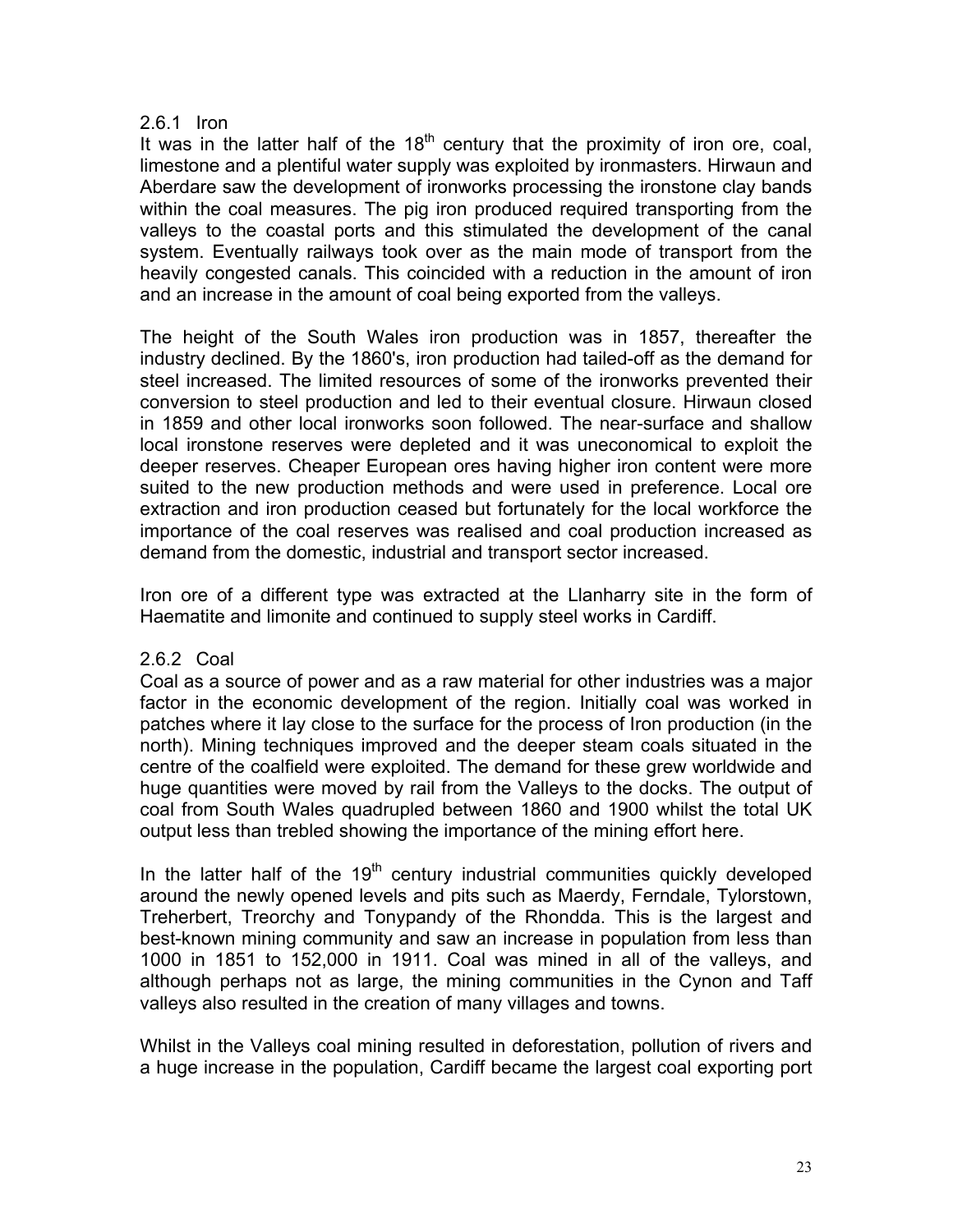### 2.6.1 Iron

It was in the latter half of the 18th century that the proximity of iron ore, coal, limestone and a plentiful water supply was exploited by ironmasters. Hirwaun and Aberdare saw the development of ironworks processing the ironstone clay bands within the coal measures. The pig iron produced required transporting from the valleys to the coastal ports and this stimulated the development of the canal system. Eventually railways took over as the main mode of transport from the heavily congested canals. This coincided with a reduction in the amount of iron and an increase in the amount of coal being exported from the valleys.

The height of the South Wales iron production was in 1857, thereafter the industry declined. By the 1860's, iron production had tailed-off as the demand for steel increased. The limited resources of some of the ironworks prevented their conversion to steel production and led to their eventual closure. Hirwaun closed in 1859 and other local ironworks soon followed. The near-surface and shallow local ironstone reserves were depleted and it was uneconomical to exploit the deeper reserves. Cheaper European ores having higher iron content were more suited to the new production methods and were used in preference. Local ore extraction and iron production ceased but fortunately for the local workforce the importance of the coal reserves was realised and coal production increased as demand from the domestic, industrial and transport sector increased.

Iron ore of a different type was extracted at the Llanharry site in the form of Haematite and limonite and continued to supply steel works in Cardiff.

### 2.6.2 Coal

Coal as a source of power and as a raw material for other industries was a major factor in the economic development of the region. Initially coal was worked in patches where it lay close to the surface for the process of Iron production (in the north). Mining techniques improved and the deeper steam coals situated in the centre of the coalfield were exploited. The demand for these grew worldwide and huge quantities were moved by rail from the Valleys to the docks. The output of coal from South Wales quadrupled between 1860 and 1900 whilst the total UK output less than trebled showing the importance of the mining effort here.

In the latter half of the 19th century industrial communities quickly developed around the newly opened levels and pits such as Maerdy, Ferndale, Tylorstown, Treherbert, Treorchy and Tonypandy of the Rhondda. This is the largest and best-known mining community and saw an increase in population from less than 1000 in 1851 to 152,000 in 1911. Coal was mined in all of the valleys, and although perhaps not as large, the mining communities in the Cynon and Taff valleys also resulted in the creation of many villages and towns.

Whilst in the Valleys coal mining resulted in deforestation, pollution of rivers and a huge increase in the population, Cardiff became the largest coal exporting port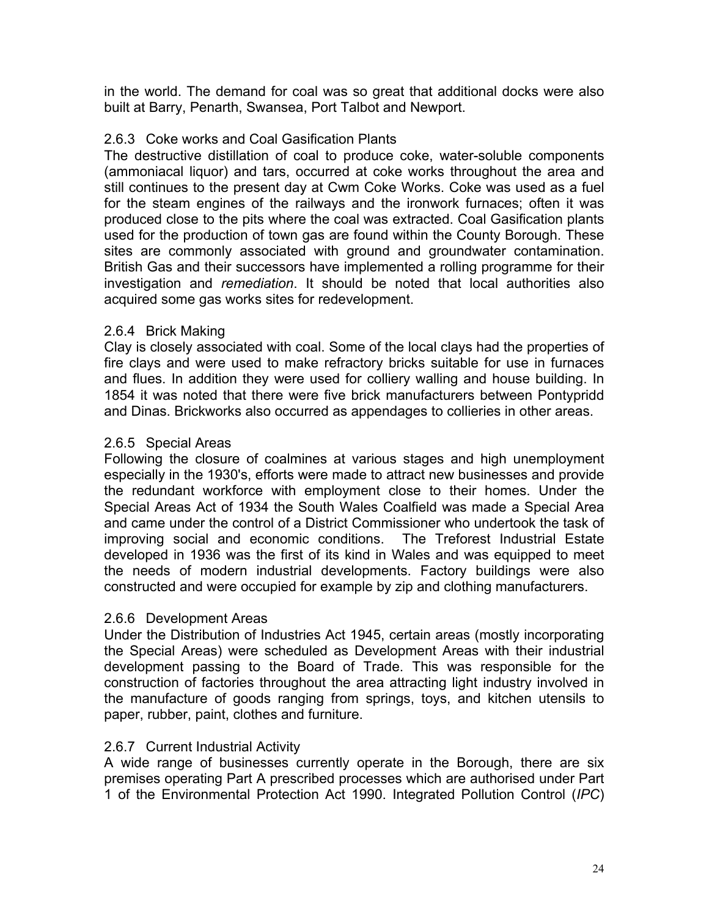in the world. The demand for coal was so great that additional docks were also built at Barry, Penarth, Swansea, Port Talbot and Newport.

### 2.6.3 Coke works and Coal Gasification Plants

The destructive distillation of coal to produce coke, water-soluble components (ammoniacal liquor) and tars, occurred at coke works throughout the area and still continues to the present day at Cwm Coke Works. Coke was used as a fuel for the steam engines of the railways and the ironwork furnaces; often it was produced close to the pits where the coal was extracted. Coal Gasification plants used for the production of town gas are found within the County Borough. These sites are commonly associated with ground and groundwater contamination. British Gas and their successors have implemented a rolling programme for their investigation and *remediation*. It should be noted that local authorities also acquired some gas works sites for redevelopment.

### 2.6.4 Brick Making

Clay is closely associated with coal. Some of the local clays had the properties of fire clays and were used to make refractory bricks suitable for use in furnaces and flues. In addition they were used for colliery walling and house building. In 1854 it was noted that there were five brick manufacturers between Pontypridd and Dinas. Brickworks also occurred as appendages to collieries in other areas.

### 2.6.5 Special Areas

Following the closure of coalmines at various stages and high unemployment especially in the 1930's, efforts were made to attract new businesses and provide the redundant workforce with employment close to their homes. Under the Special Areas Act of 1934 the South Wales Coalfield was made a Special Area and came under the control of a District Commissioner who undertook the task of improving social and economic conditions. The Treforest Industrial Estate developed in 1936 was the first of its kind in Wales and was equipped to meet the needs of modern industrial developments. Factory buildings were also constructed and were occupied for example by zip and clothing manufacturers.

### 2.6.6 Development Areas

Under the Distribution of Industries Act 1945, certain areas (mostly incorporating the Special Areas) were scheduled as Development Areas with their industrial development passing to the Board of Trade. This was responsible for the construction of factories throughout the area attracting light industry involved in the manufacture of goods ranging from springs, toys, and kitchen utensils to paper, rubber, paint, clothes and furniture.

### 2.6.7 Current Industrial Activity

A wide range of businesses currently operate in the Borough, there are six premises operating Part A prescribed processes which are authorised under Part 1 of the Environmental Protection Act 1990. Integrated Pollution Control (*IPC*)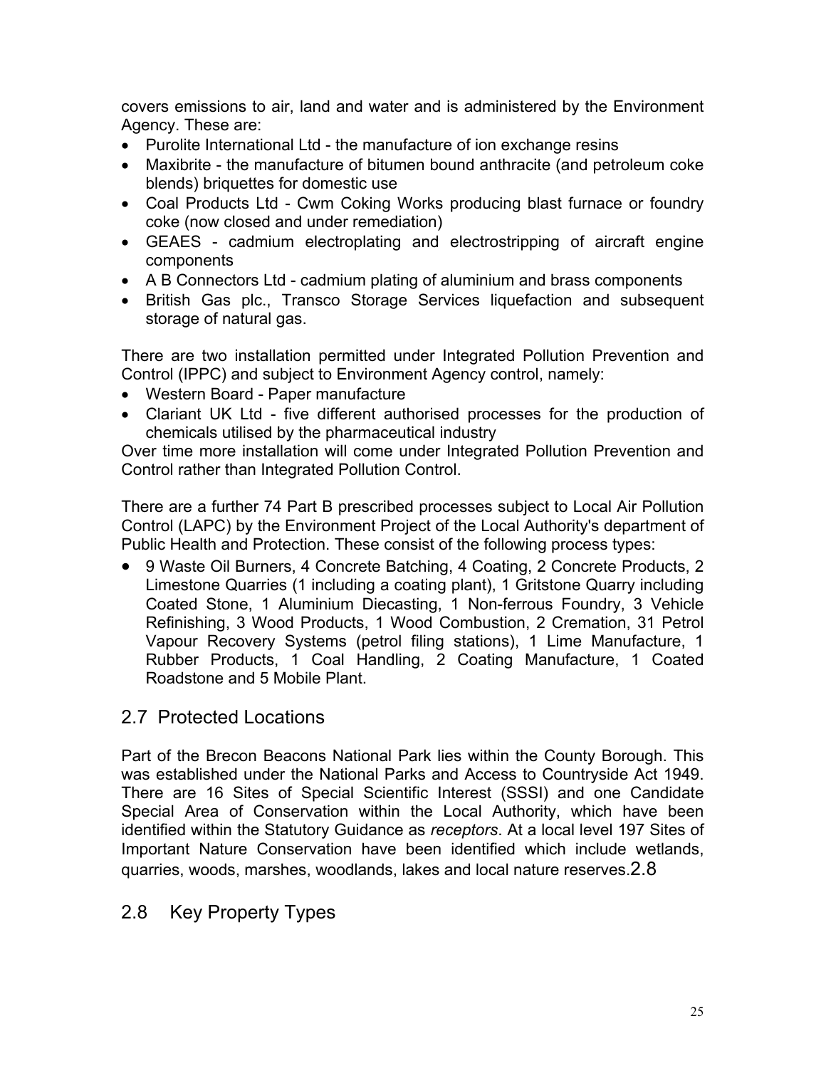covers emissions to air, land and water and is administered by the Environment Agency. These are:

- Purolite International Ltd - the manufacture of ion exchange resins
- Maxibrite - the manufacture of bitumen bound anthracite (and petroleum coke blends) briquettes for domestic use
- Coal Products Ltd - Cwm Coking Works producing blast furnace or foundry coke (now closed and under remediation)
- GEAES - cadmium electroplating and electrostripping of aircraft engine components
- A B Connectors Ltd - cadmium plating of aluminium and brass components
- British Gas plc., Transco Storage Services liquefaction and subsequent storage of natural gas.

There are two installation permitted under Integrated Pollution Prevention and Control (IPPC) and subject to Environment Agency control, namely:

- Western Board - Paper manufacture
- Clariant UK Ltd - five different authorised processes for the production of chemicals utilised by the pharmaceutical industry

Over time more installation will come under Integrated Pollution Prevention and Control rather than Integrated Pollution Control.

There are a further 74 Part B prescribed processes subject to Local Air Pollution Control (LAPC) by the Environment Project of the Local Authority's department of Public Health and Protection. These consist of the following process types:

- 9 Waste Oil Burners, 4 Concrete Batching, 4 Coating, 2 Concrete Products, 2 Limestone Quarries (1 including a coating plant), 1 Gritstone Quarry including Coated Stone, 1 Aluminium Diecasting, 1 Non-ferrous Foundry, 3 Vehicle Refinishing, 3 Wood Products, 1 Wood Combustion, 2 Cremation, 31 Petrol Vapour Recovery Systems (petrol filing stations), 1 Lime Manufacture, 1 Rubber Products, 1 Coal Handling, 2 Coating Manufacture, 1 Coated Roadstone and 5 Mobile Plant.

## 2.7 Protected Locations

Part of the Brecon Beacons National Park lies within the County Borough. This was established under the National Parks and Access to Countryside Act 1949. There are 16 Sites of Special Scientific Interest (SSSI) and one Candidate Special Area of Conservation within the Local Authority, which have been identified within the Statutory Guidance as *receptors*. At a local level 197 Sites of Important Nature Conservation have been identified which include wetlands, quarries, woods, marshes, woodlands, lakes and local nature reserves.2.8

## 2.8 Key Property Types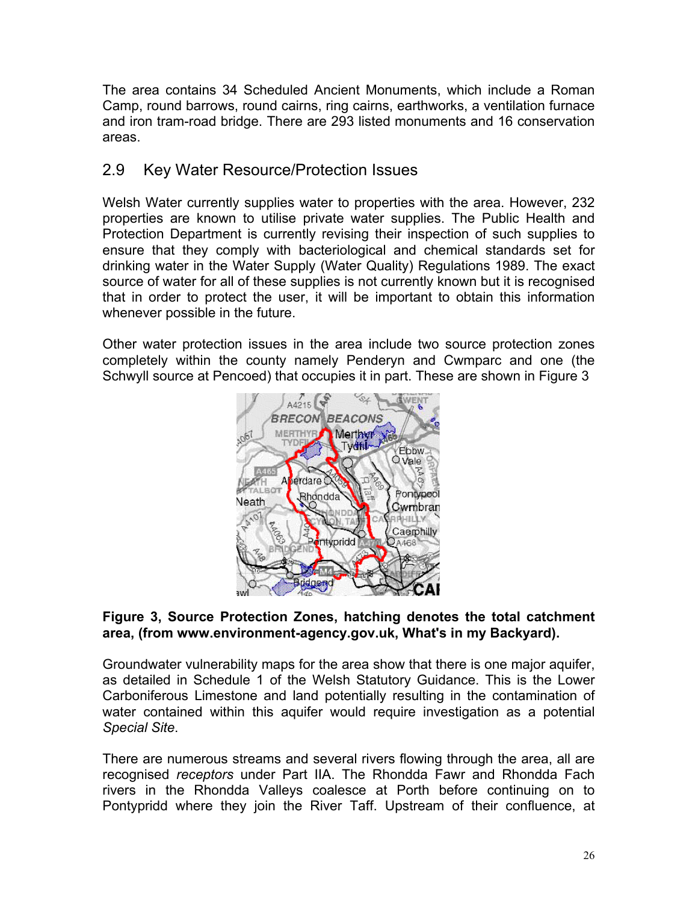The area contains 34 Scheduled Ancient Monuments, which include a Roman Camp, round barrows, round cairns, ring cairns, earthworks, a ventilation furnace and iron tram-road bridge. There are 293 listed monuments and 16 conservation areas.

## 2.9 Key Water Resource/Protection Issues

Welsh Water currently supplies water to properties with the area. However, 232 properties are known to utilise private water supplies. The Public Health and Protection Department is currently revising their inspection of such supplies to ensure that they comply with bacteriological and chemical standards set for drinking water in the Water Supply (Water Quality) Regulations 1989. The exact source of water for all of these supplies is not currently known but it is recognised that in order to protect the user, it will be important to obtain this information whenever possible in the future.

Other water protection issues in the area include two source protection zones completely within the county namely Penderyn and Cwmparc and one (the Schwyll source at Pencoed) that occupies it in part. These are shown in Figure 3

**Figure 3, Source Protection Zones, hatching denotes the total catchment area, (from www.environment-agency.gov.uk, What's in my Backyard).**

Groundwater vulnerability maps for the area show that there is one major aquifer, as detailed in Schedule 1 of the Welsh Statutory Guidance. This is the Lower Carboniferous Limestone and land potentially resulting in the contamination of water contained within this aquifer would require investigation as a potential *Special Site*.

There are numerous streams and several rivers flowing through the area, all are recognised *receptors* under Part IIA. The Rhondda Fawr and Rhondda Fach rivers in the Rhondda Valleys coalesce at Porth before continuing on to Pontypridd where they join the River Taff. Upstream of their confluence, at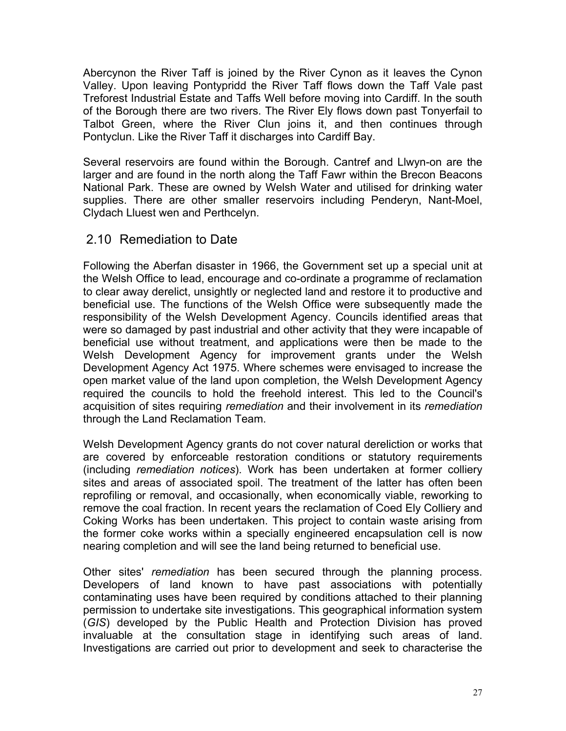Abercynon the River Taff is joined by the River Cynon as it leaves the Cynon Valley. Upon leaving Pontypridd the River Taff flows down the Taff Vale past Treforest Industrial Estate and Taffs Well before moving into Cardiff. In the south of the Borough there are two rivers. The River Ely flows down past Tonyerfail to Talbot Green, where the River Clun joins it, and then continues through Pontyclun. Like the River Taff it discharges into Cardiff Bay.

Several reservoirs are found within the Borough. Cantref and Llwyn-on are the larger and are found in the north along the Taff Fawr within the Brecon Beacons National Park. These are owned by Welsh Water and utilised for drinking water supplies. There are other smaller reservoirs including Penderyn, Nant-Moel, Clydach Lluest wen and Perthcelyn.

## 2.10 Remediation to Date

Following the Aberfan disaster in 1966, the Government set up a special unit at the Welsh Office to lead, encourage and co-ordinate a programme of reclamation to clear away derelict, unsightly or neglected land and restore it to productive and beneficial use. The functions of the Welsh Office were subsequently made the responsibility of the Welsh Development Agency. Councils identified areas that were so damaged by past industrial and other activity that they were incapable of beneficial use without treatment, and applications were then be made to the Welsh Development Agency for improvement grants under the Welsh Development Agency Act 1975. Where schemes were envisaged to increase the open market value of the land upon completion, the Welsh Development Agency required the councils to hold the freehold interest. This led to the Council's acquisition of sites requiring *remediation* and their involvement in its *remediation* through the Land Reclamation Team.

Welsh Development Agency grants do not cover natural dereliction or works that are covered by enforceable restoration conditions or statutory requirements (including *remediation notices*). Work has been undertaken at former colliery sites and areas of associated spoil. The treatment of the latter has often been reprofiling or removal, and occasionally, when economically viable, reworking to remove the coal fraction. In recent years the reclamation of Coed Ely Colliery and Coking Works has been undertaken. This project to contain waste arising from the former coke works within a specially engineered encapsulation cell is now nearing completion and will see the land being returned to beneficial use.

Other sites' *remediation* has been secured through the planning process. Developers of land known to have past associations with potentially contaminating uses have been required by conditions attached to their planning permission to undertake site investigations. This geographical information system (*GIS*) developed by the Public Health and Protection Division has proved invaluable at the consultation stage in identifying such areas of land. Investigations are carried out prior to development and seek to characterise the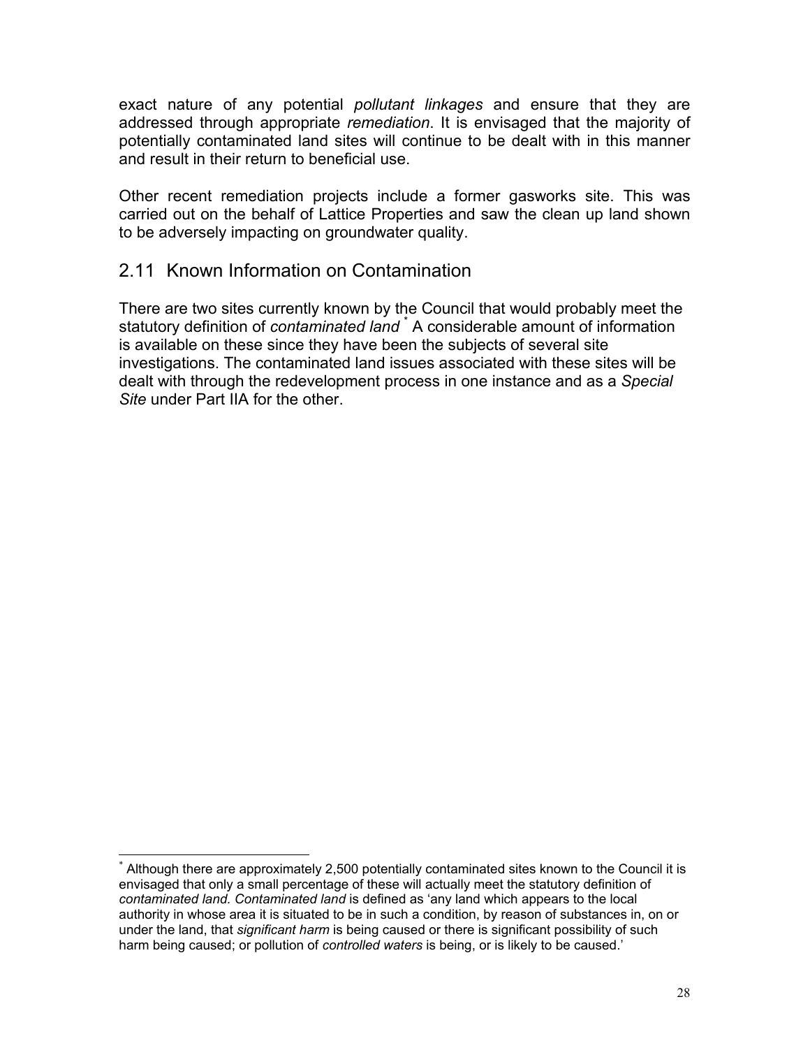exact nature of any potential *pollutant linkages* and ensure that they are addressed through appropriate *remediation*. It is envisaged that the majority of potentially contaminated land sites will continue to be dealt with in this manner and result in their return to beneficial use.

Other recent remediation projects include a former gasworks site. This was carried out on the behalf of Lattice Properties and saw the clean up land shown to be adversely impacting on groundwater quality.

## 2.11 Known Information on Contamination

There are two sites currently known by the Council that would probably meet the statutory definition of *contaminated land* [*] A considerable amount of information is available on these since they have been the subjects of several site investigations. The contaminated land issues associated with these sites will be dealt with through the redevelopment process in one instance and as a *Special Site* under Part IIA for the other.

---

[*] Although there are approximately 2,500 potentially contaminated sites known to the Council it is envisaged that only a small percentage of these will actually meet the statutory definition of *contaminated land. Contaminated land* is defined as 'any land which appears to the local authority in whose area it is situated to be in such a condition, by reason of substances in, on or under the land, that *significant harm* is being caused or there is significant possibility of such harm being caused; or pollution of *controlled waters* is being, or is likely to be caused.'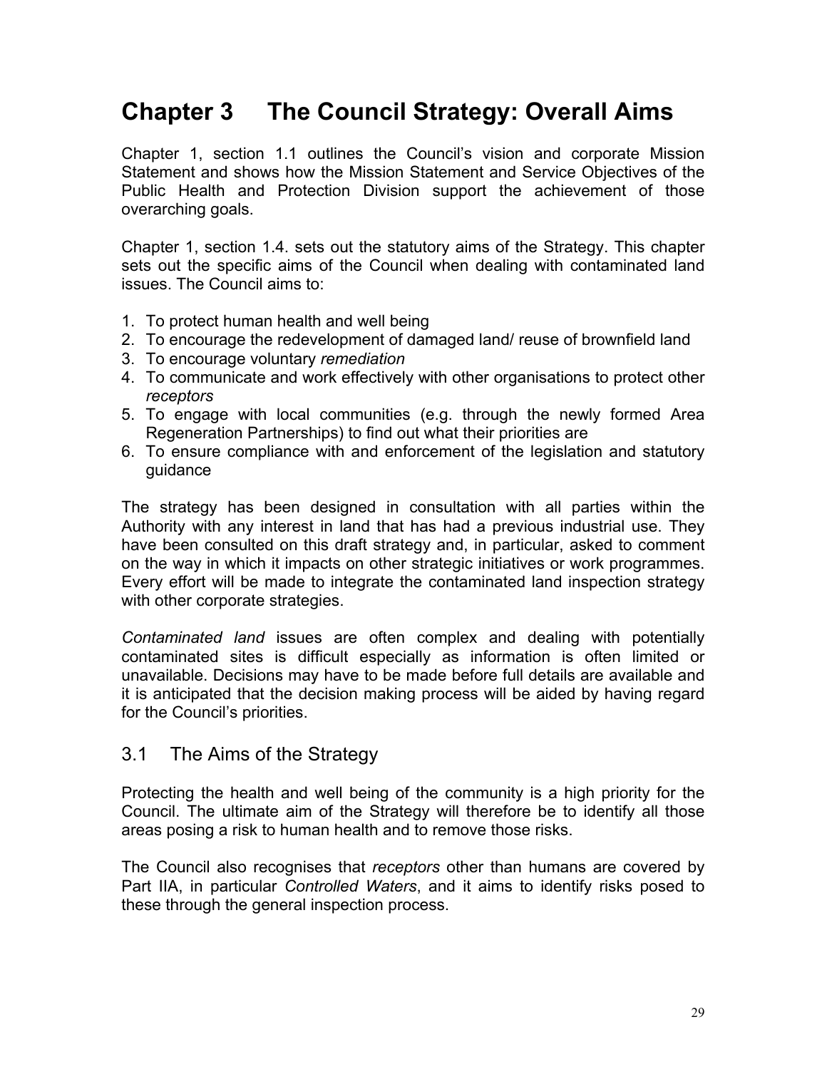# Chapter 3 The Council Strategy: Overall Aims

Chapter 1, section 1.1 outlines the Council's vision and corporate Mission Statement and shows how the Mission Statement and Service Objectives of the Public Health and Protection Division support the achievement of those overarching goals.

Chapter 1, section 1.4. sets out the statutory aims of the Strategy. This chapter sets out the specific aims of the Council when dealing with contaminated land issues. The Council aims to:

1. To protect human health and well being
2. To encourage the redevelopment of damaged land/ reuse of brownfield land
3. To encourage voluntary *remediation*
4. To communicate and work effectively with other organisations to protect other *receptors*
5. To engage with local communities (e.g. through the newly formed Area Regeneration Partnerships) to find out what their priorities are
6. To ensure compliance with and enforcement of the legislation and statutory guidance

The strategy has been designed in consultation with all parties within the Authority with any interest in land that has had a previous industrial use. They have been consulted on this draft strategy and, in particular, asked to comment on the way in which it impacts on other strategic initiatives or work programmes. Every effort will be made to integrate the contaminated land inspection strategy with other corporate strategies.

*Contaminated land* issues are often complex and dealing with potentially contaminated sites is difficult especially as information is often limited or unavailable. Decisions may have to be made before full details are available and it is anticipated that the decision making process will be aided by having regard for the Council's priorities.

## 3.1 The Aims of the Strategy

Protecting the health and well being of the community is a high priority for the Council. The ultimate aim of the Strategy will therefore be to identify all those areas posing a risk to human health and to remove those risks.

The Council also recognises that *receptors* other than humans are covered by Part IIA, in particular *Controlled Waters*, and it aims to identify risks posed to these through the general inspection process.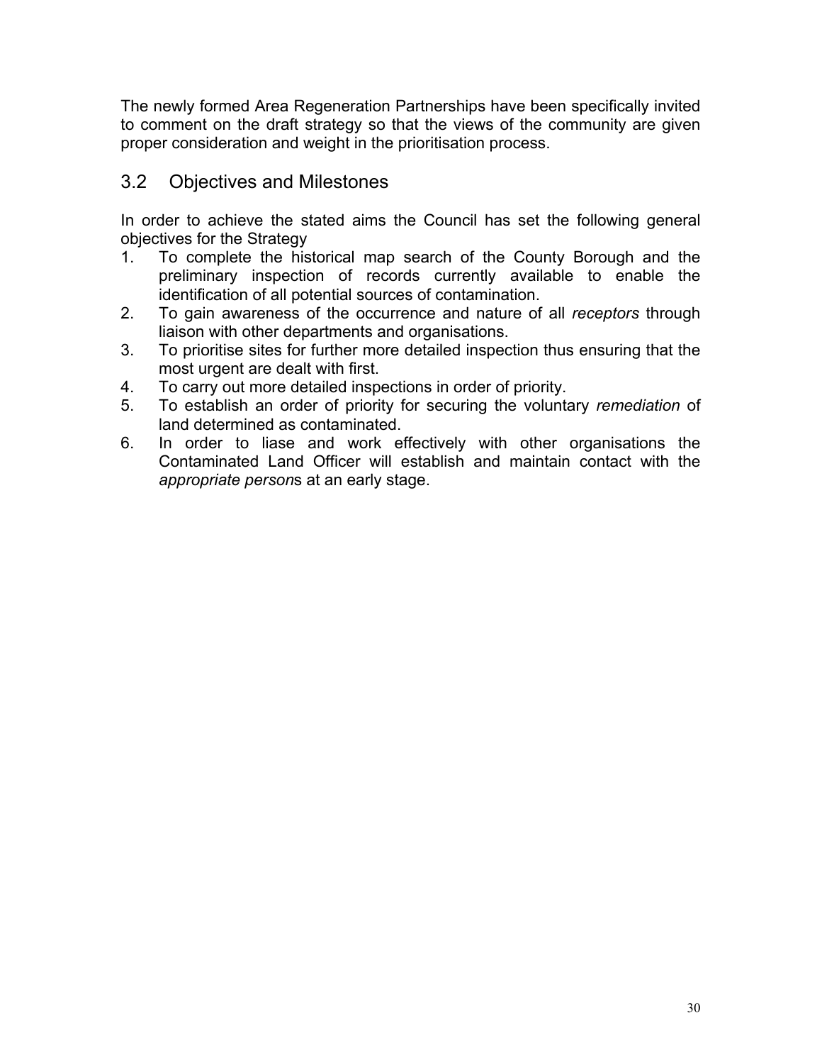The newly formed Area Regeneration Partnerships have been specifically invited to comment on the draft strategy so that the views of the community are given proper consideration and weight in the prioritisation process.

## 3.2 Objectives and Milestones

In order to achieve the stated aims the Council has set the following general objectives for the Strategy

1. To complete the historical map search of the County Borough and the preliminary inspection of records currently available to enable the identification of all potential sources of contamination.
2. To gain awareness of the occurrence and nature of all *receptors* through liaison with other departments and organisations.
3. To prioritise sites for further more detailed inspection thus ensuring that the most urgent are dealt with first.
4. To carry out more detailed inspections in order of priority.
5. To establish an order of priority for securing the voluntary *remediation* of land determined as contaminated.
6. In order to liase and work effectively with other organisations the Contaminated Land Officer will establish and maintain contact with the *appropriate person*s at an early stage.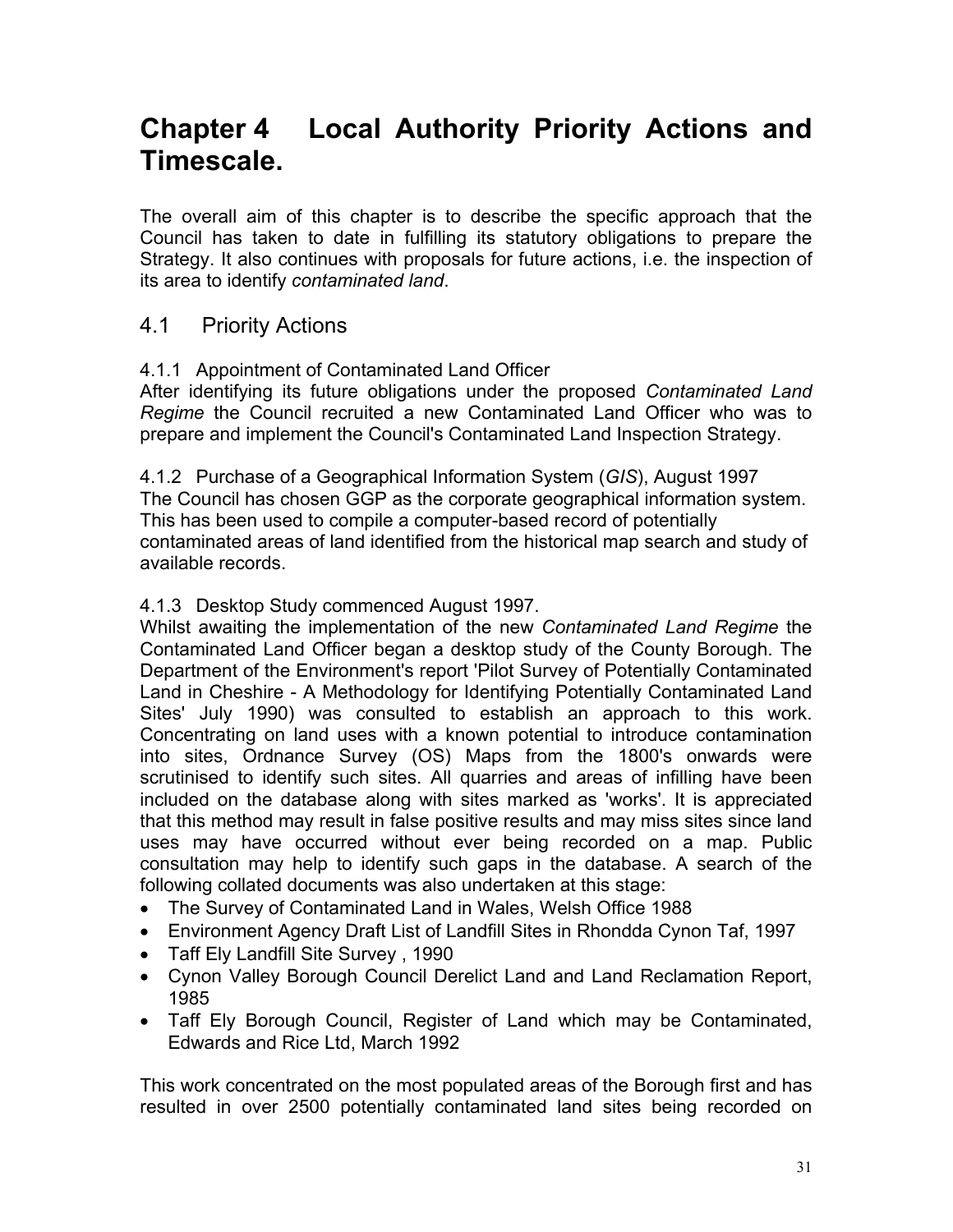# Chapter 4 Local Authority Priority Actions and Timescale.

The overall aim of this chapter is to describe the specific approach that the Council has taken to date in fulfilling its statutory obligations to prepare the Strategy. It also continues with proposals for future actions, i.e. the inspection of its area to identify *contaminated land*.

## 4.1 Priority Actions

4.1.1 Appointment of Contaminated Land Officer
After identifying its future obligations under the proposed *Contaminated Land Regime* the Council recruited a new Contaminated Land Officer who was to prepare and implement the Council's Contaminated Land Inspection Strategy.

4.1.2 Purchase of a Geographical Information System (*GIS*), August 1997
The Council has chosen GGP as the corporate geographical information system. This has been used to compile a computer-based record of potentially contaminated areas of land identified from the historical map search and study of available records.

4.1.3 Desktop Study commenced August 1997.
Whilst awaiting the implementation of the new *Contaminated Land Regime* the Contaminated Land Officer began a desktop study of the County Borough. The Department of the Environment's report 'Pilot Survey of Potentially Contaminated Land in Cheshire - A Methodology for Identifying Potentially Contaminated Land Sites' July 1990) was consulted to establish an approach to this work. Concentrating on land uses with a known potential to introduce contamination into sites, Ordnance Survey (OS) Maps from the 1800's onwards were scrutinised to identify such sites. All quarries and areas of infilling have been included on the database along with sites marked as 'works'. It is appreciated that this method may result in false positive results and may miss sites since land uses may have occurred without ever being recorded on a map. Public consultation may help to identify such gaps in the database. A search of the following collated documents was also undertaken at this stage:

- The Survey of Contaminated Land in Wales, Welsh Office 1988
- Environment Agency Draft List of Landfill Sites in Rhondda Cynon Taf, 1997
- Taff Ely Landfill Site Survey , 1990
- Cynon Valley Borough Council Derelict Land and Land Reclamation Report, 1985
- Taff Ely Borough Council, Register of Land which may be Contaminated, Edwards and Rice Ltd, March 1992

This work concentrated on the most populated areas of the Borough first and has resulted in over 2500 potentially contaminated land sites being recorded on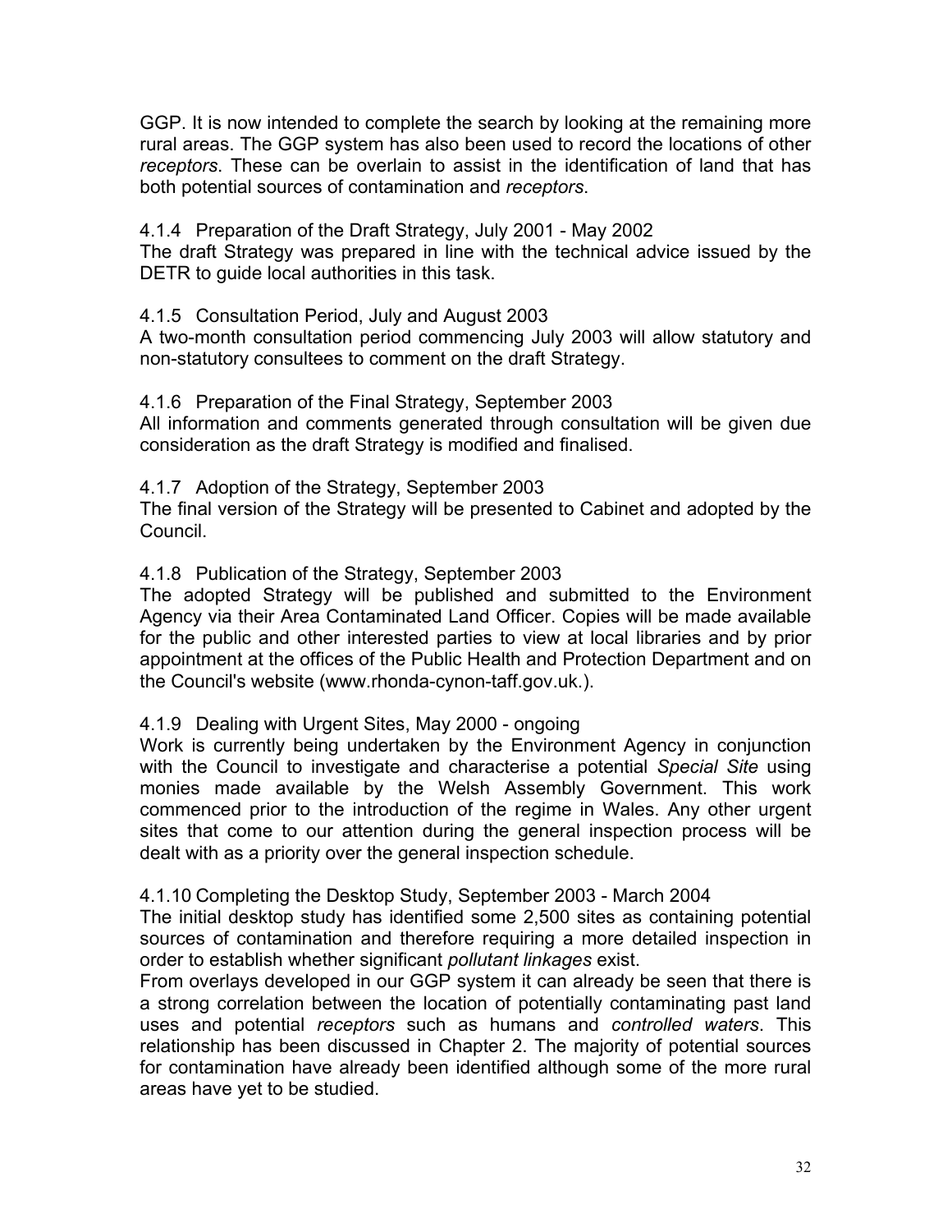GGP. It is now intended to complete the search by looking at the remaining more rural areas. The GGP system has also been used to record the locations of other *receptors*. These can be overlain to assist in the identification of land that has both potential sources of contamination and *receptors*.

4.1.4 Preparation of the Draft Strategy, July 2001 - May 2002

The draft Strategy was prepared in line with the technical advice issued by the DETR to guide local authorities in this task.

4.1.5 Consultation Period, July and August 2003

A two-month consultation period commencing July 2003 will allow statutory and non-statutory consultees to comment on the draft Strategy.

4.1.6 Preparation of the Final Strategy, September 2003

All information and comments generated through consultation will be given due consideration as the draft Strategy is modified and finalised.

4.1.7 Adoption of the Strategy, September 2003

The final version of the Strategy will be presented to Cabinet and adopted by the Council.

4.1.8 Publication of the Strategy, September 2003

The adopted Strategy will be published and submitted to the Environment Agency via their Area Contaminated Land Officer. Copies will be made available for the public and other interested parties to view at local libraries and by prior appointment at the offices of the Public Health and Protection Department and on the Council's website (www.rhonda-cynon-taff.gov.uk.).

4.1.9 Dealing with Urgent Sites, May 2000 - ongoing

Work is currently being undertaken by the Environment Agency in conjunction with the Council to investigate and characterise a potential *Special Site* using monies made available by the Welsh Assembly Government. This work commenced prior to the introduction of the regime in Wales. Any other urgent sites that come to our attention during the general inspection process will be dealt with as a priority over the general inspection schedule.

4.1.10 Completing the Desktop Study, September 2003 - March 2004

The initial desktop study has identified some 2,500 sites as containing potential sources of contamination and therefore requiring a more detailed inspection in order to establish whether significant *pollutant linkages* exist.

From overlays developed in our GGP system it can already be seen that there is a strong correlation between the location of potentially contaminating past land uses and potential *receptors* such as humans and *controlled waters*. This relationship has been discussed in Chapter 2. The majority of potential sources for contamination have already been identified although some of the more rural areas have yet to be studied.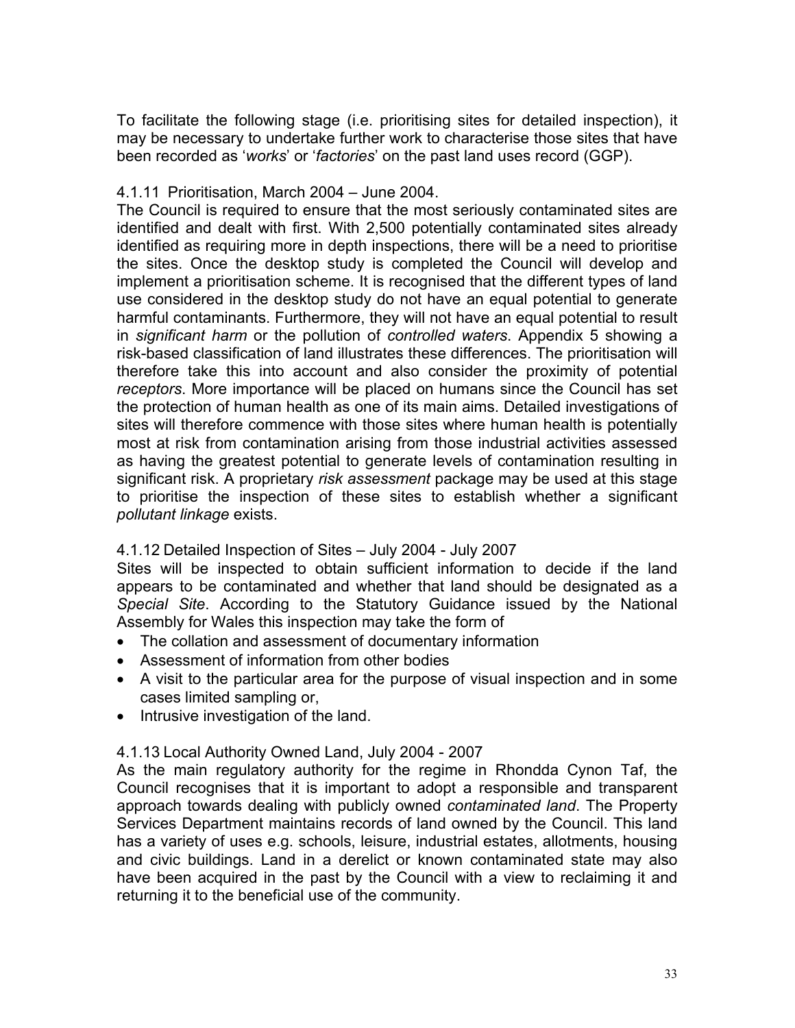To facilitate the following stage (i.e. prioritising sites for detailed inspection), it may be necessary to undertake further work to characterise those sites that have been recorded as '*works*' or '*factories*' on the past land uses record (GGP).

4.1.11 Prioritisation, March 2004 – June 2004.

The Council is required to ensure that the most seriously contaminated sites are identified and dealt with first. With 2,500 potentially contaminated sites already identified as requiring more in depth inspections, there will be a need to prioritise the sites. Once the desktop study is completed the Council will develop and implement a prioritisation scheme. It is recognised that the different types of land use considered in the desktop study do not have an equal potential to generate harmful contaminants. Furthermore, they will not have an equal potential to result in *significant harm* or the pollution of *controlled waters*. Appendix 5 showing a risk-based classification of land illustrates these differences. The prioritisation will therefore take this into account and also consider the proximity of potential *receptors*. More importance will be placed on humans since the Council has set the protection of human health as one of its main aims. Detailed investigations of sites will therefore commence with those sites where human health is potentially most at risk from contamination arising from those industrial activities assessed as having the greatest potential to generate levels of contamination resulting in significant risk. A proprietary *risk assessment* package may be used at this stage to prioritise the inspection of these sites to establish whether a significant *pollutant linkage* exists.

4.1.12 Detailed Inspection of Sites – July 2004 - July 2007

Sites will be inspected to obtain sufficient information to decide if the land appears to be contaminated and whether that land should be designated as a *Special Site*. According to the Statutory Guidance issued by the National Assembly for Wales this inspection may take the form of

- The collation and assessment of documentary information
- Assessment of information from other bodies
- A visit to the particular area for the purpose of visual inspection and in some cases limited sampling or,
- Intrusive investigation of the land.

4.1.13 Local Authority Owned Land, July 2004 - 2007

As the main regulatory authority for the regime in Rhondda Cynon Taf, the Council recognises that it is important to adopt a responsible and transparent approach towards dealing with publicly owned *contaminated land*. The Property Services Department maintains records of land owned by the Council. This land has a variety of uses e.g. schools, leisure, industrial estates, allotments, housing and civic buildings. Land in a derelict or known contaminated state may also have been acquired in the past by the Council with a view to reclaiming it and returning it to the beneficial use of the community.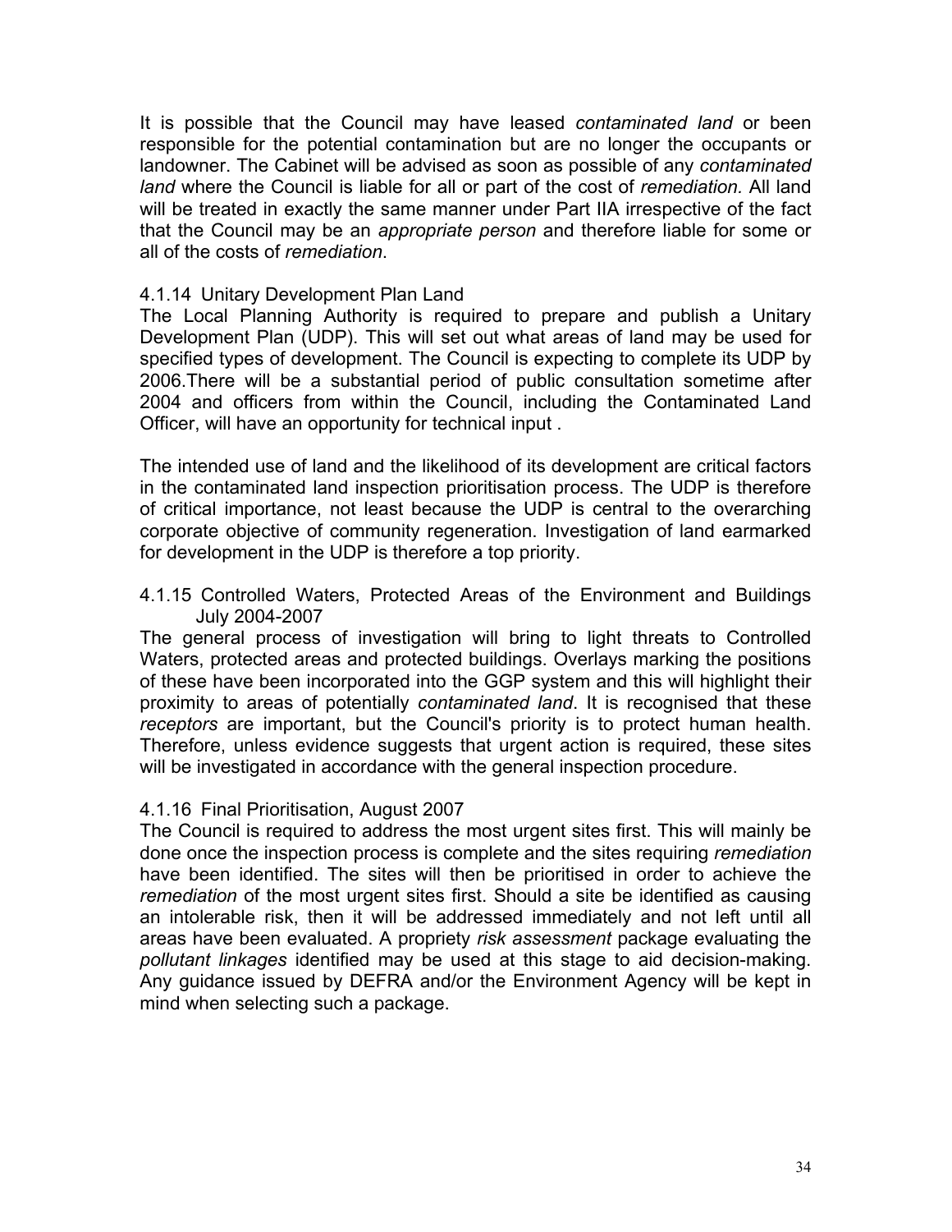It is possible that the Council may have leased *contaminated land* or been responsible for the potential contamination but are no longer the occupants or landowner. The Cabinet will be advised as soon as possible of any *contaminated land* where the Council is liable for all or part of the cost of *remediation.* All land will be treated in exactly the same manner under Part IIA irrespective of the fact that the Council may be an *appropriate person* and therefore liable for some or all of the costs of *remediation*.

#### 4.1.14 Unitary Development Plan Land

The Local Planning Authority is required to prepare and publish a Unitary Development Plan (UDP). This will set out what areas of land may be used for specified types of development. The Council is expecting to complete its UDP by 2006.There will be a substantial period of public consultation sometime after 2004 and officers from within the Council, including the Contaminated Land Officer, will have an opportunity for technical input .

The intended use of land and the likelihood of its development are critical factors in the contaminated land inspection prioritisation process. The UDP is therefore of critical importance, not least because the UDP is central to the overarching corporate objective of community regeneration. Investigation of land earmarked for development in the UDP is therefore a top priority.

#### 4.1.15 Controlled Waters, Protected Areas of the Environment and Buildings July 2004-2007

The general process of investigation will bring to light threats to Controlled Waters, protected areas and protected buildings. Overlays marking the positions of these have been incorporated into the GGP system and this will highlight their proximity to areas of potentially *contaminated land*. It is recognised that these *receptors* are important, but the Council's priority is to protect human health. Therefore, unless evidence suggests that urgent action is required, these sites will be investigated in accordance with the general inspection procedure.

#### 4.1.16 Final Prioritisation, August 2007

The Council is required to address the most urgent sites first. This will mainly be done once the inspection process is complete and the sites requiring *remediation* have been identified. The sites will then be prioritised in order to achieve the *remediation* of the most urgent sites first. Should a site be identified as causing an intolerable risk, then it will be addressed immediately and not left until all areas have been evaluated. A propriety *risk assessment* package evaluating the *pollutant linkages* identified may be used at this stage to aid decision-making. Any guidance issued by DEFRA and/or the Environment Agency will be kept in mind when selecting such a package.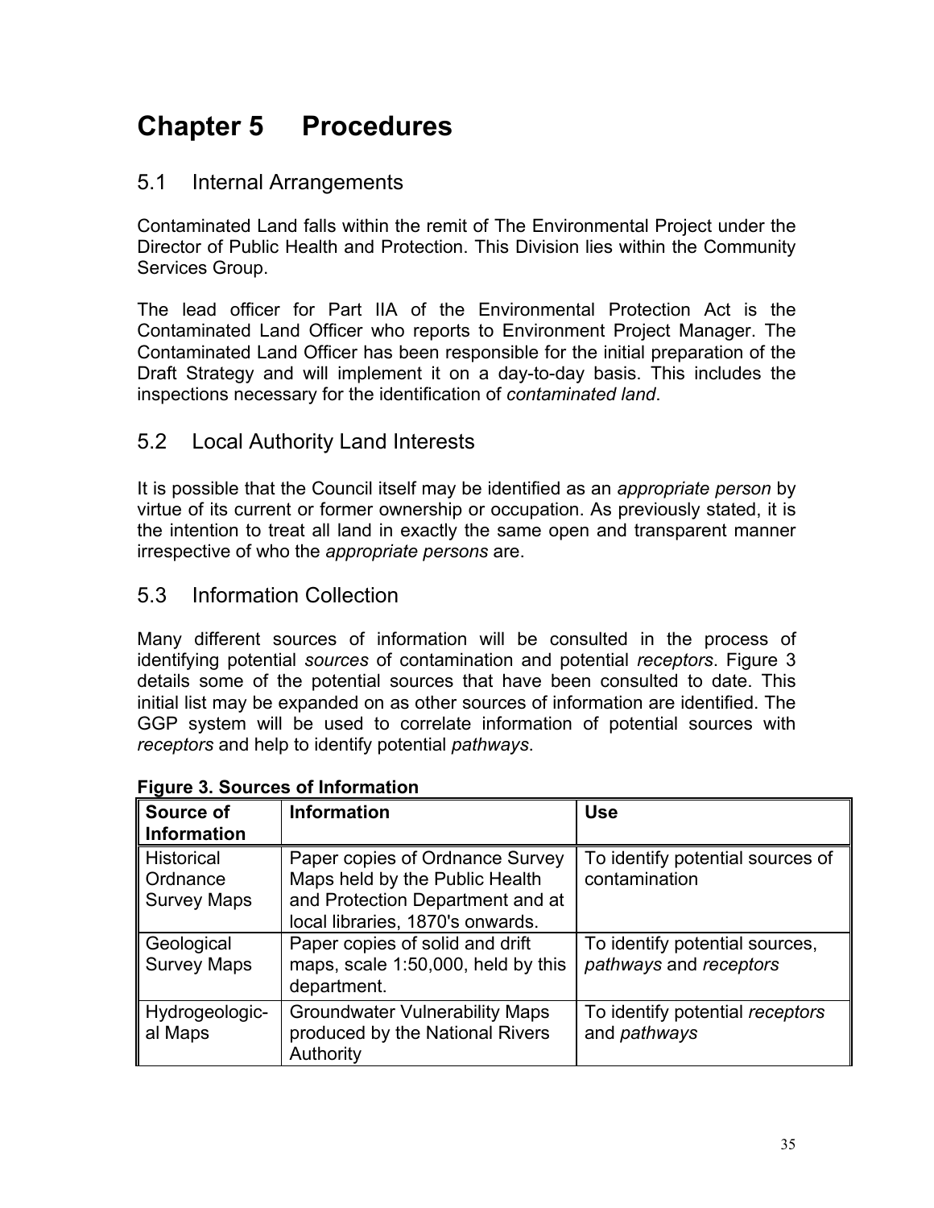# Chapter 5 Procedures

## 5.1 Internal Arrangements

Contaminated Land falls within the remit of The Environmental Project under the Director of Public Health and Protection. This Division lies within the Community Services Group.

The lead officer for Part IIA of the Environmental Protection Act is the Contaminated Land Officer who reports to Environment Project Manager. The Contaminated Land Officer has been responsible for the initial preparation of the Draft Strategy and will implement it on a day-to-day basis. This includes the inspections necessary for the identification of *contaminated land*.

## 5.2 Local Authority Land Interests

It is possible that the Council itself may be identified as an *appropriate person* by virtue of its current or former ownership or occupation. As previously stated, it is the intention to treat all land in exactly the same open and transparent manner irrespective of who the *appropriate persons* are.

## 5.3 Information Collection

Many different sources of information will be consulted in the process of identifying potential *sources* of contamination and potential *receptors*. Figure 3 details some of the potential sources that have been consulted to date. This initial list may be expanded on as other sources of information are identified. The GGP system will be used to correlate information of potential sources with *receptors* and help to identify potential *pathways*.

**Figure 3. Sources of Information**

| Source of Information | Information | Use |
|---|---|---|
| Historical Ordnance Survey Maps | Paper copies of Ordnance Survey Maps held by the Public Health and Protection Department and at local libraries, 1870's onwards. | To identify potential sources of contamination |
| Geological Survey Maps | Paper copies of solid and drift maps, scale 1:50,000, held by this department. | To identify potential sources, *pathways* and *receptors* |
| Hydrogeological Maps | Groundwater Vulnerability Maps produced by the National Rivers Authority | To identify potential *receptors* and *pathways* |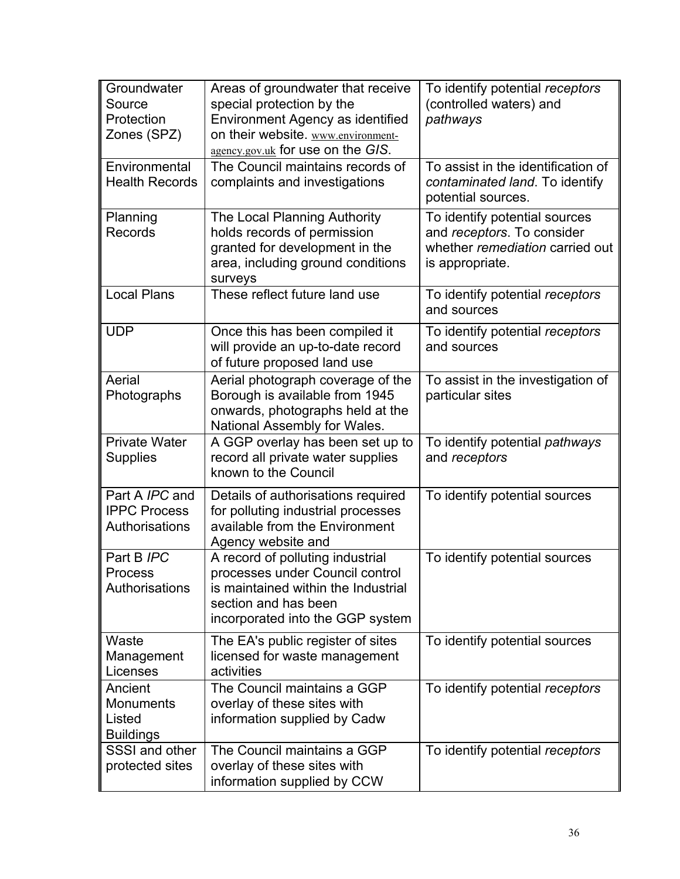| | | |
|---|---|---|
| Groundwater Source Protection Zones (SPZ) | Areas of groundwater that receive special protection by the Environment Agency as identified on their website. www.environment-agency.gov.uk for use on the *GIS*. | To identify potential *receptors* (controlled waters) and *pathways* |
| Environmental Health Records | The Council maintains records of complaints and investigations | To assist in the identification of *contaminated land*. To identify potential sources. |
| Planning Records | The Local Planning Authority holds records of permission granted for development in the area, including ground conditions surveys | To identify potential sources and *receptors*. To consider whether *remediation* carried out is appropriate. |
| Local Plans | These reflect future land use | To identify potential *receptors* and sources |
| UDP | Once this has been compiled it will provide an up-to-date record of future proposed land use | To identify potential *receptors* and sources |
| Aerial Photographs | Aerial photograph coverage of the Borough is available from 1945 onwards, photographs held at the National Assembly for Wales. | To assist in the investigation of particular sites |
| Private Water Supplies | A GGP overlay has been set up to record all private water supplies known to the Council | To identify potential *pathways* and *receptors* |
| Part A *IPC* and IPPC Process Authorisations | Details of authorisations required for polluting industrial processes available from the Environment Agency website and | To identify potential sources |
| Part B *IPC* Process Authorisations | A record of polluting industrial processes under Council control is maintained within the Industrial section and has been incorporated into the GGP system | To identify potential sources |
| Waste Management Licenses | The EA's public register of sites licensed for waste management activities | To identify potential sources |
| Ancient Monuments Listed Buildings | The Council maintains a GGP overlay of these sites with information supplied by Cadw | To identify potential *receptors* |
| SSSI and other protected sites | The Council maintains a GGP overlay of these sites with information supplied by CCW | To identify potential *receptors* |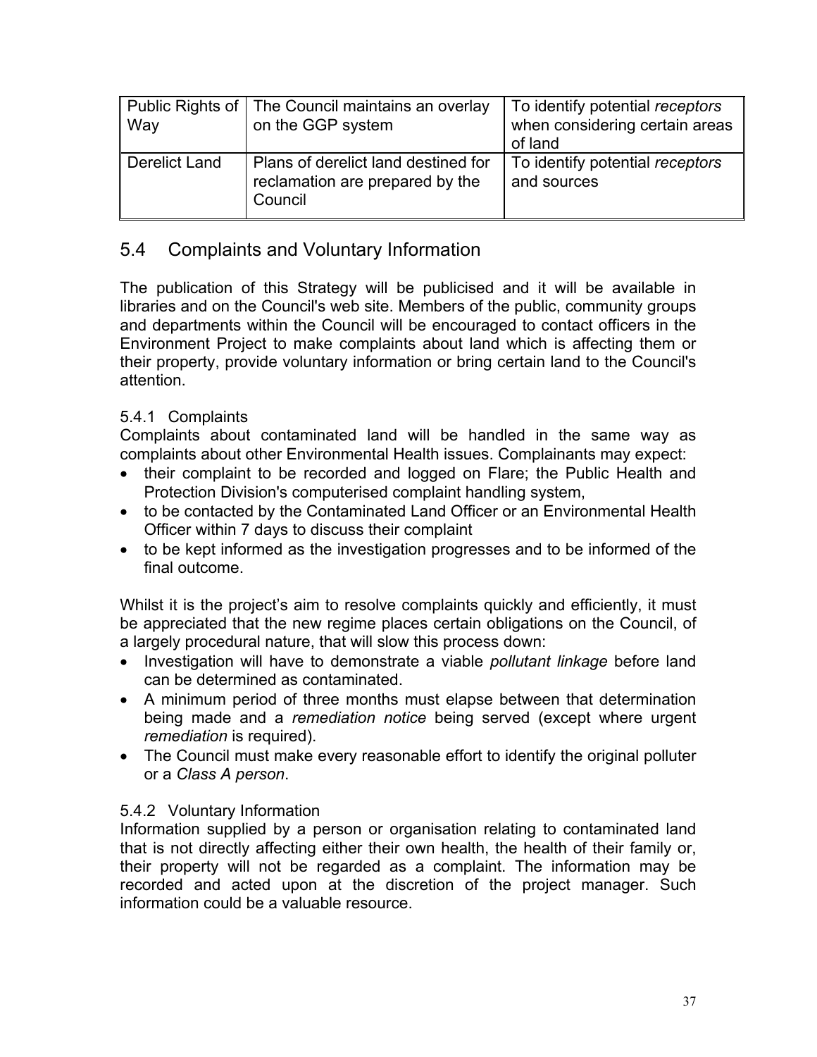| Public Rights of Way | The Council maintains an overlay on the GGP system | To identify potential *receptors* when considering certain areas of land |
|---|---|---|
| Derelict Land | Plans of derelict land destined for reclamation are prepared by the Council | To identify potential *receptors* and sources |

## 5.4 Complaints and Voluntary Information

The publication of this Strategy will be publicised and it will be available in libraries and on the Council's web site. Members of the public, community groups and departments within the Council will be encouraged to contact officers in the Environment Project to make complaints about land which is affecting them or their property, provide voluntary information or bring certain land to the Council's attention.

### 5.4.1 Complaints

Complaints about contaminated land will be handled in the same way as complaints about other Environmental Health issues. Complainants may expect:

- their complaint to be recorded and logged on Flare; the Public Health and Protection Division's computerised complaint handling system,
- to be contacted by the Contaminated Land Officer or an Environmental Health Officer within 7 days to discuss their complaint
- to be kept informed as the investigation progresses and to be informed of the final outcome.

Whilst it is the project's aim to resolve complaints quickly and efficiently, it must be appreciated that the new regime places certain obligations on the Council, of a largely procedural nature, that will slow this process down:

- Investigation will have to demonstrate a viable *pollutant linkage* before land can be determined as contaminated.
- A minimum period of three months must elapse between that determination being made and a *remediation notice* being served (except where urgent *remediation* is required).
- The Council must make every reasonable effort to identify the original polluter or a *Class A person*.

### 5.4.2 Voluntary Information

Information supplied by a person or organisation relating to contaminated land that is not directly affecting either their own health, the health of their family or, their property will not be regarded as a complaint. The information may be recorded and acted upon at the discretion of the project manager. Such information could be a valuable resource.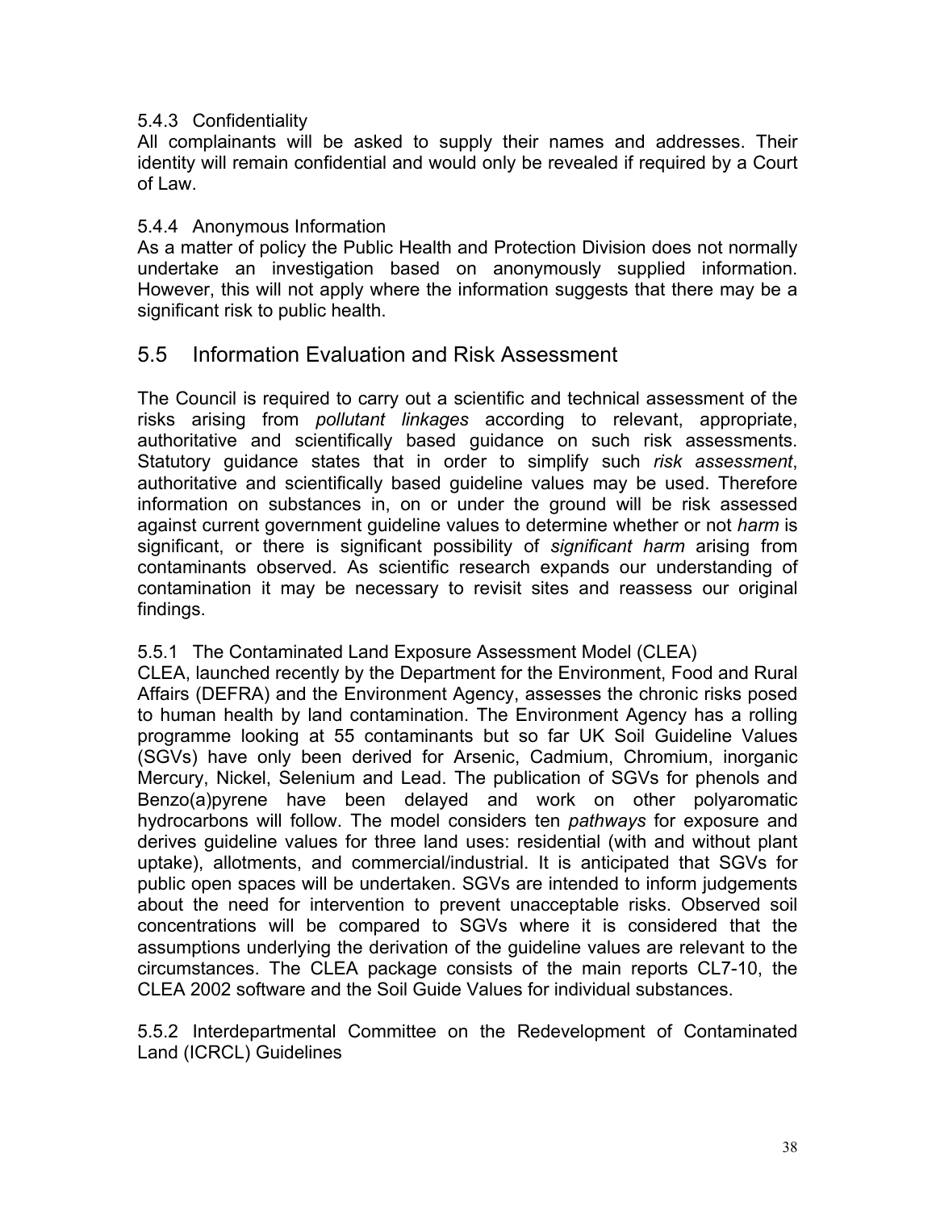#### 5.4.3 Confidentiality

All complainants will be asked to supply their names and addresses. Their identity will remain confidential and would only be revealed if required by a Court of Law.

#### 5.4.4 Anonymous Information

As a matter of policy the Public Health and Protection Division does not normally undertake an investigation based on anonymously supplied information. However, this will not apply where the information suggests that there may be a significant risk to public health.

## 5.5 Information Evaluation and Risk Assessment

The Council is required to carry out a scientific and technical assessment of the risks arising from *pollutant linkages* according to relevant, appropriate, authoritative and scientifically based guidance on such risk assessments. Statutory guidance states that in order to simplify such *risk assessment*, authoritative and scientifically based guideline values may be used. Therefore information on substances in, on or under the ground will be risk assessed against current government guideline values to determine whether or not *harm* is significant, or there is significant possibility of *significant harm* arising from contaminants observed. As scientific research expands our understanding of contamination it may be necessary to revisit sites and reassess our original findings.

#### 5.5.1 The Contaminated Land Exposure Assessment Model (CLEA)

CLEA, launched recently by the Department for the Environment, Food and Rural Affairs (DEFRA) and the Environment Agency, assesses the chronic risks posed to human health by land contamination. The Environment Agency has a rolling programme looking at 55 contaminants but so far UK Soil Guideline Values (SGVs) have only been derived for Arsenic, Cadmium, Chromium, inorganic Mercury, Nickel, Selenium and Lead. The publication of SGVs for phenols and Benzo(a)pyrene have been delayed and work on other polyaromatic hydrocarbons will follow. The model considers ten *pathways* for exposure and derives guideline values for three land uses: residential (with and without plant uptake), allotments, and commercial/industrial. It is anticipated that SGVs for public open spaces will be undertaken. SGVs are intended to inform judgements about the need for intervention to prevent unacceptable risks. Observed soil concentrations will be compared to SGVs where it is considered that the assumptions underlying the derivation of the guideline values are relevant to the circumstances. The CLEA package consists of the main reports CL7-10, the CLEA 2002 software and the Soil Guide Values for individual substances.

#### 5.5.2 Interdepartmental Committee on the Redevelopment of Contaminated Land (ICRCL) Guidelines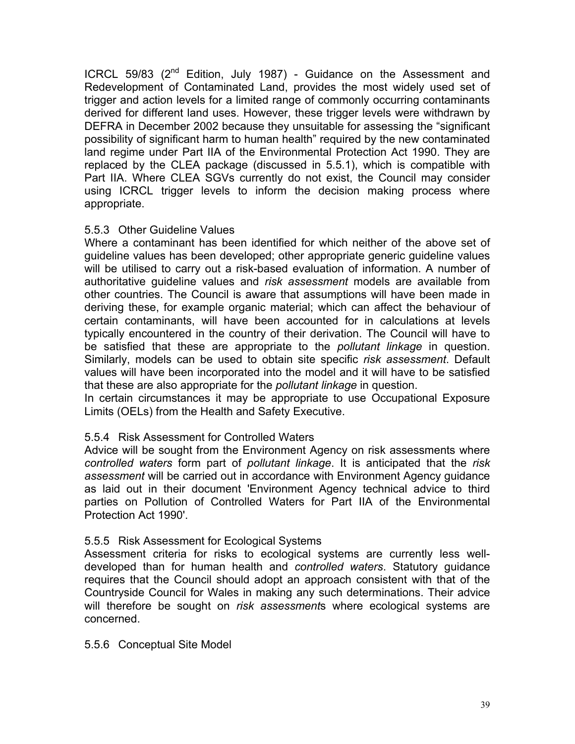ICRCL 59/83 (2nd Edition, July 1987) - Guidance on the Assessment and Redevelopment of Contaminated Land, provides the most widely used set of trigger and action levels for a limited range of commonly occurring contaminants derived for different land uses. However, these trigger levels were withdrawn by DEFRA in December 2002 because they unsuitable for assessing the "significant possibility of significant harm to human health" required by the new contaminated land regime under Part IIA of the Environmental Protection Act 1990. They are replaced by the CLEA package (discussed in 5.5.1), which is compatible with Part IIA. Where CLEA SGVs currently do not exist, the Council may consider using ICRCL trigger levels to inform the decision making process where appropriate.

### 5.5.3 Other Guideline Values

Where a contaminant has been identified for which neither of the above set of guideline values has been developed; other appropriate generic guideline values will be utilised to carry out a risk-based evaluation of information. A number of authoritative guideline values and *risk assessment* models are available from other countries. The Council is aware that assumptions will have been made in deriving these, for example organic material; which can affect the behaviour of certain contaminants, will have been accounted for in calculations at levels typically encountered in the country of their derivation. The Council will have to be satisfied that these are appropriate to the *pollutant linkage* in question. Similarly, models can be used to obtain site specific *risk assessment*. Default values will have been incorporated into the model and it will have to be satisfied that these are also appropriate for the *pollutant linkage* in question.

In certain circumstances it may be appropriate to use Occupational Exposure Limits (OELs) from the Health and Safety Executive.

### 5.5.4 Risk Assessment for Controlled Waters

Advice will be sought from the Environment Agency on risk assessments where *controlled waters* form part of *pollutant linkage*. It is anticipated that the *risk assessment* will be carried out in accordance with Environment Agency guidance as laid out in their document 'Environment Agency technical advice to third parties on Pollution of Controlled Waters for Part IIA of the Environmental Protection Act 1990'.

### 5.5.5 Risk Assessment for Ecological Systems

Assessment criteria for risks to ecological systems are currently less well-developed than for human health and *controlled waters*. Statutory guidance requires that the Council should adopt an approach consistent with that of the Countryside Council for Wales in making any such determinations. Their advice will therefore be sought on *risk assessment*s where ecological systems are concerned.

### 5.5.6 Conceptual Site Model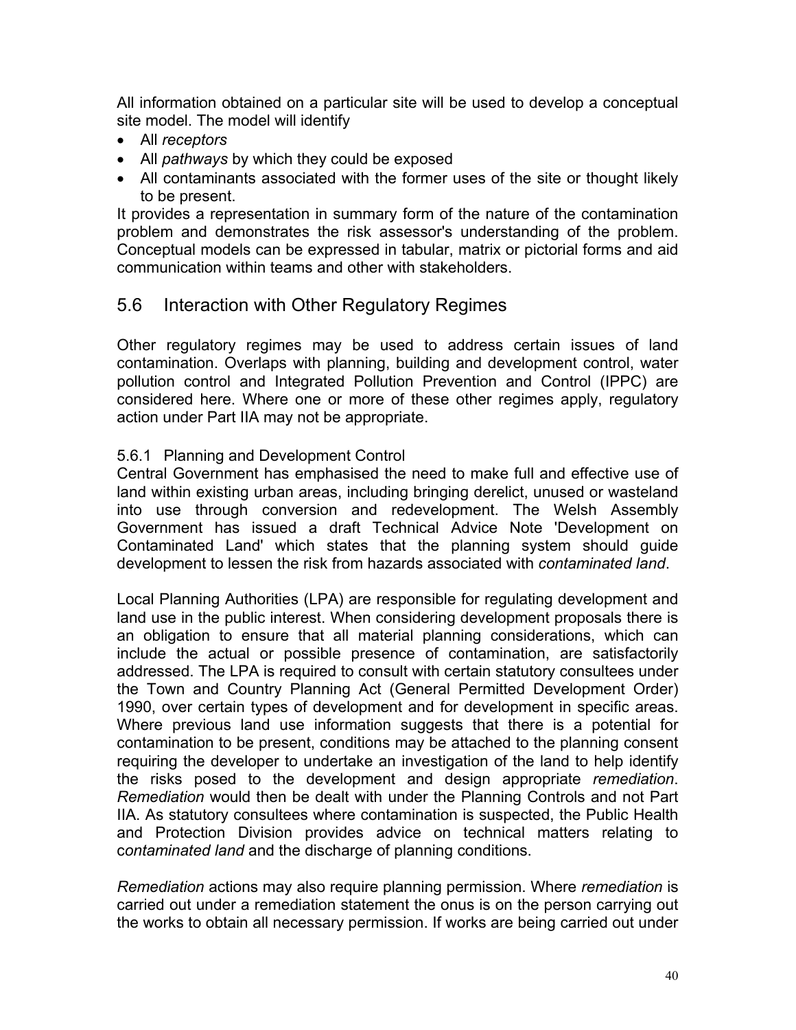All information obtained on a particular site will be used to develop a conceptual site model. The model will identify

- All *receptors*
- All *pathways* by which they could be exposed
- All contaminants associated with the former uses of the site or thought likely to be present.

It provides a representation in summary form of the nature of the contamination problem and demonstrates the risk assessor's understanding of the problem. Conceptual models can be expressed in tabular, matrix or pictorial forms and aid communication within teams and other with stakeholders.

## 5.6 Interaction with Other Regulatory Regimes

Other regulatory regimes may be used to address certain issues of land contamination. Overlaps with planning, building and development control, water pollution control and Integrated Pollution Prevention and Control (IPPC) are considered here. Where one or more of these other regimes apply, regulatory action under Part IIA may not be appropriate.

### 5.6.1 Planning and Development Control

Central Government has emphasised the need to make full and effective use of land within existing urban areas, including bringing derelict, unused or wasteland into use through conversion and redevelopment. The Welsh Assembly Government has issued a draft Technical Advice Note 'Development on Contaminated Land' which states that the planning system should guide development to lessen the risk from hazards associated with *contaminated land*.

Local Planning Authorities (LPA) are responsible for regulating development and land use in the public interest. When considering development proposals there is an obligation to ensure that all material planning considerations, which can include the actual or possible presence of contamination, are satisfactorily addressed. The LPA is required to consult with certain statutory consultees under the Town and Country Planning Act (General Permitted Development Order) 1990, over certain types of development and for development in specific areas. Where previous land use information suggests that there is a potential for contamination to be present, conditions may be attached to the planning consent requiring the developer to undertake an investigation of the land to help identify the risks posed to the development and design appropriate *remediation*. *Remediation* would then be dealt with under the Planning Controls and not Part IIA. As statutory consultees where contamination is suspected, the Public Health and Protection Division provides advice on technical matters relating to *contaminated land* and the discharge of planning conditions.

*Remediation* actions may also require planning permission. Where *remediation* is carried out under a remediation statement the onus is on the person carrying out the works to obtain all necessary permission. If works are being carried out under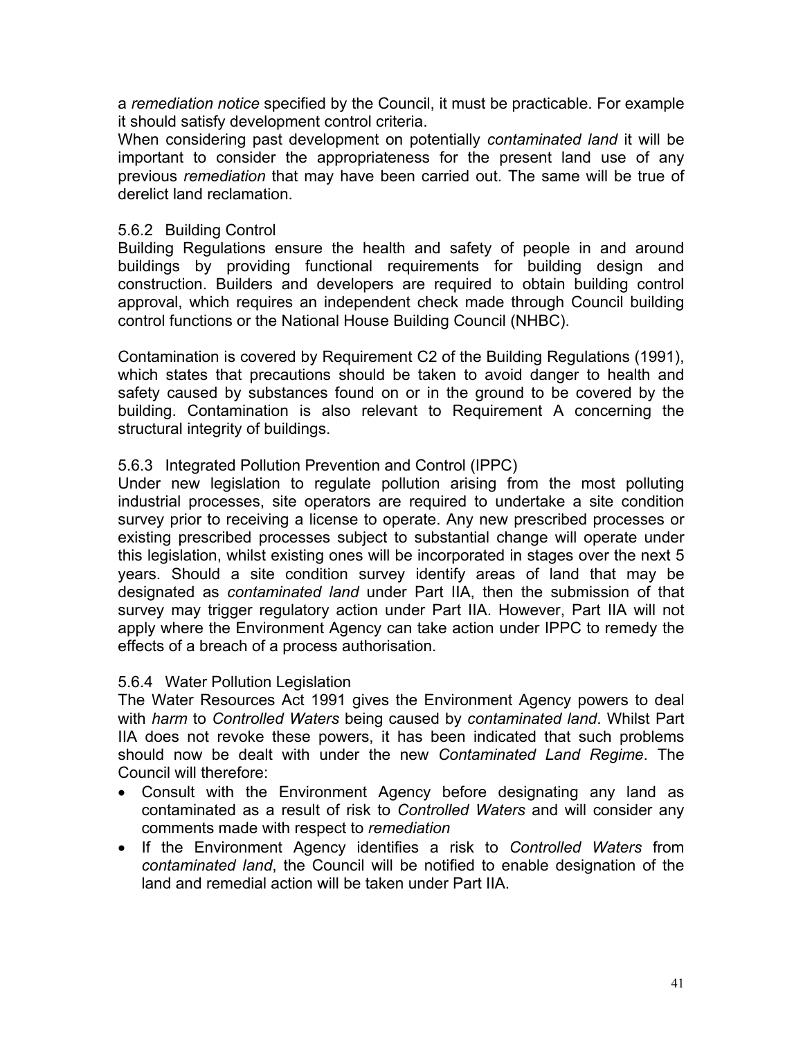a *remediation notice* specified by the Council, it must be practicable. For example it should satisfy development control criteria.
When considering past development on potentially *contaminated land* it will be important to consider the appropriateness for the present land use of any previous *remediation* that may have been carried out. The same will be true of derelict land reclamation.

### 5.6.2 Building Control

Building Regulations ensure the health and safety of people in and around buildings by providing functional requirements for building design and construction. Builders and developers are required to obtain building control approval, which requires an independent check made through Council building control functions or the National House Building Council (NHBC).

Contamination is covered by Requirement C2 of the Building Regulations (1991), which states that precautions should be taken to avoid danger to health and safety caused by substances found on or in the ground to be covered by the building. Contamination is also relevant to Requirement A concerning the structural integrity of buildings.

### 5.6.3 Integrated Pollution Prevention and Control (IPPC)

Under new legislation to regulate pollution arising from the most polluting industrial processes, site operators are required to undertake a site condition survey prior to receiving a license to operate. Any new prescribed processes or existing prescribed processes subject to substantial change will operate under this legislation, whilst existing ones will be incorporated in stages over the next 5 years. Should a site condition survey identify areas of land that may be designated as *contaminated land* under Part IIA, then the submission of that survey may trigger regulatory action under Part IIA. However, Part IIA will not apply where the Environment Agency can take action under IPPC to remedy the effects of a breach of a process authorisation.

### 5.6.4 Water Pollution Legislation

The Water Resources Act 1991 gives the Environment Agency powers to deal with *harm* to *Controlled Waters* being caused by *contaminated land*. Whilst Part IIA does not revoke these powers, it has been indicated that such problems should now be dealt with under the new *Contaminated Land Regime*. The Council will therefore:

- Consult with the Environment Agency before designating any land as contaminated as a result of risk to *Controlled Waters* and will consider any comments made with respect to *remediation*
- If the Environment Agency identifies a risk to *Controlled Waters* from *contaminated land*, the Council will be notified to enable designation of the land and remedial action will be taken under Part IIA.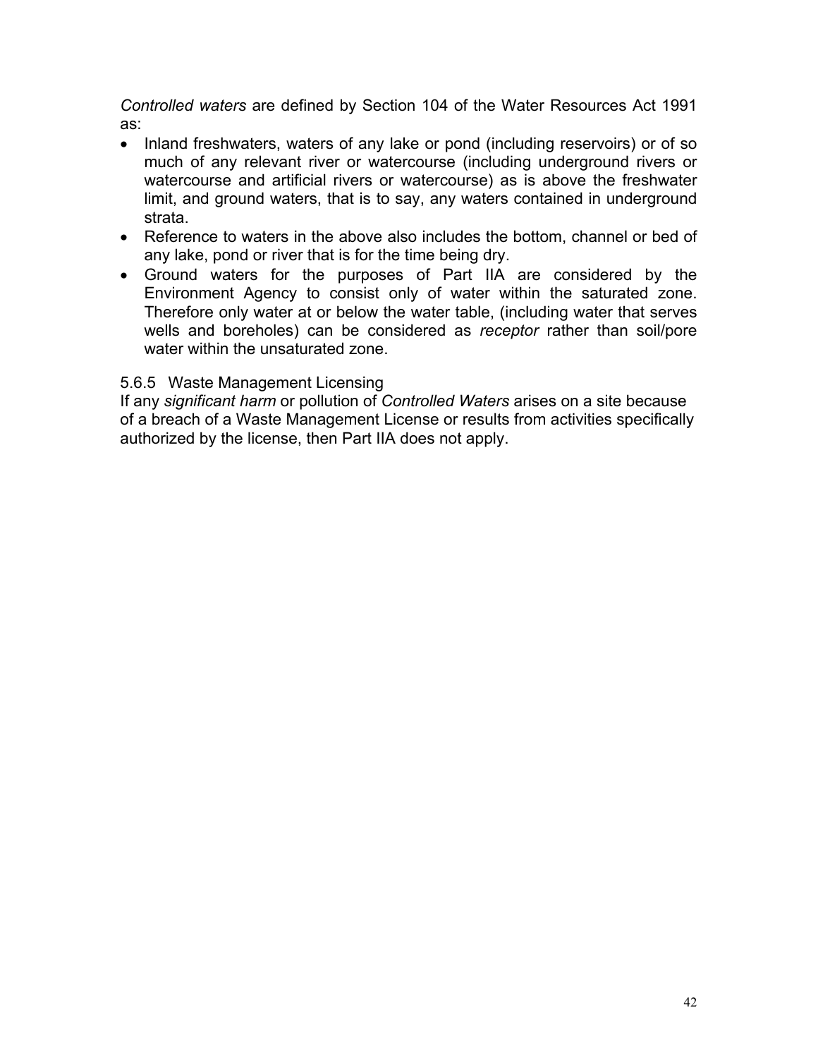*Controlled waters* are defined by Section 104 of the Water Resources Act 1991 as:

- Inland freshwaters, waters of any lake or pond (including reservoirs) or of so much of any relevant river or watercourse (including underground rivers or watercourse and artificial rivers or watercourse) as is above the freshwater limit, and ground waters, that is to say, any waters contained in underground strata.
- Reference to waters in the above also includes the bottom, channel or bed of any lake, pond or river that is for the time being dry.
- Ground waters for the purposes of Part IIA are considered by the Environment Agency to consist only of water within the saturated zone. Therefore only water at or below the water table, (including water that serves wells and boreholes) can be considered as *receptor* rather than soil/pore water within the unsaturated zone.

#### 5.6.5 Waste Management Licensing

If any *significant harm* or pollution of *Controlled Waters* arises on a site because of a breach of a Waste Management License or results from activities specifically authorized by the license, then Part IIA does not apply.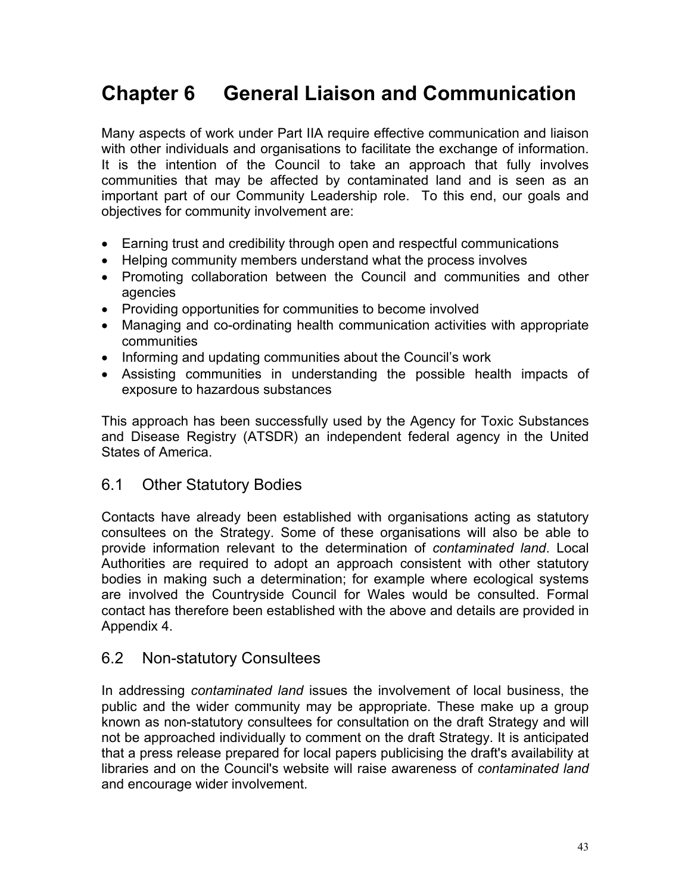# Chapter 6 General Liaison and Communication

Many aspects of work under Part IIA require effective communication and liaison with other individuals and organisations to facilitate the exchange of information. It is the intention of the Council to take an approach that fully involves communities that may be affected by contaminated land and is seen as an important part of our Community Leadership role. To this end, our goals and objectives for community involvement are:

- Earning trust and credibility through open and respectful communications
- Helping community members understand what the process involves
- Promoting collaboration between the Council and communities and other agencies
- Providing opportunities for communities to become involved
- Managing and co-ordinating health communication activities with appropriate communities
- Informing and updating communities about the Council's work
- Assisting communities in understanding the possible health impacts of exposure to hazardous substances

This approach has been successfully used by the Agency for Toxic Substances and Disease Registry (ATSDR) an independent federal agency in the United States of America.

## 6.1 Other Statutory Bodies

Contacts have already been established with organisations acting as statutory consultees on the Strategy. Some of these organisations will also be able to provide information relevant to the determination of *contaminated land*. Local Authorities are required to adopt an approach consistent with other statutory bodies in making such a determination; for example where ecological systems are involved the Countryside Council for Wales would be consulted. Formal contact has therefore been established with the above and details are provided in Appendix 4.

## 6.2 Non-statutory Consultees

In addressing *contaminated land* issues the involvement of local business, the public and the wider community may be appropriate. These make up a group known as non-statutory consultees for consultation on the draft Strategy and will not be approached individually to comment on the draft Strategy. It is anticipated that a press release prepared for local papers publicising the draft's availability at libraries and on the Council's website will raise awareness of *contaminated land* and encourage wider involvement.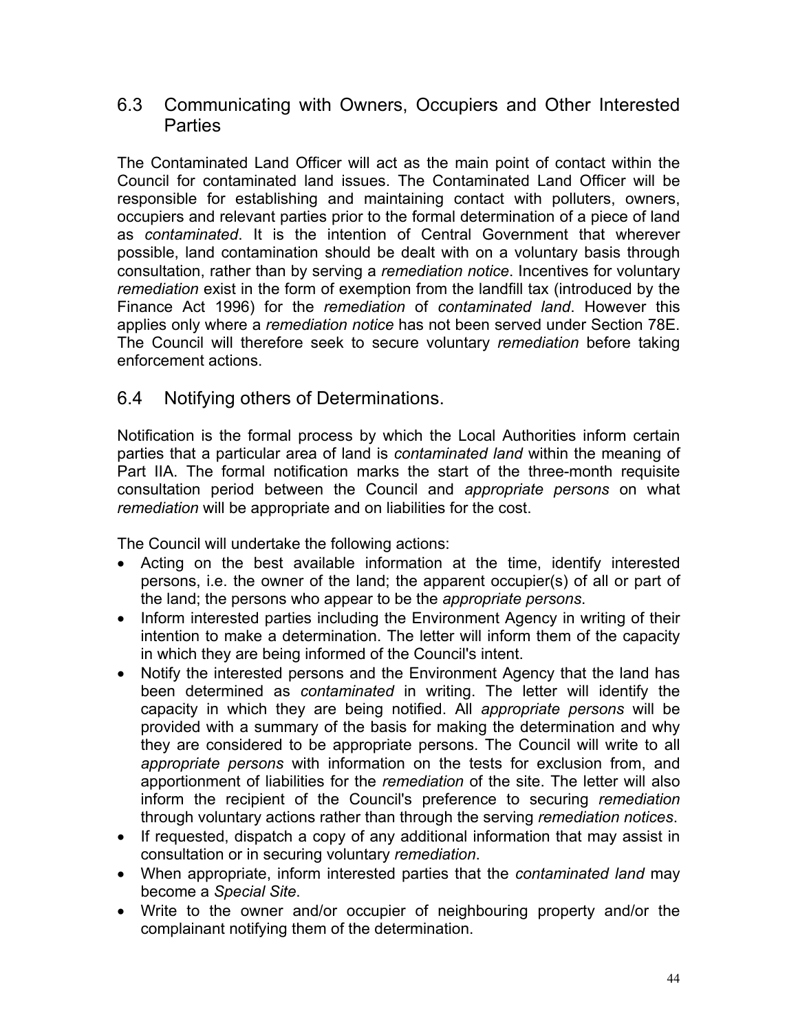## 6.3 Communicating with Owners, Occupiers and Other Interested Parties

The Contaminated Land Officer will act as the main point of contact within the Council for contaminated land issues. The Contaminated Land Officer will be responsible for establishing and maintaining contact with polluters, owners, occupiers and relevant parties prior to the formal determination of a piece of land as *contaminated*. It is the intention of Central Government that wherever possible, land contamination should be dealt with on a voluntary basis through consultation, rather than by serving a *remediation notice*. Incentives for voluntary *remediation* exist in the form of exemption from the landfill tax (introduced by the Finance Act 1996) for the *remediation* of *contaminated land*. However this applies only where a *remediation notice* has not been served under Section 78E. The Council will therefore seek to secure voluntary *remediation* before taking enforcement actions.

## 6.4 Notifying others of Determinations.

Notification is the formal process by which the Local Authorities inform certain parties that a particular area of land is *contaminated land* within the meaning of Part IIA. The formal notification marks the start of the three-month requisite consultation period between the Council and *appropriate persons* on what *remediation* will be appropriate and on liabilities for the cost.

The Council will undertake the following actions:

- Acting on the best available information at the time, identify interested persons, i.e. the owner of the land; the apparent occupier(s) of all or part of the land; the persons who appear to be the *appropriate persons*.
- Inform interested parties including the Environment Agency in writing of their intention to make a determination. The letter will inform them of the capacity in which they are being informed of the Council's intent.
- Notify the interested persons and the Environment Agency that the land has been determined as *contaminated* in writing. The letter will identify the capacity in which they are being notified. All *appropriate persons* will be provided with a summary of the basis for making the determination and why they are considered to be appropriate persons. The Council will write to all *appropriate persons* with information on the tests for exclusion from, and apportionment of liabilities for the *remediation* of the site. The letter will also inform the recipient of the Council's preference to securing *remediation* through voluntary actions rather than through the serving *remediation notices*.
- If requested, dispatch a copy of any additional information that may assist in consultation or in securing voluntary *remediation*.
- When appropriate, inform interested parties that the *contaminated land* may become a *Special Site*.
- Write to the owner and/or occupier of neighbouring property and/or the complainant notifying them of the determination.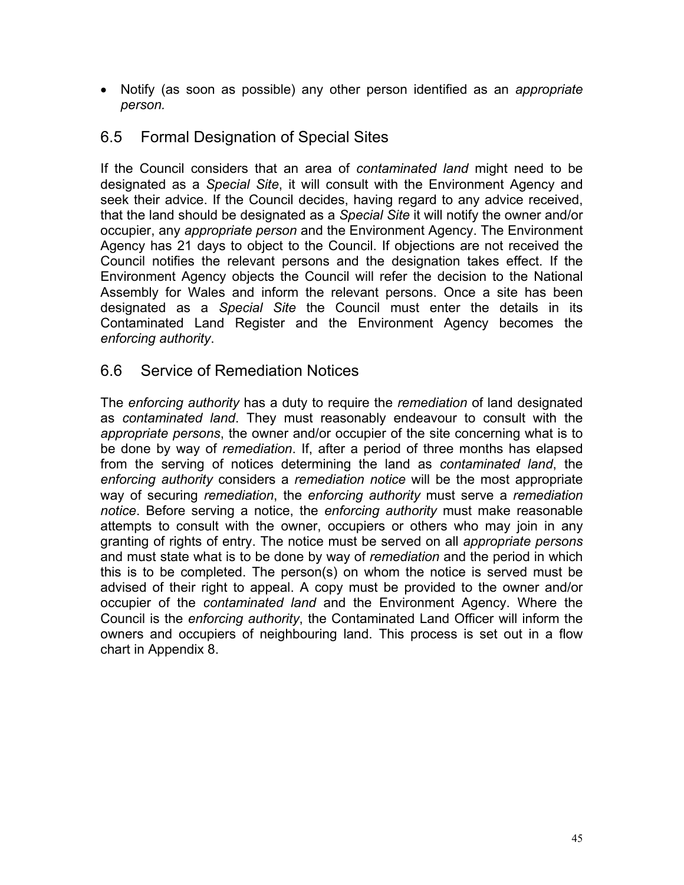- Notify (as soon as possible) any other person identified as an *appropriate person.*

## 6.5 Formal Designation of Special Sites

If the Council considers that an area of *contaminated land* might need to be designated as a *Special Site*, it will consult with the Environment Agency and seek their advice. If the Council decides, having regard to any advice received, that the land should be designated as a *Special Site* it will notify the owner and/or occupier, any *appropriate person* and the Environment Agency. The Environment Agency has 21 days to object to the Council. If objections are not received the Council notifies the relevant persons and the designation takes effect. If the Environment Agency objects the Council will refer the decision to the National Assembly for Wales and inform the relevant persons. Once a site has been designated as a *Special Site* the Council must enter the details in its Contaminated Land Register and the Environment Agency becomes the *enforcing authority*.

## 6.6 Service of Remediation Notices

The *enforcing authority* has a duty to require the *remediation* of land designated as *contaminated land*. They must reasonably endeavour to consult with the *appropriate persons*, the owner and/or occupier of the site concerning what is to be done by way of *remediation*. If, after a period of three months has elapsed from the serving of notices determining the land as *contaminated land*, the *enforcing authority* considers a *remediation notice* will be the most appropriate way of securing *remediation*, the *enforcing authority* must serve a *remediation notice*. Before serving a notice, the *enforcing authority* must make reasonable attempts to consult with the owner, occupiers or others who may join in any granting of rights of entry. The notice must be served on all *appropriate persons* and must state what is to be done by way of *remediation* and the period in which this is to be completed. The person(s) on whom the notice is served must be advised of their right to appeal. A copy must be provided to the owner and/or occupier of the *contaminated land* and the Environment Agency. Where the Council is the *enforcing authority*, the Contaminated Land Officer will inform the owners and occupiers of neighbouring land. This process is set out in a flow chart in Appendix 8.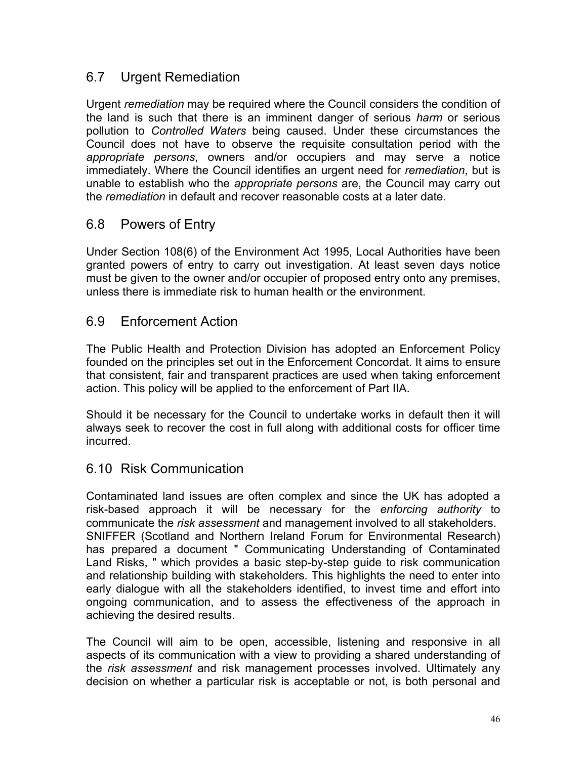## 6.7 Urgent Remediation

Urgent *remediation* may be required where the Council considers the condition of the land is such that there is an imminent danger of serious *harm* or serious pollution to *Controlled Waters* being caused. Under these circumstances the Council does not have to observe the requisite consultation period with the *appropriate persons*, owners and/or occupiers and may serve a notice immediately. Where the Council identifies an urgent need for *remediation*, but is unable to establish who the *appropriate persons* are, the Council may carry out the *remediation* in default and recover reasonable costs at a later date.

## 6.8 Powers of Entry

Under Section 108(6) of the Environment Act 1995, Local Authorities have been granted powers of entry to carry out investigation. At least seven days notice must be given to the owner and/or occupier of proposed entry onto any premises, unless there is immediate risk to human health or the environment.

## 6.9 Enforcement Action

The Public Health and Protection Division has adopted an Enforcement Policy founded on the principles set out in the Enforcement Concordat. It aims to ensure that consistent, fair and transparent practices are used when taking enforcement action. This policy will be applied to the enforcement of Part IIA.

Should it be necessary for the Council to undertake works in default then it will always seek to recover the cost in full along with additional costs for officer time incurred.

## 6.10 Risk Communication

Contaminated land issues are often complex and since the UK has adopted a risk-based approach it will be necessary for the *enforcing authority* to communicate the *risk assessment* and management involved to all stakeholders. SNIFFER (Scotland and Northern Ireland Forum for Environmental Research) has prepared a document " Communicating Understanding of Contaminated Land Risks, " which provides a basic step-by-step guide to risk communication and relationship building with stakeholders. This highlights the need to enter into early dialogue with all the stakeholders identified, to invest time and effort into ongoing communication, and to assess the effectiveness of the approach in achieving the desired results.

The Council will aim to be open, accessible, listening and responsive in all aspects of its communication with a view to providing a shared understanding of the *risk assessment* and risk management processes involved. Ultimately any decision on whether a particular risk is acceptable or not, is both personal and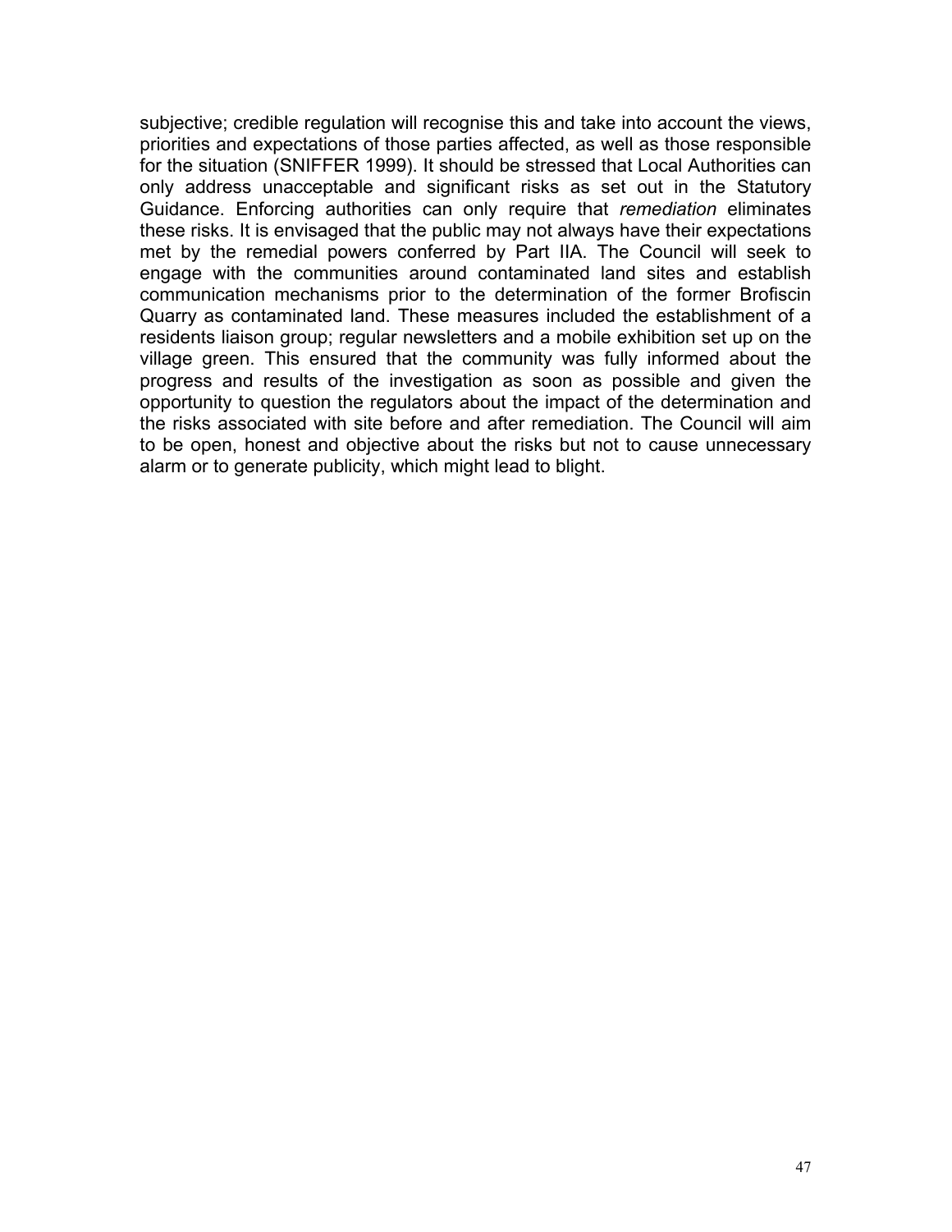subjective; credible regulation will recognise this and take into account the views, priorities and expectations of those parties affected, as well as those responsible for the situation (SNIFFER 1999). It should be stressed that Local Authorities can only address unacceptable and significant risks as set out in the Statutory Guidance. Enforcing authorities can only require that *remediation* eliminates these risks. It is envisaged that the public may not always have their expectations met by the remedial powers conferred by Part IIA. The Council will seek to engage with the communities around contaminated land sites and establish communication mechanisms prior to the determination of the former Brofiscin Quarry as contaminated land. These measures included the establishment of a residents liaison group; regular newsletters and a mobile exhibition set up on the village green. This ensured that the community was fully informed about the progress and results of the investigation as soon as possible and given the opportunity to question the regulators about the impact of the determination and the risks associated with site before and after remediation. The Council will aim to be open, honest and objective about the risks but not to cause unnecessary alarm or to generate publicity, which might lead to blight.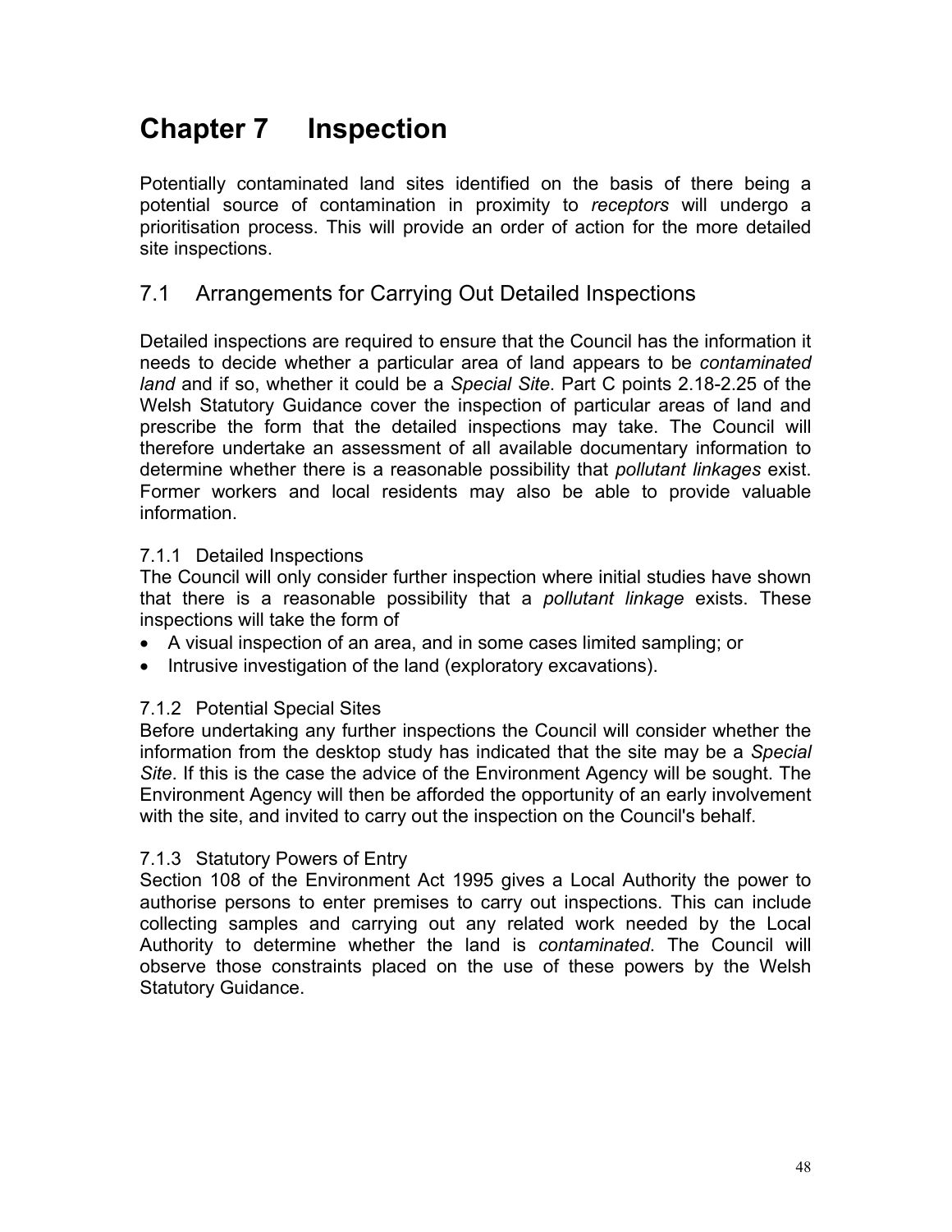# Chapter 7 Inspection

Potentially contaminated land sites identified on the basis of there being a potential source of contamination in proximity to *receptors* will undergo a prioritisation process. This will provide an order of action for the more detailed site inspections.

## 7.1 Arrangements for Carrying Out Detailed Inspections

Detailed inspections are required to ensure that the Council has the information it needs to decide whether a particular area of land appears to be *contaminated land* and if so, whether it could be a *Special Site*. Part C points 2.18-2.25 of the Welsh Statutory Guidance cover the inspection of particular areas of land and prescribe the form that the detailed inspections may take. The Council will therefore undertake an assessment of all available documentary information to determine whether there is a reasonable possibility that *pollutant linkages* exist. Former workers and local residents may also be able to provide valuable information.

### 7.1.1 Detailed Inspections

The Council will only consider further inspection where initial studies have shown that there is a reasonable possibility that a *pollutant linkage* exists. These inspections will take the form of

- A visual inspection of an area, and in some cases limited sampling; or
- Intrusive investigation of the land (exploratory excavations).

### 7.1.2 Potential Special Sites

Before undertaking any further inspections the Council will consider whether the information from the desktop study has indicated that the site may be a *Special Site*. If this is the case the advice of the Environment Agency will be sought. The Environment Agency will then be afforded the opportunity of an early involvement with the site, and invited to carry out the inspection on the Council's behalf.

### 7.1.3 Statutory Powers of Entry

Section 108 of the Environment Act 1995 gives a Local Authority the power to authorise persons to enter premises to carry out inspections. This can include collecting samples and carrying out any related work needed by the Local Authority to determine whether the land is *contaminated*. The Council will observe those constraints placed on the use of these powers by the Welsh Statutory Guidance.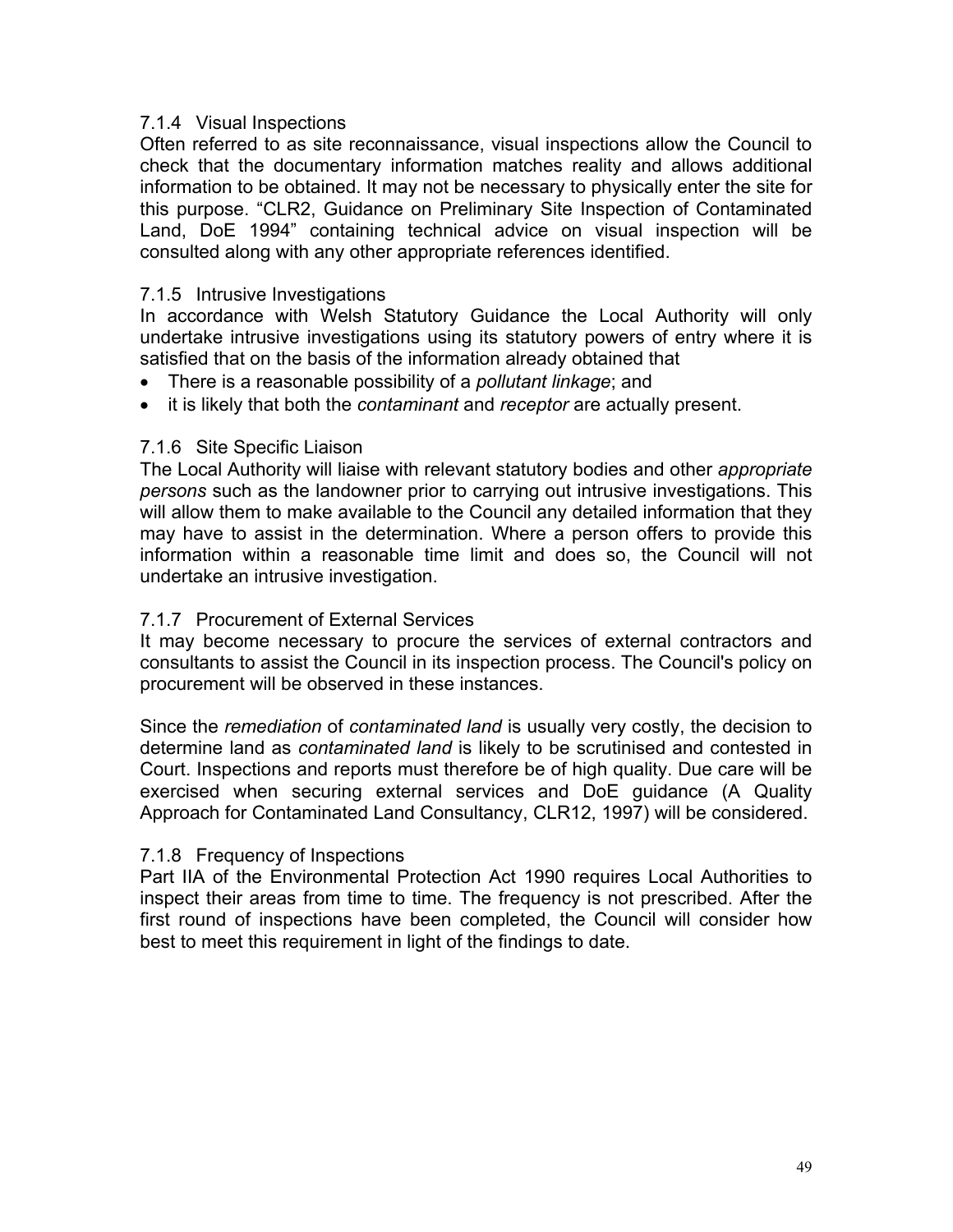### 7.1.4 Visual Inspections

Often referred to as site reconnaissance, visual inspections allow the Council to check that the documentary information matches reality and allows additional information to be obtained. It may not be necessary to physically enter the site for this purpose. "CLR2, Guidance on Preliminary Site Inspection of Contaminated Land, DoE 1994" containing technical advice on visual inspection will be consulted along with any other appropriate references identified.

### 7.1.5 Intrusive Investigations

In accordance with Welsh Statutory Guidance the Local Authority will only undertake intrusive investigations using its statutory powers of entry where it is satisfied that on the basis of the information already obtained that

- There is a reasonable possibility of a *pollutant linkage*; and
- it is likely that both the *contaminant* and *receptor* are actually present.

### 7.1.6 Site Specific Liaison

The Local Authority will liaise with relevant statutory bodies and other *appropriate persons* such as the landowner prior to carrying out intrusive investigations. This will allow them to make available to the Council any detailed information that they may have to assist in the determination. Where a person offers to provide this information within a reasonable time limit and does so, the Council will not undertake an intrusive investigation.

### 7.1.7 Procurement of External Services

It may become necessary to procure the services of external contractors and consultants to assist the Council in its inspection process. The Council's policy on procurement will be observed in these instances.

Since the *remediation* of *contaminated land* is usually very costly, the decision to determine land as *contaminated land* is likely to be scrutinised and contested in Court. Inspections and reports must therefore be of high quality. Due care will be exercised when securing external services and DoE guidance (A Quality Approach for Contaminated Land Consultancy, CLR12, 1997) will be considered.

### 7.1.8 Frequency of Inspections

Part IIA of the Environmental Protection Act 1990 requires Local Authorities to inspect their areas from time to time. The frequency is not prescribed. After the first round of inspections have been completed, the Council will consider how best to meet this requirement in light of the findings to date.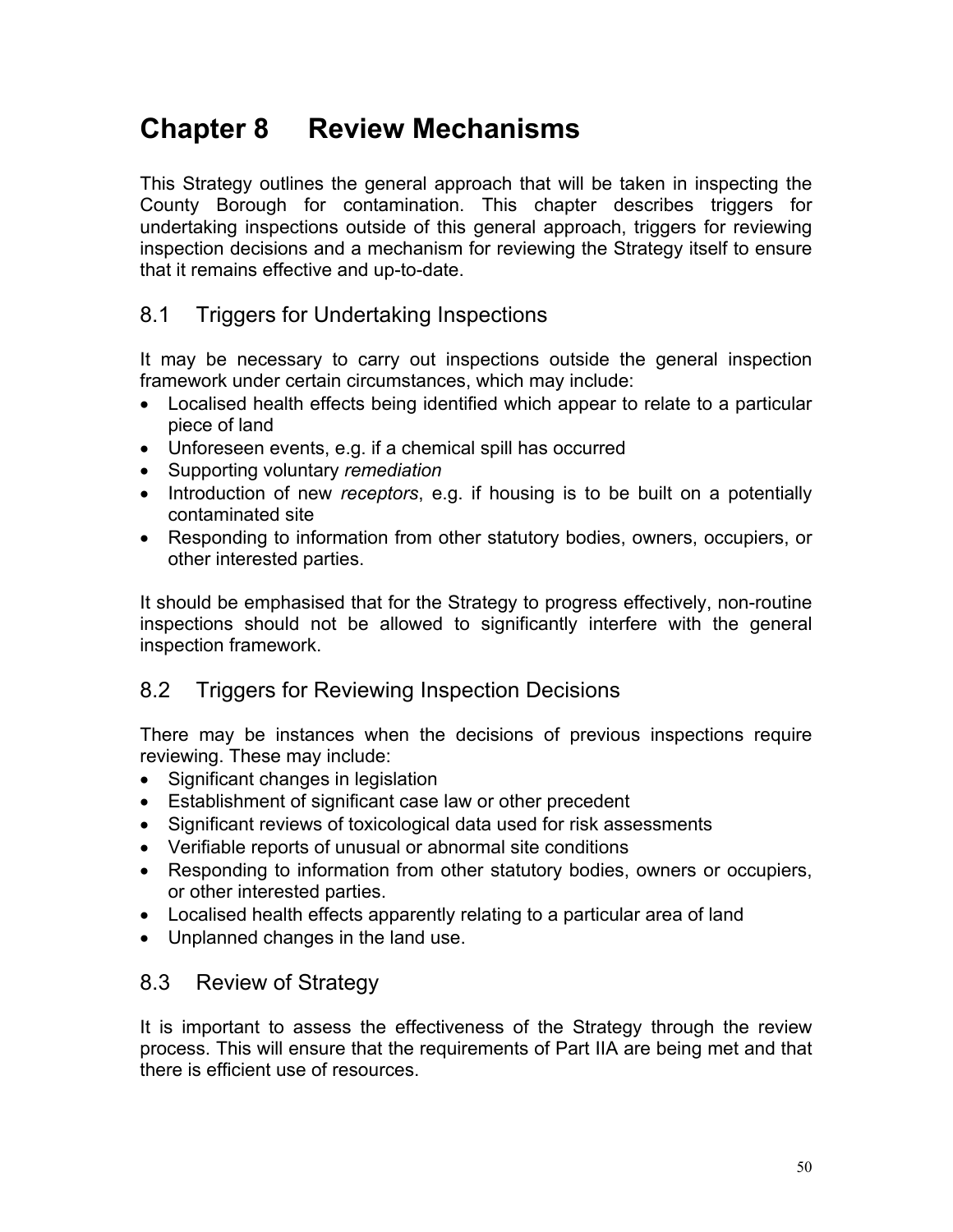# Chapter 8 Review Mechanisms

This Strategy outlines the general approach that will be taken in inspecting the County Borough for contamination. This chapter describes triggers for undertaking inspections outside of this general approach, triggers for reviewing inspection decisions and a mechanism for reviewing the Strategy itself to ensure that it remains effective and up-to-date.

## 8.1 Triggers for Undertaking Inspections

It may be necessary to carry out inspections outside the general inspection framework under certain circumstances, which may include:

- Localised health effects being identified which appear to relate to a particular piece of land
- Unforeseen events, e.g. if a chemical spill has occurred
- Supporting voluntary *remediation*
- Introduction of new *receptors*, e.g. if housing is to be built on a potentially contaminated site
- Responding to information from other statutory bodies, owners, occupiers, or other interested parties.

It should be emphasised that for the Strategy to progress effectively, non-routine inspections should not be allowed to significantly interfere with the general inspection framework.

## 8.2 Triggers for Reviewing Inspection Decisions

There may be instances when the decisions of previous inspections require reviewing. These may include:

- Significant changes in legislation
- Establishment of significant case law or other precedent
- Significant reviews of toxicological data used for risk assessments
- Verifiable reports of unusual or abnormal site conditions
- Responding to information from other statutory bodies, owners or occupiers, or other interested parties.
- Localised health effects apparently relating to a particular area of land
- Unplanned changes in the land use.

## 8.3 Review of Strategy

It is important to assess the effectiveness of the Strategy through the review process. This will ensure that the requirements of Part IIA are being met and that there is efficient use of resources.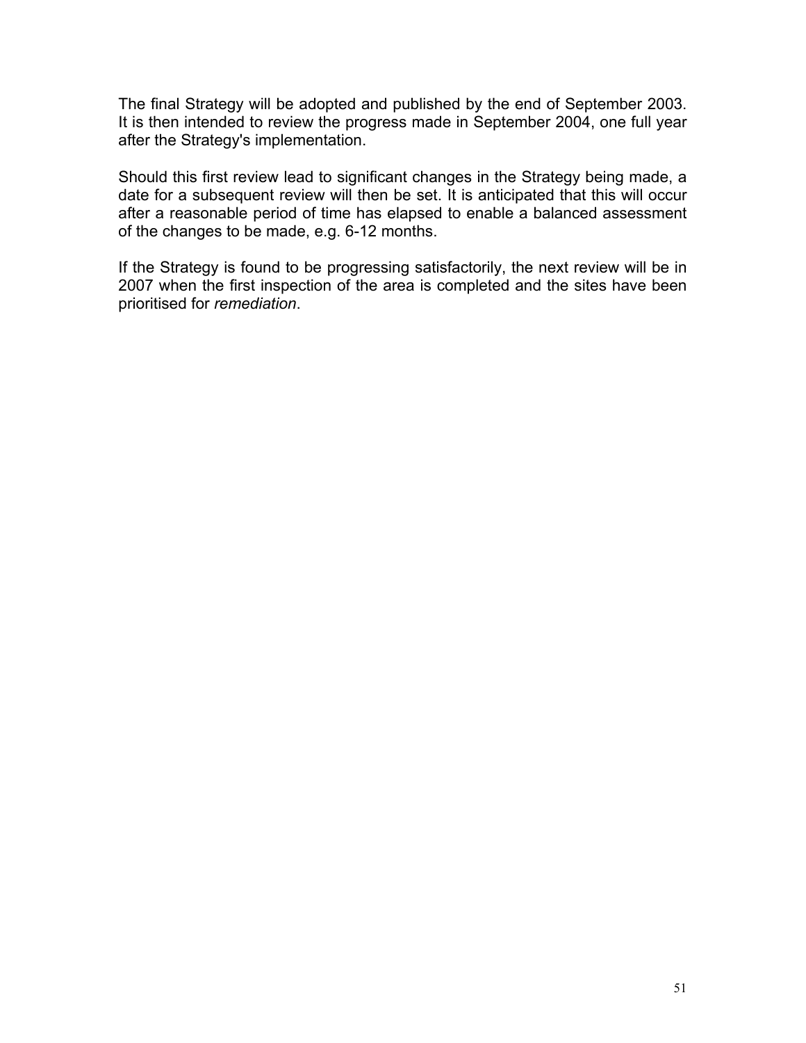The final Strategy will be adopted and published by the end of September 2003. It is then intended to review the progress made in September 2004, one full year after the Strategy's implementation.

Should this first review lead to significant changes in the Strategy being made, a date for a subsequent review will then be set. It is anticipated that this will occur after a reasonable period of time has elapsed to enable a balanced assessment of the changes to be made, e.g. 6-12 months.

If the Strategy is found to be progressing satisfactorily, the next review will be in 2007 when the first inspection of the area is completed and the sites have been prioritised for *remediation*.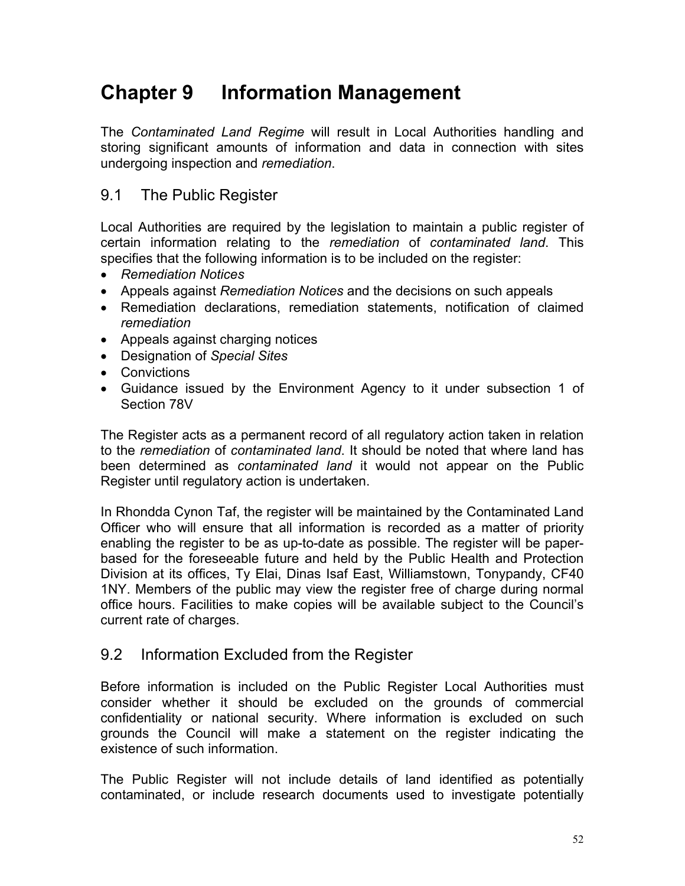# Chapter 9 Information Management

The *Contaminated Land Regime* will result in Local Authorities handling and storing significant amounts of information and data in connection with sites undergoing inspection and *remediation*.

## 9.1 The Public Register

Local Authorities are required by the legislation to maintain a public register of certain information relating to the *remediation* of *contaminated land*. This specifies that the following information is to be included on the register:

- *Remediation Notices*
- Appeals against *Remediation Notices* and the decisions on such appeals
- Remediation declarations, remediation statements, notification of claimed *remediation*
- Appeals against charging notices
- Designation of *Special Sites*
- Convictions
- Guidance issued by the Environment Agency to it under subsection 1 of Section 78V

The Register acts as a permanent record of all regulatory action taken in relation to the *remediation* of *contaminated land*. It should be noted that where land has been determined as *contaminated land* it would not appear on the Public Register until regulatory action is undertaken.

In Rhondda Cynon Taf, the register will be maintained by the Contaminated Land Officer who will ensure that all information is recorded as a matter of priority enabling the register to be as up-to-date as possible. The register will be paper-based for the foreseeable future and held by the Public Health and Protection Division at its offices, Ty Elai, Dinas Isaf East, Williamstown, Tonypandy, CF40 1NY. Members of the public may view the register free of charge during normal office hours. Facilities to make copies will be available subject to the Council's current rate of charges.

## 9.2 Information Excluded from the Register

Before information is included on the Public Register Local Authorities must consider whether it should be excluded on the grounds of commercial confidentiality or national security. Where information is excluded on such grounds the Council will make a statement on the register indicating the existence of such information.

The Public Register will not include details of land identified as potentially contaminated, or include research documents used to investigate potentially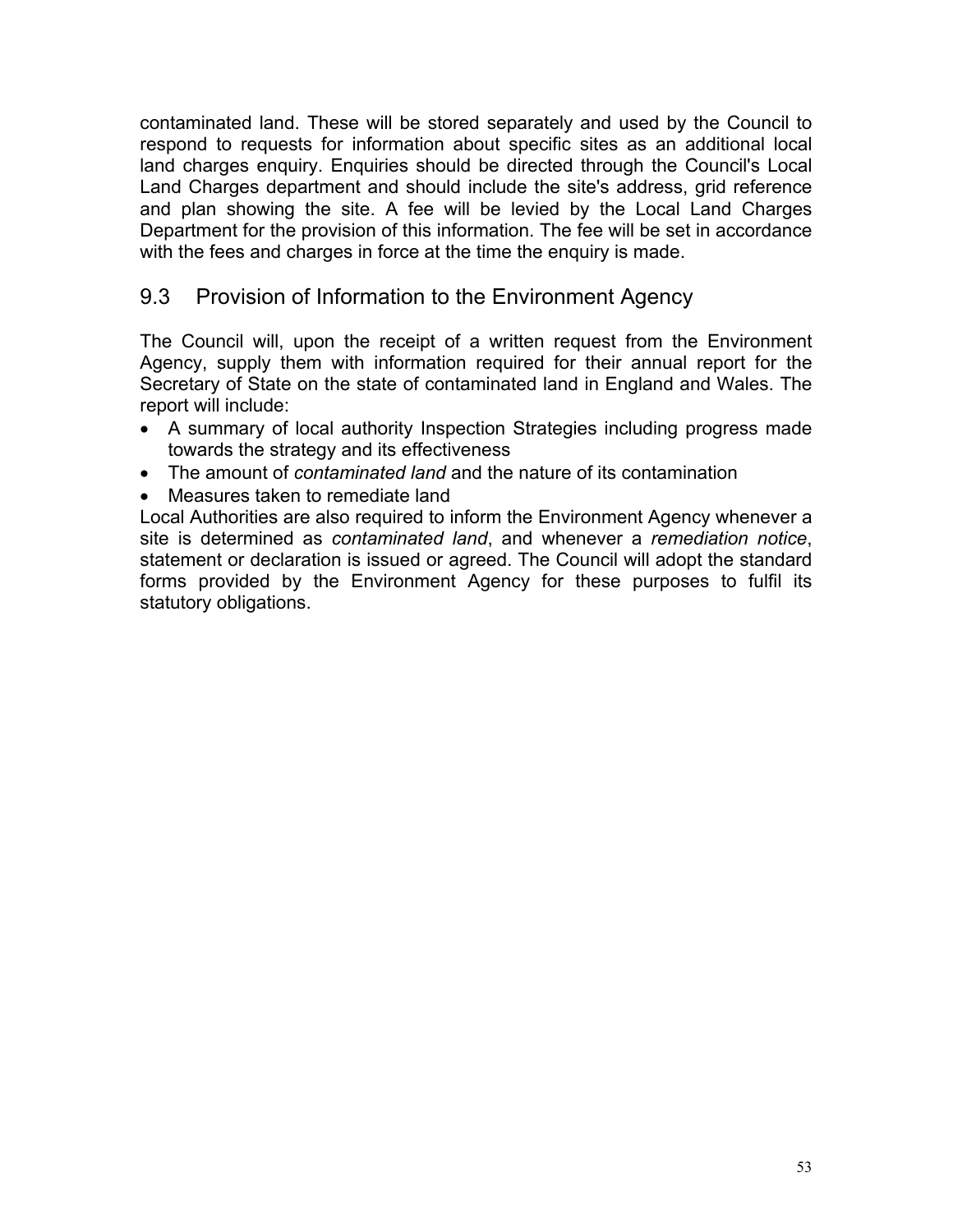contaminated land. These will be stored separately and used by the Council to respond to requests for information about specific sites as an additional local land charges enquiry. Enquiries should be directed through the Council's Local Land Charges department and should include the site's address, grid reference and plan showing the site. A fee will be levied by the Local Land Charges Department for the provision of this information. The fee will be set in accordance with the fees and charges in force at the time the enquiry is made.

## 9.3 Provision of Information to the Environment Agency

The Council will, upon the receipt of a written request from the Environment Agency, supply them with information required for their annual report for the Secretary of State on the state of contaminated land in England and Wales. The report will include:

- A summary of local authority Inspection Strategies including progress made towards the strategy and its effectiveness
- The amount of *contaminated land* and the nature of its contamination
- Measures taken to remediate land

Local Authorities are also required to inform the Environment Agency whenever a site is determined as *contaminated land*, and whenever a *remediation notice*, statement or declaration is issued or agreed. The Council will adopt the standard forms provided by the Environment Agency for these purposes to fulfil its statutory obligations.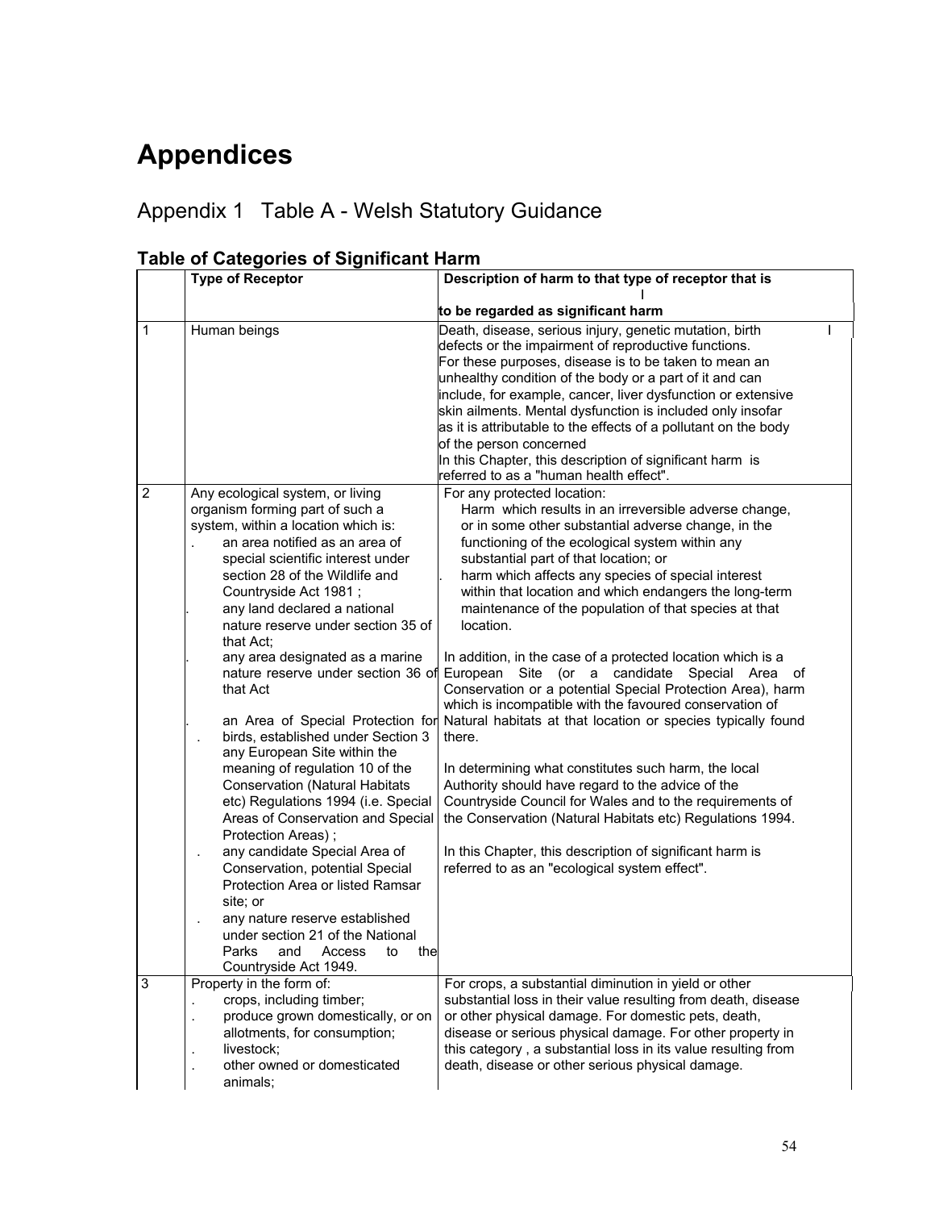# Appendices

## Appendix 1 Table A - Welsh Statutory Guidance

### Table of Categories of Significant Harm

| | Type of Receptor | Description of harm to that type of receptor that is to be regarded as significant harm |
|---|---|---|
| 1 | Human beings | Death, disease, serious injury, genetic mutation, birth defects or the impairment of reproductive functions.<br>For these purposes, disease is to be taken to mean an unhealthy condition of the body or a part of it and can include, for example, cancer, liver dysfunction or extensive skin ailments. Mental dysfunction is included only insofar as it is attributable to the effects of a pollutant on the body of the person concerned<br>In this Chapter, this description of significant harm is referred to as a "human health effect". |
| 2 | Any ecological system, or living organism forming part of such a system, within a location which is:<br>. an area notified as an area of special scientific interest under section 28 of the Wildlife and Countryside Act 1981 ;<br>. any land declared a national nature reserve under section 35 of that Act;<br>. any area designated as a marine nature reserve under section 36 of that Act<br>. an Area of Special Protection for birds, established under Section 3<br>. any European Site within the meaning of regulation 10 of the Conservation (Natural Habitats etc) Regulations 1994 (i.e. Special Areas of Conservation and Special Protection Areas) ;<br>. any candidate Special Area of Conservation, potential Special Protection Area or listed Ramsar site; or<br>. any nature reserve established under section 21 of the National Parks and Access to the Countryside Act 1949. | For any protected location:<br>Harm which results in an irreversible adverse change, or in some other substantial adverse change, in the functioning of the ecological system within any substantial part of that location; or<br>. harm which affects any species of special interest within that location and which endangers the long-term maintenance of the population of that species at that location.<br><br>In addition, in the case of a protected location which is a European Site (or a candidate Special Area of Conservation or a potential Special Protection Area), harm which is incompatible with the favoured conservation of Natural habitats at that location or species typically found there.<br><br>In determining what constitutes such harm, the local Authority should have regard to the advice of the Countryside Council for Wales and to the requirements of the Conservation (Natural Habitats etc) Regulations 1994.<br><br>In this Chapter, this description of significant harm is referred to as an "ecological system effect". |
| 3 | Property in the form of:<br>. crops, including timber;<br>. produce grown domestically, or on allotments, for consumption;<br>. livestock;<br>. other owned or domesticated animals; | For crops, a substantial diminution in yield or other substantial loss in their value resulting from death, disease or other physical damage. For domestic pets, death, disease or serious physical damage. For other property in this category , a substantial loss in its value resulting from death, disease or other serious physical damage. |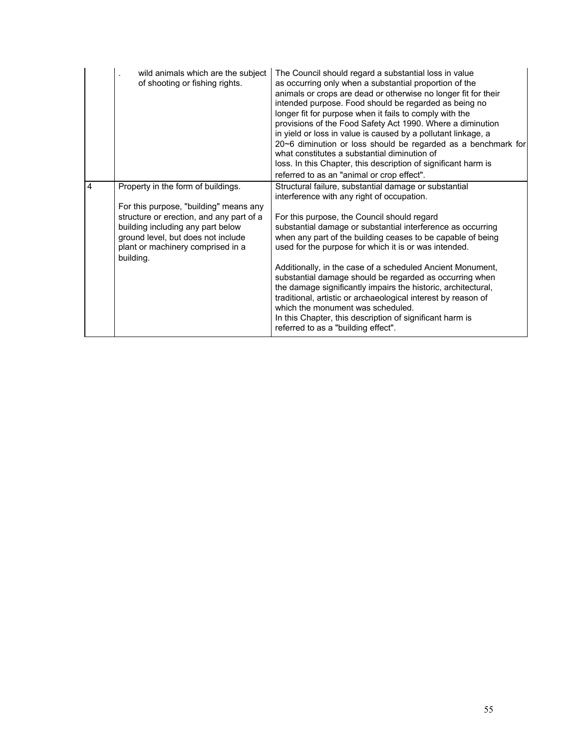| | | |
|---|---|---|
| | . wild animals which are the subject of shooting or fishing rights. | The Council should regard a substantial loss in value as occurring only when a substantial proportion of the animals or crops are dead or otherwise no longer fit for their intended purpose. Food should be regarded as being no longer fit for purpose when it fails to comply with the provisions of the Food Safety Act 1990. Where a diminution in yield or loss in value is caused by a pollutant linkage, a 20~6 diminution or loss should be regarded as a benchmark for what constitutes a substantial diminution of loss. In this Chapter, this description of significant harm is referred to as an "animal or crop effect". |
| 4 | Property in the form of buildings.<br><br>For this purpose, "building" means any structure or erection, and any part of a building including any part below ground level, but does not include plant or machinery comprised in a building. | Structural failure, substantial damage or substantial interference with any right of occupation.<br><br>For this purpose, the Council should regard substantial damage or substantial interference as occurring when any part of the building ceases to be capable of being used for the purpose for which it is or was intended.<br><br>Additionally, in the case of a scheduled Ancient Monument, substantial damage should be regarded as occurring when the damage significantly impairs the historic, architectural, traditional, artistic or archaeological interest by reason of which the monument was scheduled.<br>In this Chapter, this description of significant harm is referred to as a "building effect". |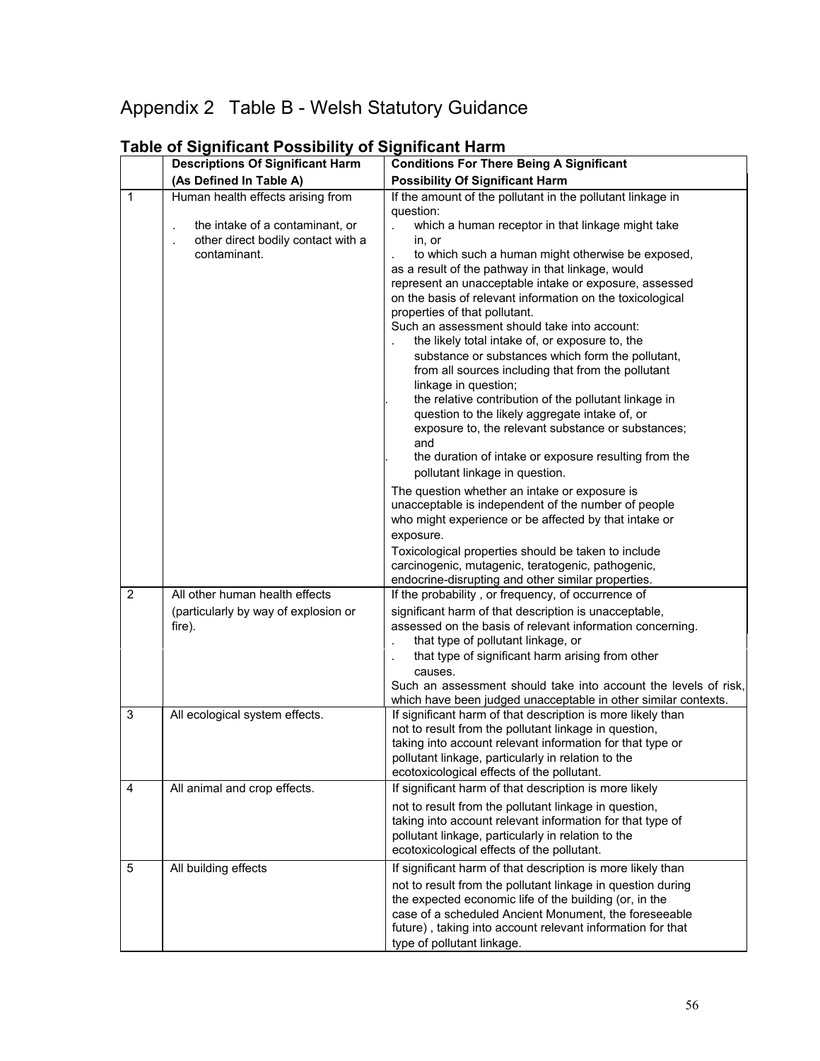# Appendix 2 Table B - Welsh Statutory Guidance

## Table of Significant Possibility of Significant Harm

| | Descriptions Of Significant Harm (As Defined In Table A) | Conditions For There Being A Significant Possibility Of Significant Harm |
|---|---|---|
| 1 | Human health effects arising from<br>. the intake of a contaminant, or<br>. other direct bodily contact with a contaminant. | If the amount of the pollutant in the pollutant linkage in question:<br>. which a human receptor in that linkage might take in, or<br>. to which such a human might otherwise be exposed,<br>as a result of the pathway in that linkage, would represent an unacceptable intake or exposure, assessed on the basis of relevant information on the toxicological properties of that pollutant.<br>Such an assessment should take into account:<br>. the likely total intake of, or exposure to, the substance or substances which form the pollutant, from all sources including that from the pollutant linkage in question;<br>. the relative contribution of the pollutant linkage in question to the likely aggregate intake of, or exposure to, the relevant substance or substances; and<br>. the duration of intake or exposure resulting from the pollutant linkage in question.<br>The question whether an intake or exposure is unacceptable is independent of the number of people who might experience or be affected by that intake or exposure.<br>Toxicological properties should be taken to include carcinogenic, mutagenic, teratogenic, pathogenic, endocrine-disrupting and other similar properties. |
| 2 | All other human health effects (particularly by way of explosion or fire). | If the probability , or frequency, of occurrence of significant harm of that description is unacceptable, assessed on the basis of relevant information concerning.<br>. that type of pollutant linkage, or<br>. that type of significant harm arising from other causes.<br>Such an assessment should take into account the levels of risk, which have been judged unacceptable in other similar contexts. |
| 3 | All ecological system effects. | If significant harm of that description is more likely than not to result from the pollutant linkage in question, taking into account relevant information for that type or pollutant linkage, particularly in relation to the ecotoxicological effects of the pollutant. |
| 4 | All animal and crop effects. | If significant harm of that description is more likely not to result from the pollutant linkage in question, taking into account relevant information for that type of pollutant linkage, particularly in relation to the ecotoxicological effects of the pollutant. |
| 5 | All building effects | If significant harm of that description is more likely than not to result from the pollutant linkage in question during the expected economic life of the building (or, in the case of a scheduled Ancient Monument, the foreseeable future) , taking into account relevant information for that type of pollutant linkage. |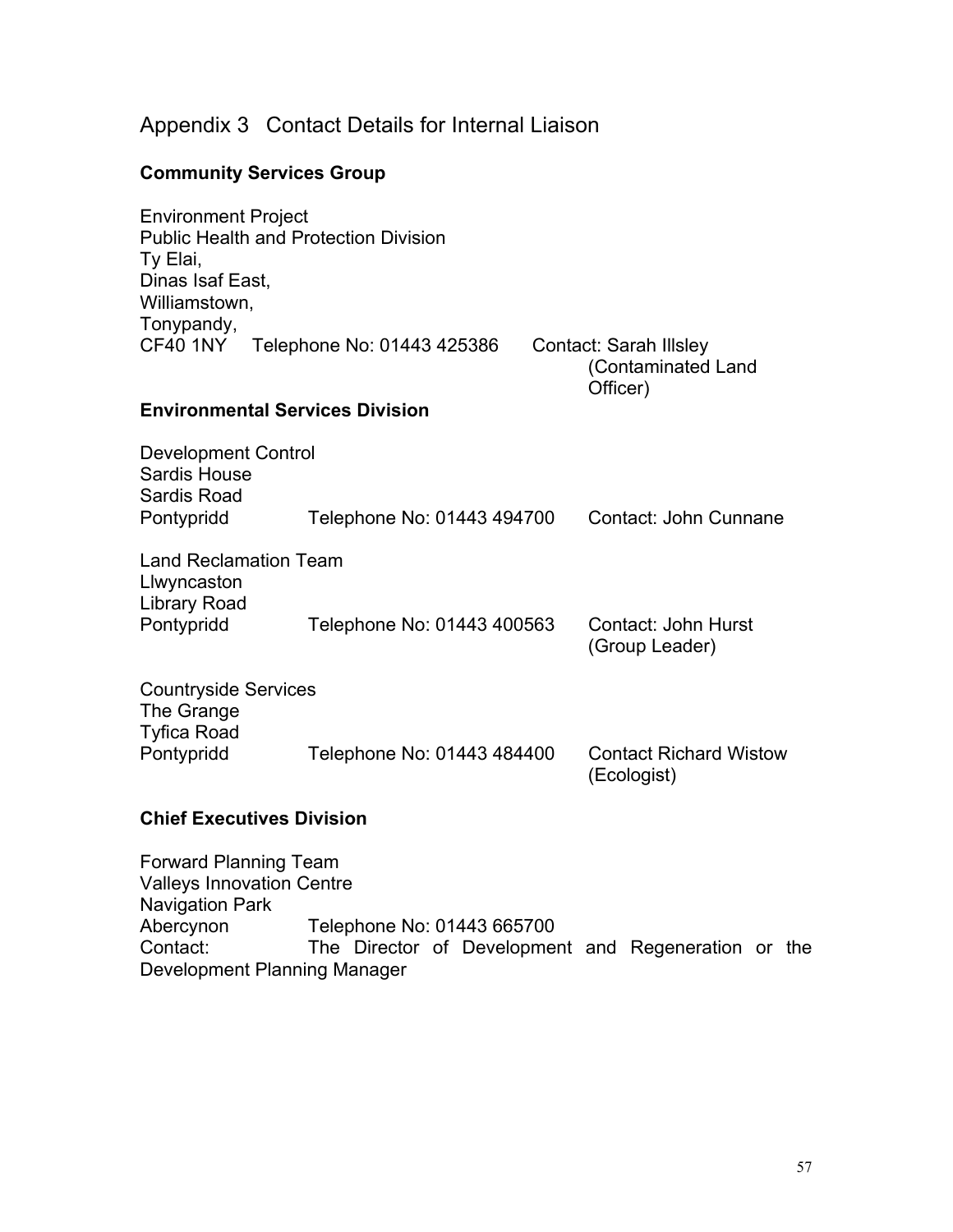# Appendix 3 Contact Details for Internal Liaison

**Community Services Group**

Environment Project
Public Health and Protection Division
Ty Elai,
Dinas Isaf East,
Williamstown,
Tonypandy,
CF40 1NY Telephone No: 01443 425386 Contact: Sarah Illsley (Contaminated Land Officer)

**Environmental Services Division**

Development Control
Sardis House
Sardis Road
Pontypridd Telephone No: 01443 494700 Contact: John Cunnane

Land Reclamation Team
Llwyncaston
Library Road
Pontypridd Telephone No: 01443 400563 Contact: John Hurst (Group Leader)

Countryside Services
The Grange
Tyfica Road
Pontypridd Telephone No: 01443 484400 Contact Richard Wistow (Ecologist)

**Chief Executives Division**

Forward Planning Team
Valleys Innovation Centre
Navigation Park
Abercynon Telephone No: 01443 665700
Contact: The Director of Development and Regeneration or the Development Planning Manager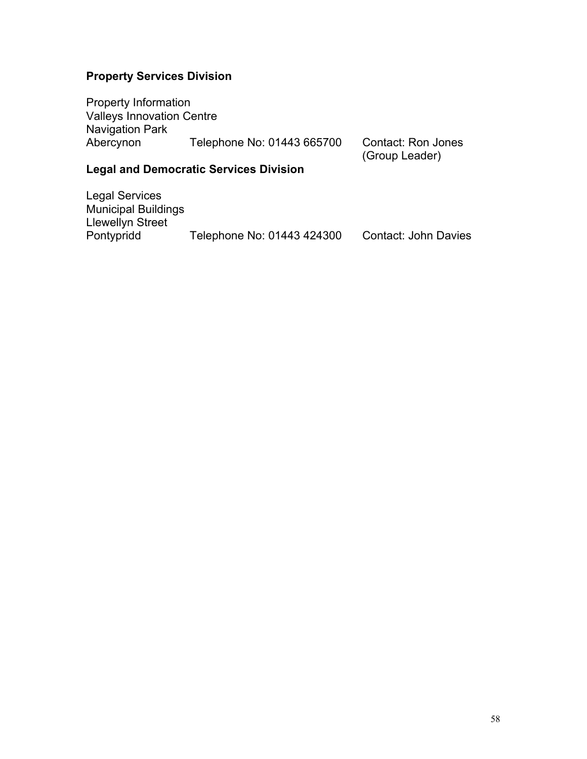**Property Services Division**

Property Information
Valleys Innovation Centre
Navigation Park
Abercynon Telephone No: 01443 665700 Contact: Ron Jones (Group Leader)

**Legal and Democratic Services Division**

Legal Services
Municipal Buildings
Llewellyn Street
Pontypridd Telephone No: 01443 424300 Contact: John Davies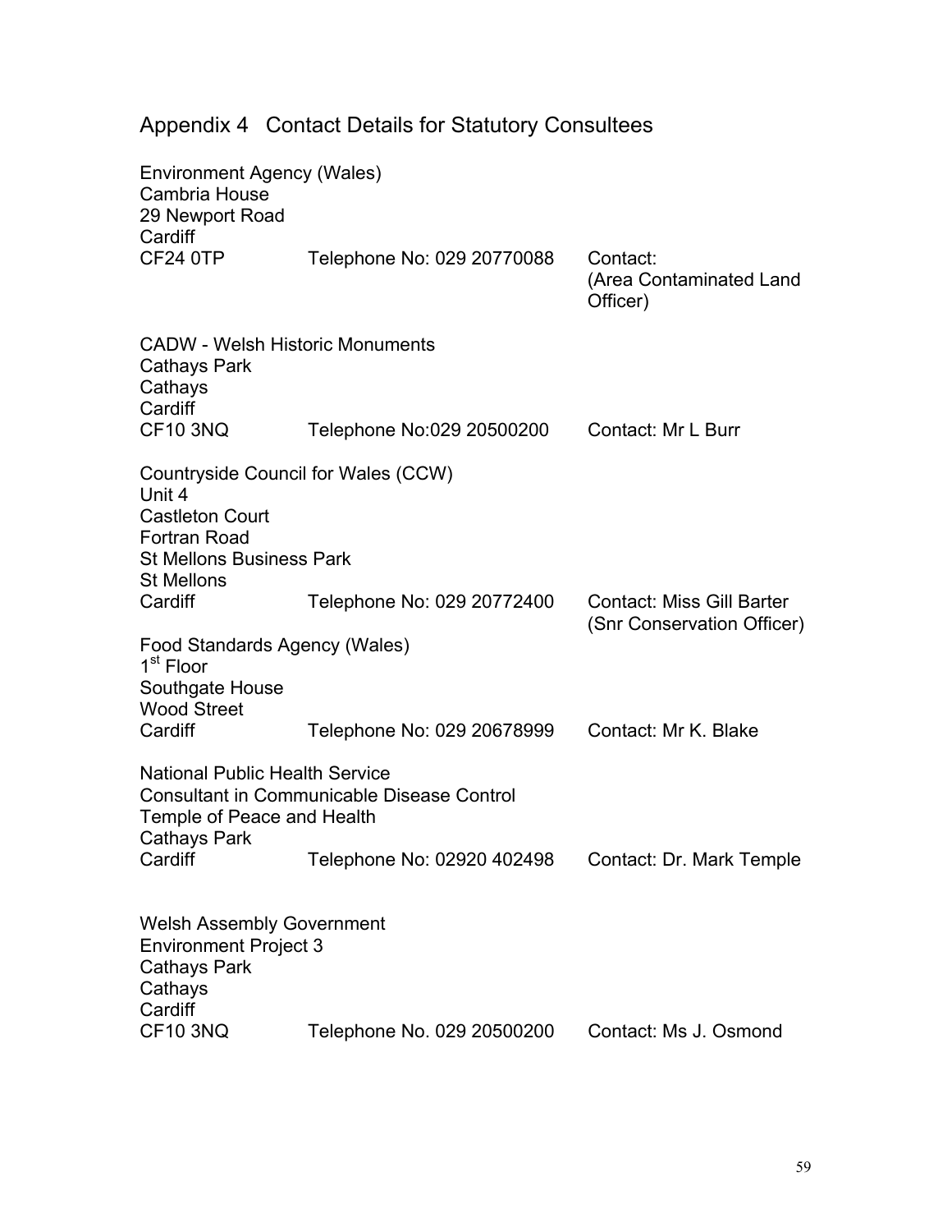## Appendix 4 Contact Details for Statutory Consultees

Environment Agency (Wales)
Cambria House
29 Newport Road
Cardiff
CF24 0TP Telephone No: 029 20770088 Contact: (Area Contaminated Land Officer)

CADW - Welsh Historic Monuments
Cathays Park
Cathays
Cardiff
CF10 3NQ Telephone No:029 20500200 Contact: Mr L Burr

Countryside Council for Wales (CCW)
Unit 4
Castleton Court
Fortran Road
St Mellons Business Park
St Mellons
Cardiff Telephone No: 029 20772400 Contact: Miss Gill Barter (Snr Conservation Officer)

Food Standards Agency (Wales)
1st Floor
Southgate House
Wood Street
Cardiff Telephone No: 029 20678999 Contact: Mr K. Blake

National Public Health Service
Consultant in Communicable Disease Control
Temple of Peace and Health
Cathays Park
Cardiff Telephone No: 02920 402498 Contact: Dr. Mark Temple

Welsh Assembly Government
Environment Project 3
Cathays Park
Cathays
Cardiff
CF10 3NQ Telephone No. 029 20500200 Contact: Ms J. Osmond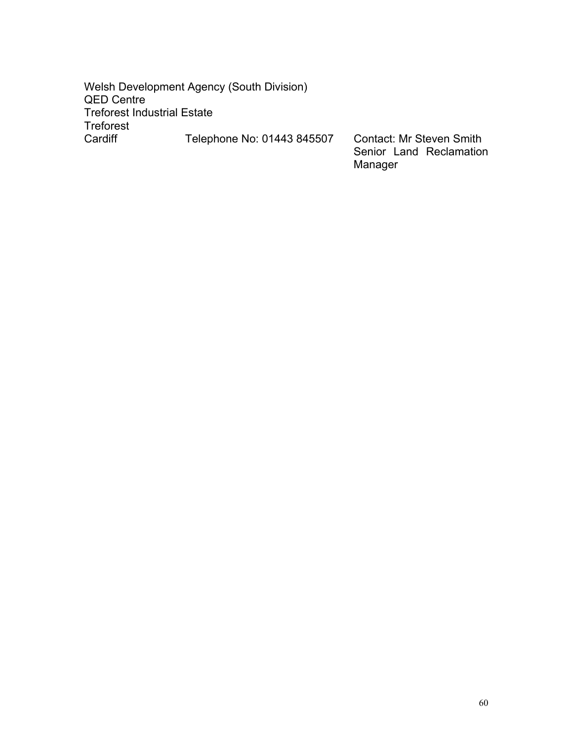Welsh Development Agency (South Division)
QED Centre
Treforest Industrial Estate
Treforest
Cardiff    Telephone No: 01443 845507    Contact: Mr Steven Smith
Senior Land Reclamation Manager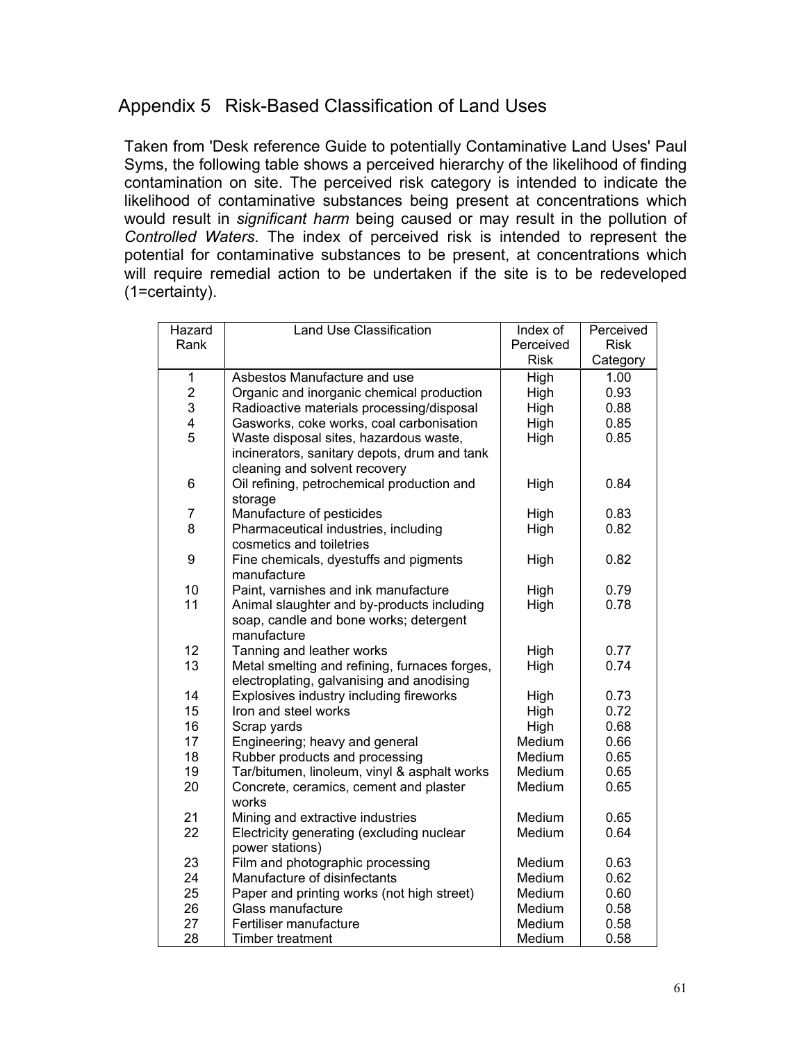## Appendix 5 Risk-Based Classification of Land Uses

Taken from 'Desk reference Guide to potentially Contaminative Land Uses' Paul Syms, the following table shows a perceived hierarchy of the likelihood of finding contamination on site. The perceived risk category is intended to indicate the likelihood of contaminative substances being present at concentrations which would result in *significant harm* being caused or may result in the pollution of *Controlled Waters*. The index of perceived risk is intended to represent the potential for contaminative substances to be present, at concentrations which will require remedial action to be undertaken if the site is to be redeveloped (1=certainty).

| Hazard Rank | Land Use Classification | Index of Perceived Risk | Perceived Risk Category |
|---|---|---|---|
| 1 | Asbestos Manufacture and use | High | 1.00 |
| 2 | Organic and inorganic chemical production | High | 0.93 |
| 3 | Radioactive materials processing/disposal | High | 0.88 |
| 4 | Gasworks, coke works, coal carbonisation | High | 0.85 |
| 5 | Waste disposal sites, hazardous waste, incinerators, sanitary depots, drum and tank cleaning and solvent recovery | High | 0.85 |
| 6 | Oil refining, petrochemical production and storage | High | 0.84 |
| 7 | Manufacture of pesticides | High | 0.83 |
| 8 | Pharmaceutical industries, including cosmetics and toiletries | High | 0.82 |
| 9 | Fine chemicals, dyestuffs and pigments manufacture | High | 0.82 |
| 10 | Paint, varnishes and ink manufacture | High | 0.79 |
| 11 | Animal slaughter and by-products including soap, candle and bone works; detergent manufacture | High | 0.78 |
| 12 | Tanning and leather works | High | 0.77 |
| 13 | Metal smelting and refining, furnaces forges, electroplating, galvanising and anodising | High | 0.74 |
| 14 | Explosives industry including fireworks | High | 0.73 |
| 15 | Iron and steel works | High | 0.72 |
| 16 | Scrap yards | High | 0.68 |
| 17 | Engineering; heavy and general | Medium | 0.66 |
| 18 | Rubber products and processing | Medium | 0.65 |
| 19 | Tar/bitumen, linoleum, vinyl & asphalt works | Medium | 0.65 |
| 20 | Concrete, ceramics, cement and plaster works | Medium | 0.65 |
| 21 | Mining and extractive industries | Medium | 0.65 |
| 22 | Electricity generating (excluding nuclear power stations) | Medium | 0.64 |
| 23 | Film and photographic processing | Medium | 0.63 |
| 24 | Manufacture of disinfectants | Medium | 0.62 |
| 25 | Paper and printing works (not high street) | Medium | 0.60 |
| 26 | Glass manufacture | Medium | 0.58 |
| 27 | Fertiliser manufacture | Medium | 0.58 |
| 28 | Timber treatment | Medium | 0.58 |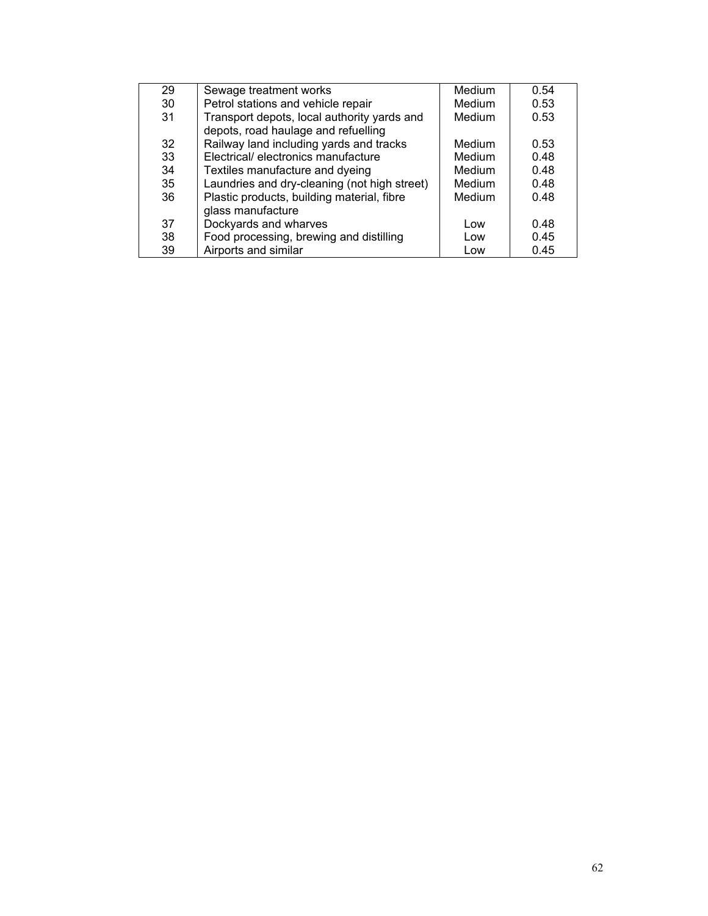| | | | |
|---|---|---|---|
| 29 | Sewage treatment works | Medium | 0.54 |
| 30 | Petrol stations and vehicle repair | Medium | 0.53 |
| 31 | Transport depots, local authority yards and depots, road haulage and refuelling | Medium | 0.53 |
| 32 | Railway land including yards and tracks | Medium | 0.53 |
| 33 | Electrical/ electronics manufacture | Medium | 0.48 |
| 34 | Textiles manufacture and dyeing | Medium | 0.48 |
| 35 | Laundries and dry-cleaning (not high street) | Medium | 0.48 |
| 36 | Plastic products, building material, fibre glass manufacture | Medium | 0.48 |
| 37 | Dockyards and wharves | Low | 0.48 |
| 38 | Food processing, brewing and distilling | Low | 0.45 |
| 39 | Airports and similar | Low | 0.45 |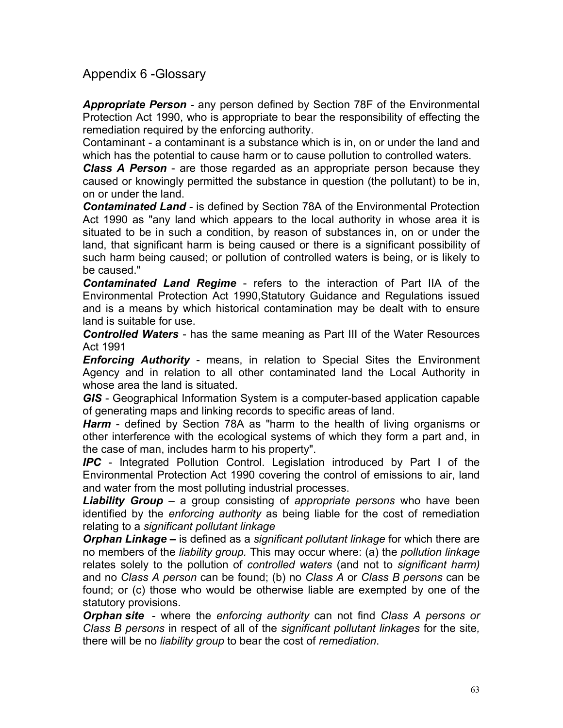## Appendix 6 -Glossary

***Appropriate Person*** - any person defined by Section 78F of the Environmental Protection Act 1990, who is appropriate to bear the responsibility of effecting the remediation required by the enforcing authority.

Contaminant - a contaminant is a substance which is in, on or under the land and which has the potential to cause harm or to cause pollution to controlled waters.

***Class A Person*** - are those regarded as an appropriate person because they caused or knowingly permitted the substance in question (the pollutant) to be in, on or under the land.

***Contaminated Land*** - is defined by Section 78A of the Environmental Protection Act 1990 as "any land which appears to the local authority in whose area it is situated to be in such a condition, by reason of substances in, on or under the land, that significant harm is being caused or there is a significant possibility of such harm being caused; or pollution of controlled waters is being, or is likely to be caused."

***Contaminated Land Regime*** - refers to the interaction of Part IIA of the Environmental Protection Act 1990,Statutory Guidance and Regulations issued and is a means by which historical contamination may be dealt with to ensure land is suitable for use.

***Controlled Waters*** - has the same meaning as Part III of the Water Resources Act 1991

***Enforcing Authority*** - means, in relation to Special Sites the Environment Agency and in relation to all other contaminated land the Local Authority in whose area the land is situated.

***GIS*** - Geographical Information System is a computer-based application capable of generating maps and linking records to specific areas of land.

***Harm*** - defined by Section 78A as "harm to the health of living organisms or other interference with the ecological systems of which they form a part and, in the case of man, includes harm to his property".

***IPC*** - Integrated Pollution Control. Legislation introduced by Part I of the Environmental Protection Act 1990 covering the control of emissions to air, land and water from the most polluting industrial processes.

***Liability Group*** – a group consisting of *appropriate persons* who have been identified by the *enforcing authority* as being liable for the cost of remediation relating to a *significant pollutant linkage*

***Orphan Linkage –*** is defined as a *significant pollutant linkage* for which there are no members of the *liability group.* This may occur where: (a) the *pollution linkage* relates solely to the pollution of *controlled waters* (and not to *significant harm)* and no *Class A person* can be found; (b) no *Class A* or *Class B persons* can be found; or (c) those who would be otherwise liable are exempted by one of the statutory provisions.

***Orphan site*** - where the *enforcing authority* can not find *Class A persons or Class B persons* in respect of all of the *significant pollutant linkages* for the site*,* there will be no *liability group* to bear the cost of *remediation*.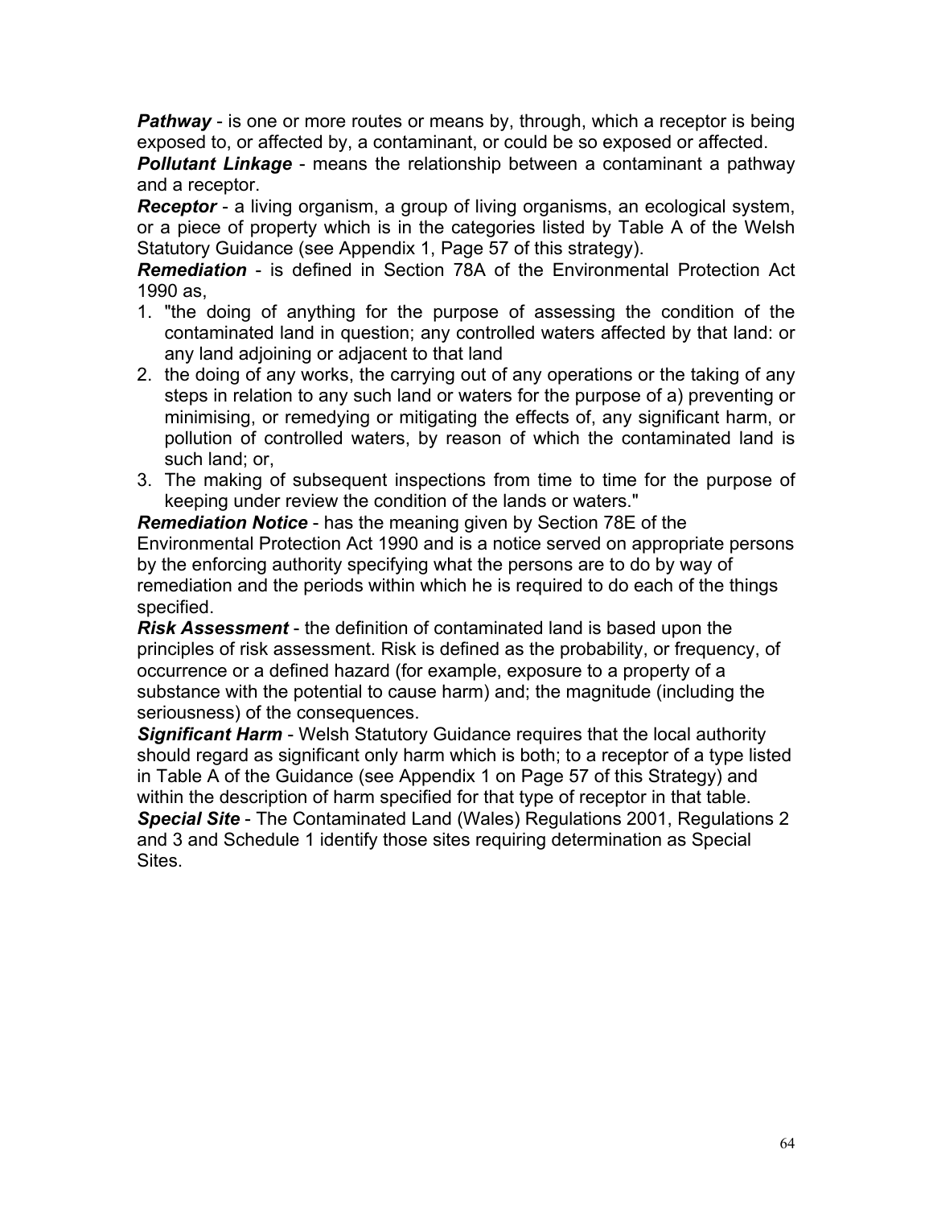***Pathway*** - is one or more routes or means by, through, which a receptor is being exposed to, or affected by, a contaminant, or could be so exposed or affected.
***Pollutant Linkage*** - means the relationship between a contaminant a pathway and a receptor.
***Receptor*** - a living organism, a group of living organisms, an ecological system, or a piece of property which is in the categories listed by Table A of the Welsh Statutory Guidance (see Appendix 1, Page 57 of this strategy).
***Remediation*** - is defined in Section 78A of the Environmental Protection Act 1990 as,

1. "the doing of anything for the purpose of assessing the condition of the contaminated land in question; any controlled waters affected by that land: or any land adjoining or adjacent to that land
2. the doing of any works, the carrying out of any operations or the taking of any steps in relation to any such land or waters for the purpose of a) preventing or minimising, or remedying or mitigating the effects of, any significant harm, or pollution of controlled waters, by reason of which the contaminated land is such land; or,
3. The making of subsequent inspections from time to time for the purpose of keeping under review the condition of the lands or waters."

***Remediation Notice*** - has the meaning given by Section 78E of the Environmental Protection Act 1990 and is a notice served on appropriate persons by the enforcing authority specifying what the persons are to do by way of remediation and the periods within which he is required to do each of the things specified.
***Risk Assessment*** - the definition of contaminated land is based upon the principles of risk assessment. Risk is defined as the probability, or frequency, of occurrence or a defined hazard (for example, exposure to a property of a substance with the potential to cause harm) and; the magnitude (including the seriousness) of the consequences.
***Significant Harm*** - Welsh Statutory Guidance requires that the local authority should regard as significant only harm which is both; to a receptor of a type listed in Table A of the Guidance (see Appendix 1 on Page 57 of this Strategy) and within the description of harm specified for that type of receptor in that table.
***Special Site*** - The Contaminated Land (Wales) Regulations 2001, Regulations 2 and 3 and Schedule 1 identify those sites requiring determination as Special Sites.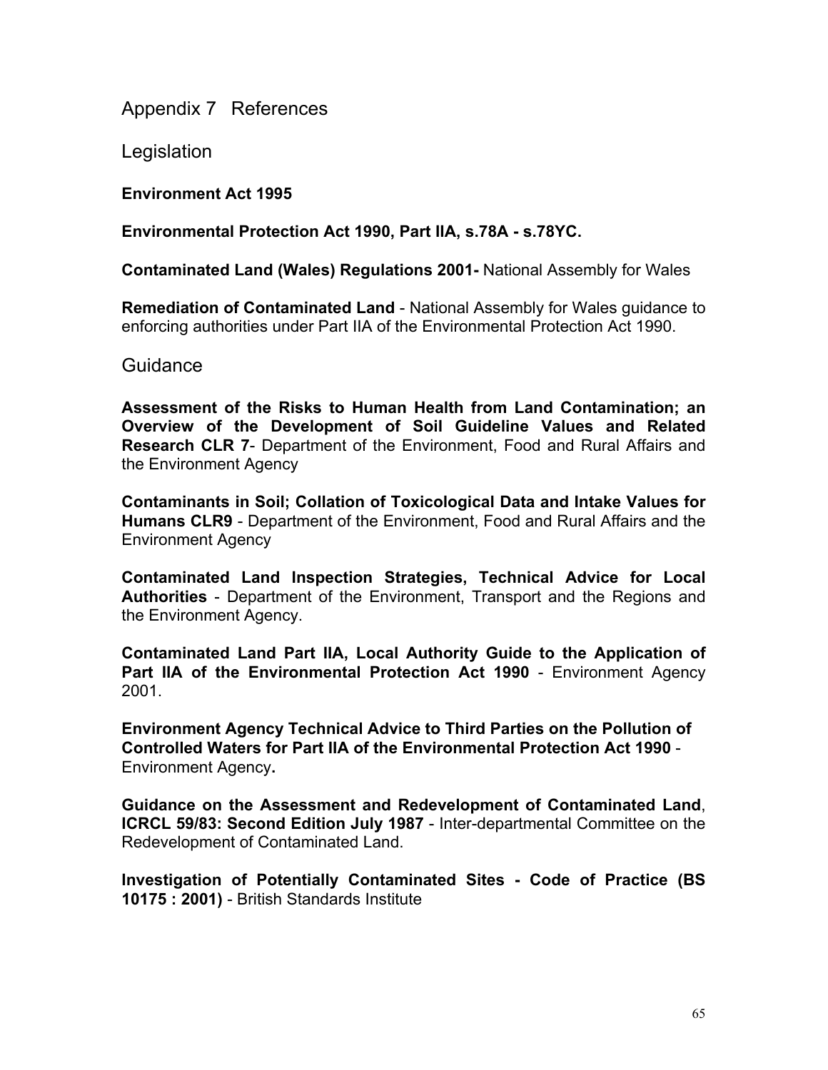# Appendix 7 References

## Legislation

**Environment Act 1995**

**Environmental Protection Act 1990, Part IIA, s.78A - s.78YC.**

**Contaminated Land (Wales) Regulations 2001-** National Assembly for Wales

**Remediation of Contaminated Land** - National Assembly for Wales guidance to enforcing authorities under Part IIA of the Environmental Protection Act 1990.

## Guidance

**Assessment of the Risks to Human Health from Land Contamination; an Overview of the Development of Soil Guideline Values and Related Research CLR 7**- Department of the Environment, Food and Rural Affairs and the Environment Agency

**Contaminants in Soil; Collation of Toxicological Data and Intake Values for Humans CLR9** - Department of the Environment, Food and Rural Affairs and the Environment Agency

**Contaminated Land Inspection Strategies, Technical Advice for Local Authorities** - Department of the Environment, Transport and the Regions and the Environment Agency.

**Contaminated Land Part IIA, Local Authority Guide to the Application of Part IIA of the Environmental Protection Act 1990** - Environment Agency 2001.

**Environment Agency Technical Advice to Third Parties on the Pollution of Controlled Waters for Part IIA of the Environmental Protection Act 1990** - Environment Agency**.**

**Guidance on the Assessment and Redevelopment of Contaminated Land**, **ICRCL 59/83: Second Edition July 1987** - Inter-departmental Committee on the Redevelopment of Contaminated Land.

**Investigation of Potentially Contaminated Sites - Code of Practice (BS 10175 : 2001)** - British Standards Institute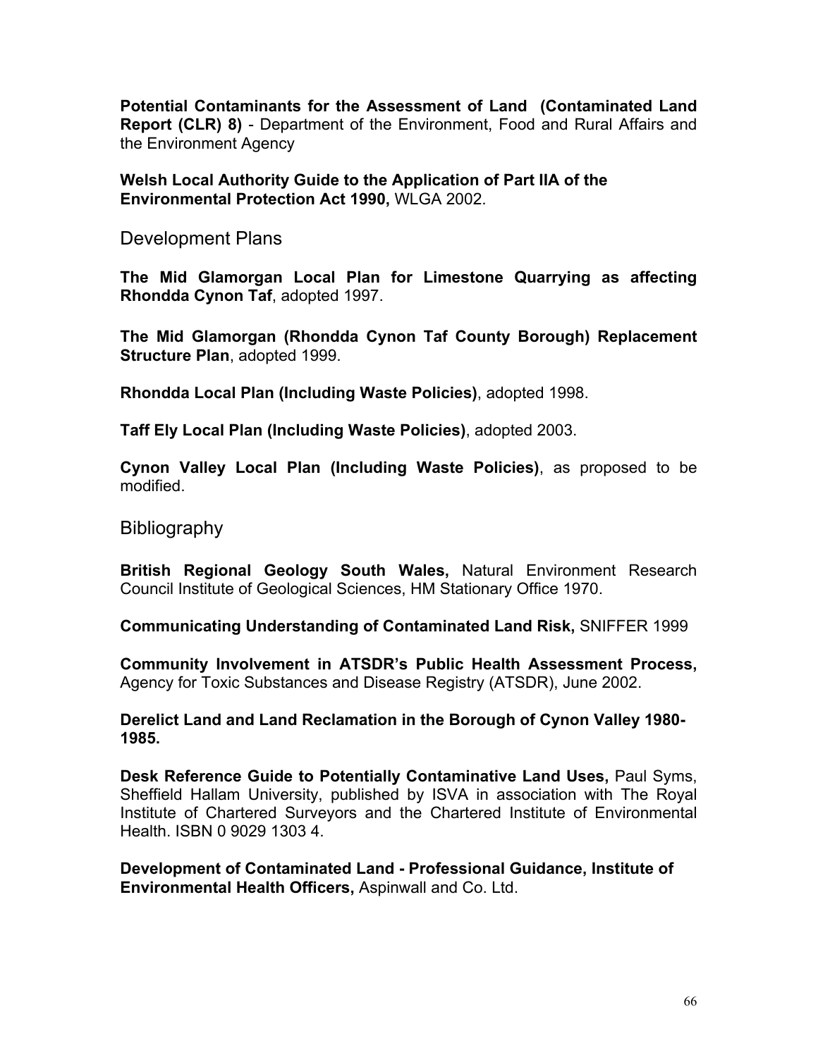**Potential Contaminants for the Assessment of Land (Contaminated Land Report (CLR) 8)** - Department of the Environment, Food and Rural Affairs and the Environment Agency

**Welsh Local Authority Guide to the Application of Part IIA of the Environmental Protection Act 1990,** WLGA 2002.

## Development Plans

**The Mid Glamorgan Local Plan for Limestone Quarrying as affecting Rhondda Cynon Taf**, adopted 1997.

**The Mid Glamorgan (Rhondda Cynon Taf County Borough) Replacement Structure Plan**, adopted 1999.

**Rhondda Local Plan (Including Waste Policies)**, adopted 1998.

**Taff Ely Local Plan (Including Waste Policies)**, adopted 2003.

**Cynon Valley Local Plan (Including Waste Policies)**, as proposed to be modified.

## Bibliography

**British Regional Geology South Wales,** Natural Environment Research Council Institute of Geological Sciences, HM Stationary Office 1970.

**Communicating Understanding of Contaminated Land Risk,** SNIFFER 1999

**Community Involvement in ATSDR's Public Health Assessment Process,** Agency for Toxic Substances and Disease Registry (ATSDR), June 2002.

**Derelict Land and Land Reclamation in the Borough of Cynon Valley 1980-1985.**

**Desk Reference Guide to Potentially Contaminative Land Uses,** Paul Syms, Sheffield Hallam University, published by ISVA in association with The Royal Institute of Chartered Surveyors and the Chartered Institute of Environmental Health. ISBN 0 9029 1303 4.

**Development of Contaminated Land - Professional Guidance, Institute of Environmental Health Officers,** Aspinwall and Co. Ltd.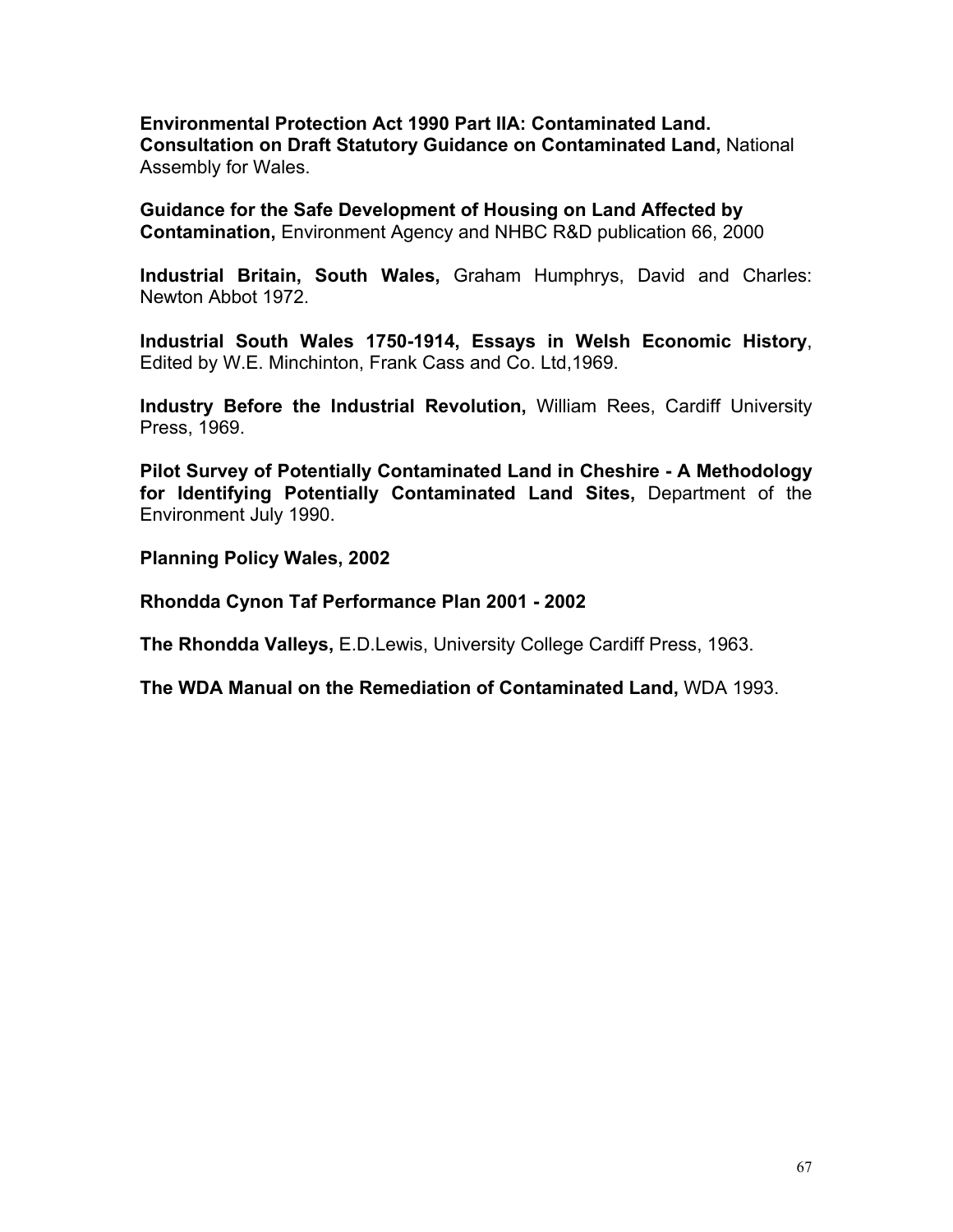**Environmental Protection Act 1990 Part IIA: Contaminated Land. Consultation on Draft Statutory Guidance on Contaminated Land,** National Assembly for Wales.

**Guidance for the Safe Development of Housing on Land Affected by Contamination,** Environment Agency and NHBC R&D publication 66, 2000

**Industrial Britain, South Wales,** Graham Humphrys, David and Charles: Newton Abbot 1972.

**Industrial South Wales 1750-1914, Essays in Welsh Economic History**, Edited by W.E. Minchinton, Frank Cass and Co. Ltd,1969.

**Industry Before the Industrial Revolution,** William Rees, Cardiff University Press, 1969.

**Pilot Survey of Potentially Contaminated Land in Cheshire - A Methodology for Identifying Potentially Contaminated Land Sites,** Department of the Environment July 1990.

**Planning Policy Wales, 2002**

**Rhondda Cynon Taf Performance Plan 2001 - 2002**

**The Rhondda Valleys,** E.D.Lewis, University College Cardiff Press, 1963.

**The WDA Manual on the Remediation of Contaminated Land,** WDA 1993.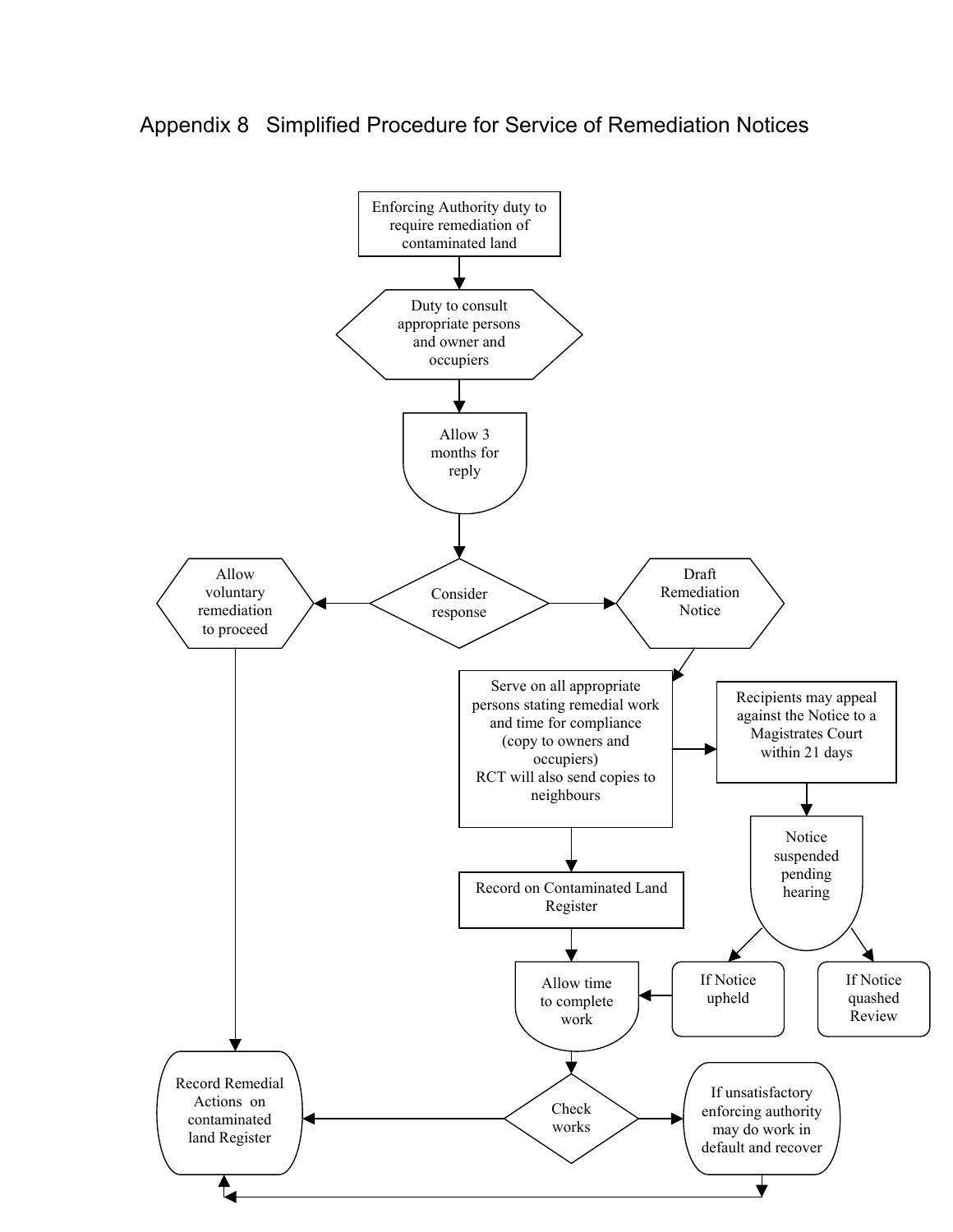# Appendix 8 Simplified Procedure for Service of Remediation Notices

Enforcing Authority duty to require remediation of contaminated land

Duty to consult appropriate persons and owner and occupiers

Allow 3 months for reply

Consider response

Allow voluntary remediation to proceed

Draft Remediation Notice

Serve on all appropriate persons stating remedial work and time for compliance (copy to owners and occupiers) RCT will also send copies to neighbours

Recipients may appeal against the Notice to a Magistrates Court within 21 days

Notice suspended pending hearing

Record on Contaminated Land Register

If Notice upheld

If Notice quashed Review

Allow time to complete work

Check works

Record Remedial Actions on contaminated land Register

If unsatisfactory enforcing authority may do work in default and recover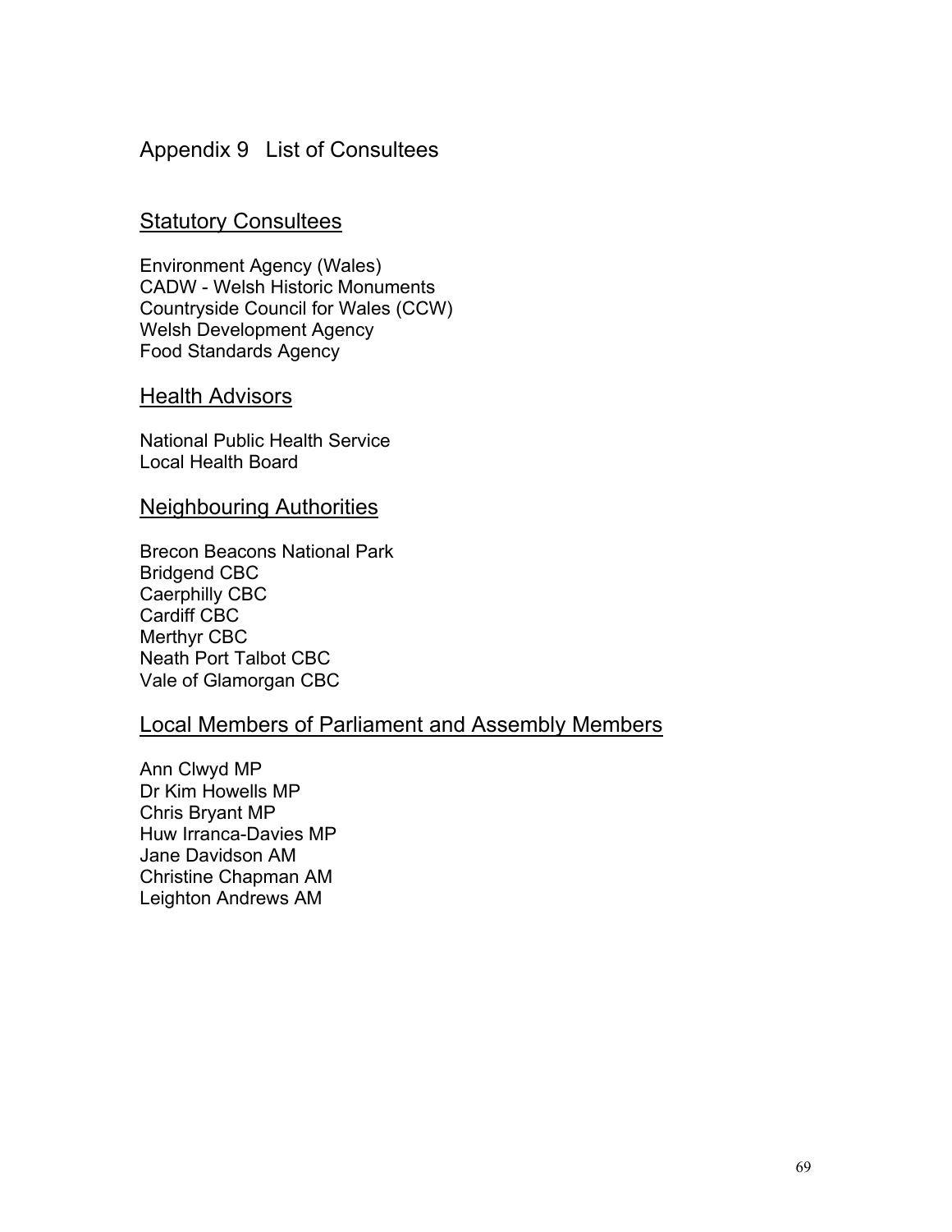# Appendix 9 List of Consultees

## Statutory Consultees

Environment Agency (Wales)
CADW - Welsh Historic Monuments
Countryside Council for Wales (CCW)
Welsh Development Agency
Food Standards Agency

## Health Advisors

National Public Health Service
Local Health Board

## Neighbouring Authorities

Brecon Beacons National Park
Bridgend CBC
Caerphilly CBC
Cardiff CBC
Merthyr CBC
Neath Port Talbot CBC
Vale of Glamorgan CBC

## Local Members of Parliament and Assembly Members

Ann Clwyd MP
Dr Kim Howells MP
Chris Bryant MP
Huw Irranca-Davies MP
Jane Davidson AM
Christine Chapman AM
Leighton Andrews AM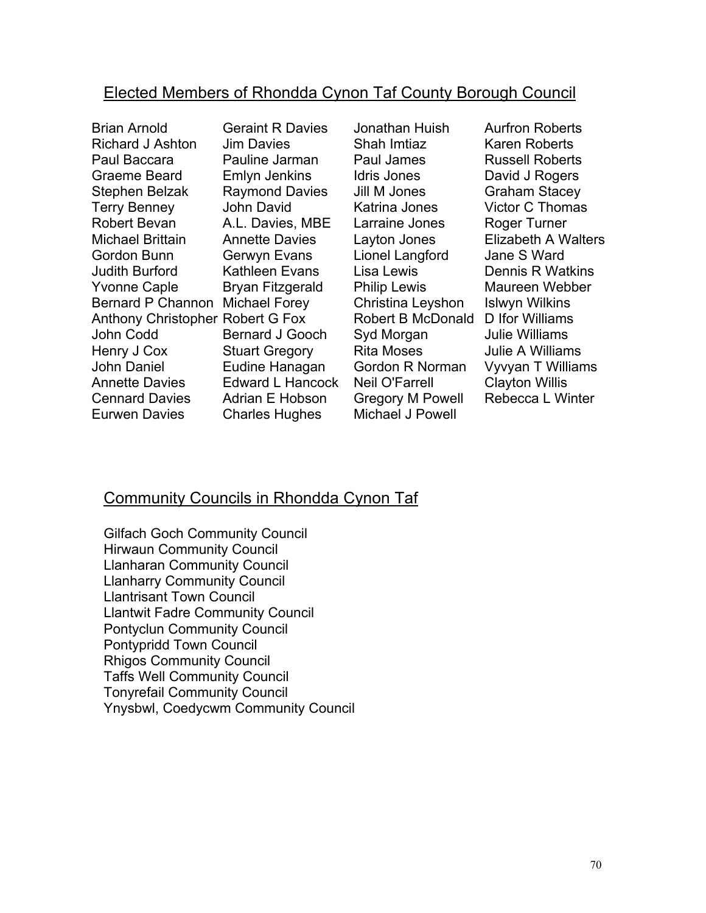## Elected Members of Rhondda Cynon Taf County Borough Council

Brian Arnold
Richard J Ashton
Paul Baccara
Graeme Beard
Stephen Belzak
Terry Benney
Robert Bevan
Michael Brittain
Gordon Bunn
Judith Burford
Yvonne Caple
Bernard P Channon
Anthony Christopher
John Codd
Henry J Cox
John Daniel
Annette Davies
Cennard Davies
Eurwen Davies
Geraint R Davies
Jim Davies
Pauline Jarman
Emlyn Jenkins
Raymond Davies
John David
A.L. Davies, MBE
Annette Davies
Gerwyn Evans
Kathleen Evans
Bryan Fitzgerald
Michael Forey
Robert G Fox
Bernard J Gooch
Stuart Gregory
Eudine Hanagan
Edward L Hancock
Adrian E Hobson
Charles Hughes
Jonathan Huish
Shah Imtiaz
Paul James
Idris Jones
Jill M Jones
Katrina Jones
Larraine Jones
Layton Jones
Lionel Langford
Lisa Lewis
Philip Lewis
Christina Leyshon
Robert B McDonald
Syd Morgan
Rita Moses
Gordon R Norman
Neil O'Farrell
Gregory M Powell
Michael J Powell
Aurfron Roberts
Karen Roberts
Russell Roberts
David J Rogers
Graham Stacey
Victor C Thomas
Roger Turner
Elizabeth A Walters
Jane S Ward
Dennis R Watkins
Maureen Webber
Islwyn Wilkins
D Ifor Williams
Julie Williams
Julie A Williams
Vyvyan T Williams
Clayton Willis
Rebecca L Winter

## Community Councils in Rhondda Cynon Taf

Gilfach Goch Community Council
Hirwaun Community Council
Llanharan Community Council
Llanharry Community Council
Llantrisant Town Council
Llantwit Fadre Community Council
Pontyclun Community Council
Pontypridd Town Council
Rhigos Community Council
Taffs Well Community Council
Tonyrefail Community Council
Ynysbwl, Coedycwm Community Council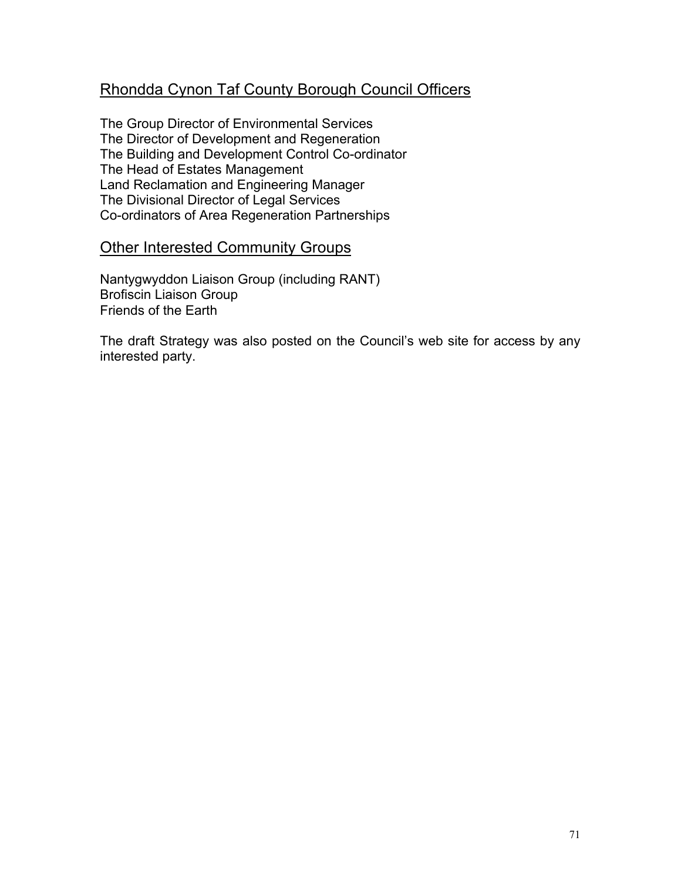## Rhondda Cynon Taf County Borough Council Officers

The Group Director of Environmental Services
The Director of Development and Regeneration
The Building and Development Control Co-ordinator
The Head of Estates Management
Land Reclamation and Engineering Manager
The Divisional Director of Legal Services
Co-ordinators of Area Regeneration Partnerships

## Other Interested Community Groups

Nantygwyddon Liaison Group (including RANT)
Brofiscin Liaison Group
Friends of the Earth

The draft Strategy was also posted on the Council's web site for access by any interested party.